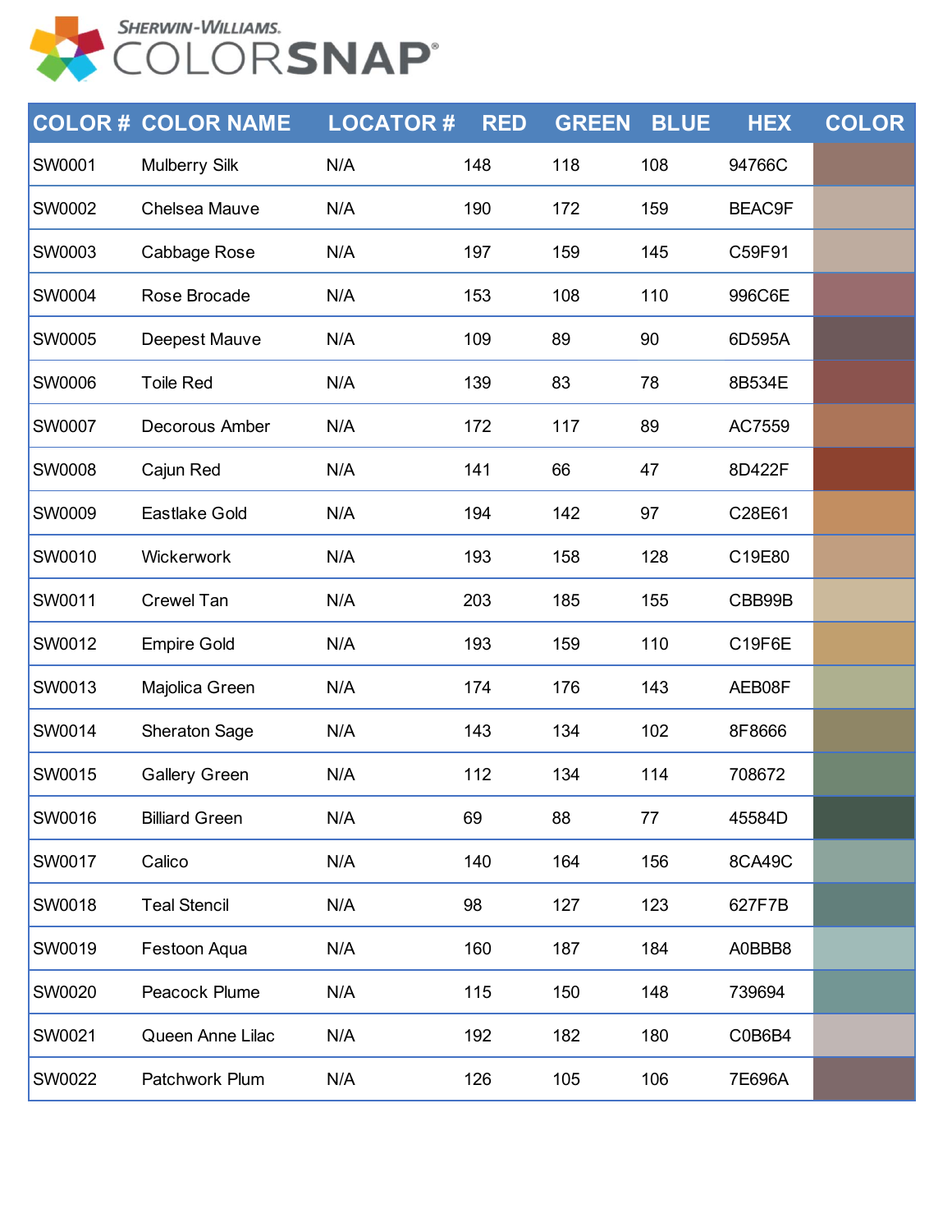SHERWIN-WILLIAMS.
COLORSNAP®

| COLOR # | COLOR NAME | LOCATOR # | RED | GREEN | BLUE | HEX | COLOR |
|---|---|---|---|---|---|---|---|
| SW0001 | Mulberry Silk | N/A | 148 | 118 | 108 | 94766C | |
| SW0002 | Chelsea Mauve | N/A | 190 | 172 | 159 | BEAC9F | |
| SW0003 | Cabbage Rose | N/A | 197 | 159 | 145 | C59F91 | |
| SW0004 | Rose Brocade | N/A | 153 | 108 | 110 | 996C6E | |
| SW0005 | Deepest Mauve | N/A | 109 | 89 | 90 | 6D595A | |
| SW0006 | Toile Red | N/A | 139 | 83 | 78 | 8B534E | |
| SW0007 | Decorous Amber | N/A | 172 | 117 | 89 | AC7559 | |
| SW0008 | Cajun Red | N/A | 141 | 66 | 47 | 8D422F | |
| SW0009 | Eastlake Gold | N/A | 194 | 142 | 97 | C28E61 | |
| SW0010 | Wickerwork | N/A | 193 | 158 | 128 | C19E80 | |
| SW0011 | Crewel Tan | N/A | 203 | 185 | 155 | CBB99B | |
| SW0012 | Empire Gold | N/A | 193 | 159 | 110 | C19F6E | |
| SW0013 | Majolica Green | N/A | 174 | 176 | 143 | AEB08F | |
| SW0014 | Sheraton Sage | N/A | 143 | 134 | 102 | 8F8666 | |
| SW0015 | Gallery Green | N/A | 112 | 134 | 114 | 708672 | |
| SW0016 | Billiard Green | N/A | 69 | 88 | 77 | 45584D | |
| SW0017 | Calico | N/A | 140 | 164 | 156 | 8CA49C | |
| SW0018 | Teal Stencil | N/A | 98 | 127 | 123 | 627F7B | |
| SW0019 | Festoon Aqua | N/A | 160 | 187 | 184 | A0BBB8 | |
| SW0020 | Peacock Plume | N/A | 115 | 150 | 148 | 739694 | |
| SW0021 | Queen Anne Lilac | N/A | 192 | 182 | 180 | C0B6B4 | |
| SW0022 | Patchwork Plum | N/A | 126 | 105 | 106 | 7E696A | |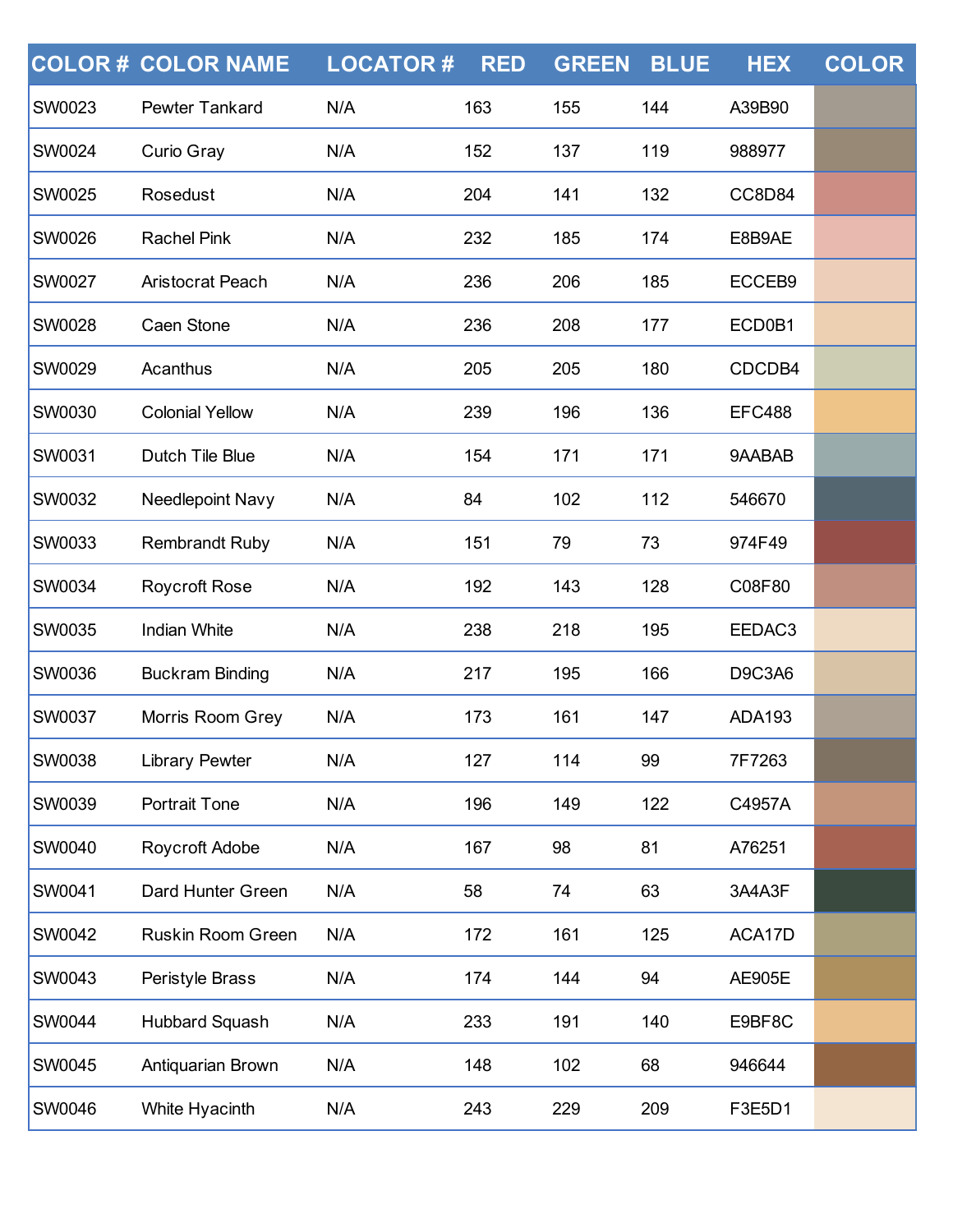| COLOR # | COLOR NAME | LOCATOR # | RED | GREEN | BLUE | HEX | COLOR |
|---|---|---|---|---|---|---|---|
| SW0023 | Pewter Tankard | N/A | 163 | 155 | 144 | A39B90 | |
| SW0024 | Curio Gray | N/A | 152 | 137 | 119 | 988977 | |
| SW0025 | Rosedust | N/A | 204 | 141 | 132 | CC8D84 | |
| SW0026 | Rachel Pink | N/A | 232 | 185 | 174 | E8B9AE | |
| SW0027 | Aristocrat Peach | N/A | 236 | 206 | 185 | ECCEB9 | |
| SW0028 | Caen Stone | N/A | 236 | 208 | 177 | ECD0B1 | |
| SW0029 | Acanthus | N/A | 205 | 205 | 180 | CDCDB4 | |
| SW0030 | Colonial Yellow | N/A | 239 | 196 | 136 | EFC488 | |
| SW0031 | Dutch Tile Blue | N/A | 154 | 171 | 171 | 9AABAB | |
| SW0032 | Needlepoint Navy | N/A | 84 | 102 | 112 | 546670 | |
| SW0033 | Rembrandt Ruby | N/A | 151 | 79 | 73 | 974F49 | |
| SW0034 | Roycroft Rose | N/A | 192 | 143 | 128 | C08F80 | |
| SW0035 | Indian White | N/A | 238 | 218 | 195 | EEDAC3 | |
| SW0036 | Buckram Binding | N/A | 217 | 195 | 166 | D9C3A6 | |
| SW0037 | Morris Room Grey | N/A | 173 | 161 | 147 | ADA193 | |
| SW0038 | Library Pewter | N/A | 127 | 114 | 99 | 7F7263 | |
| SW0039 | Portrait Tone | N/A | 196 | 149 | 122 | C4957A | |
| SW0040 | Roycroft Adobe | N/A | 167 | 98 | 81 | A76251 | |
| SW0041 | Dard Hunter Green | N/A | 58 | 74 | 63 | 3A4A3F | |
| SW0042 | Ruskin Room Green | N/A | 172 | 161 | 125 | ACA17D | |
| SW0043 | Peristyle Brass | N/A | 174 | 144 | 94 | AE905E | |
| SW0044 | Hubbard Squash | N/A | 233 | 191 | 140 | E9BF8C | |
| SW0045 | Antiquarian Brown | N/A | 148 | 102 | 68 | 946644 | |
| SW0046 | White Hyacinth | N/A | 243 | 229 | 209 | F3E5D1 | |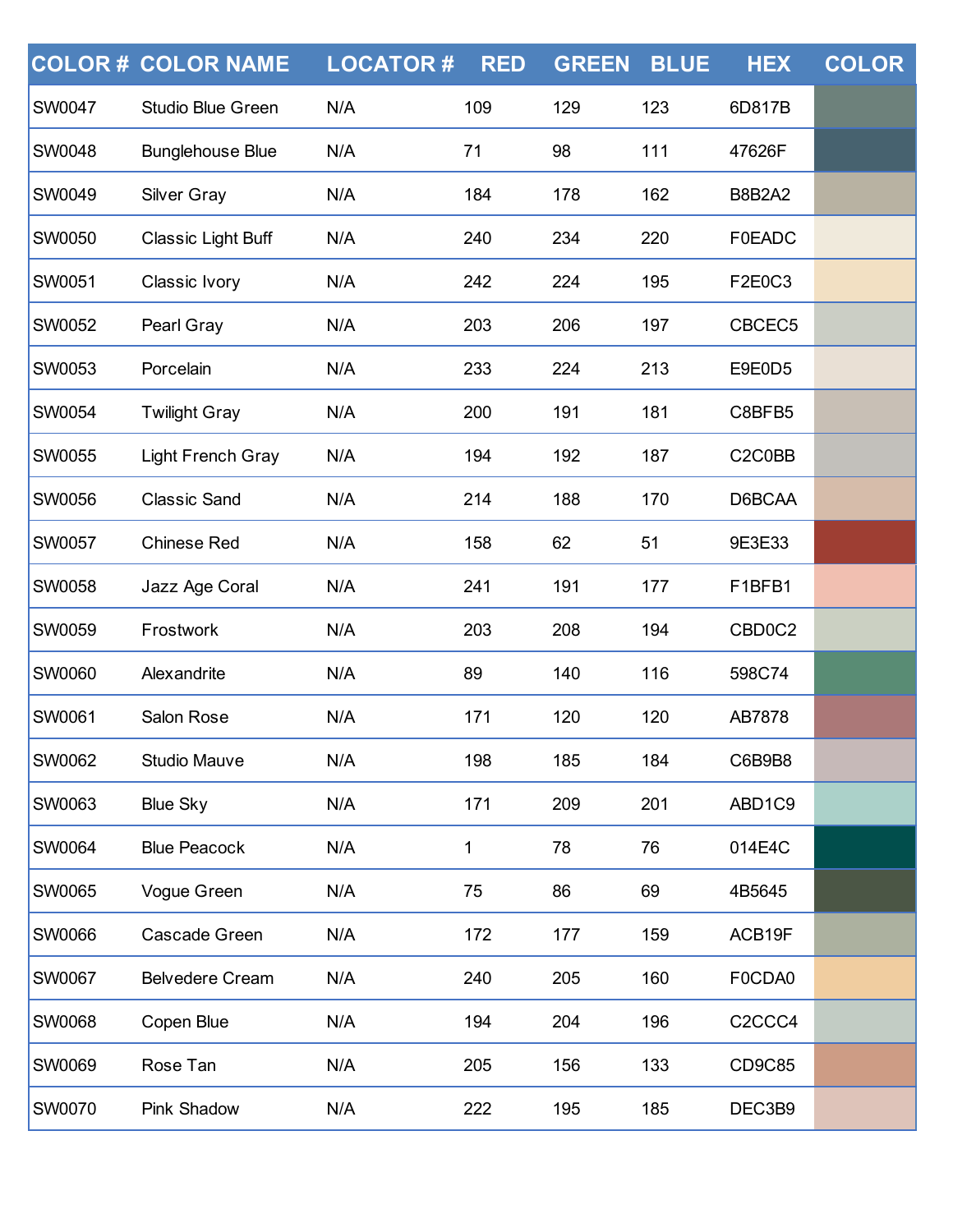| COLOR # | COLOR NAME | LOCATOR # | RED | GREEN | BLUE | HEX | COLOR |
|---|---|---|---|---|---|---|---|
| SW0047 | Studio Blue Green | N/A | 109 | 129 | 123 | 6D817B | |
| SW0048 | Bunglehouse Blue | N/A | 71 | 98 | 111 | 47626F | |
| SW0049 | Silver Gray | N/A | 184 | 178 | 162 | B8B2A2 | |
| SW0050 | Classic Light Buff | N/A | 240 | 234 | 220 | F0EADC | |
| SW0051 | Classic Ivory | N/A | 242 | 224 | 195 | F2E0C3 | |
| SW0052 | Pearl Gray | N/A | 203 | 206 | 197 | CBCEC5 | |
| SW0053 | Porcelain | N/A | 233 | 224 | 213 | E9E0D5 | |
| SW0054 | Twilight Gray | N/A | 200 | 191 | 181 | C8BFB5 | |
| SW0055 | Light French Gray | N/A | 194 | 192 | 187 | C2C0BB | |
| SW0056 | Classic Sand | N/A | 214 | 188 | 170 | D6BCAA | |
| SW0057 | Chinese Red | N/A | 158 | 62 | 51 | 9E3E33 | |
| SW0058 | Jazz Age Coral | N/A | 241 | 191 | 177 | F1BFB1 | |
| SW0059 | Frostwork | N/A | 203 | 208 | 194 | CBD0C2 | |
| SW0060 | Alexandrite | N/A | 89 | 140 | 116 | 598C74 | |
| SW0061 | Salon Rose | N/A | 171 | 120 | 120 | AB7878 | |
| SW0062 | Studio Mauve | N/A | 198 | 185 | 184 | C6B9B8 | |
| SW0063 | Blue Sky | N/A | 171 | 209 | 201 | ABD1C9 | |
| SW0064 | Blue Peacock | N/A | 1 | 78 | 76 | 014E4C | |
| SW0065 | Vogue Green | N/A | 75 | 86 | 69 | 4B5645 | |
| SW0066 | Cascade Green | N/A | 172 | 177 | 159 | ACB19F | |
| SW0067 | Belvedere Cream | N/A | 240 | 205 | 160 | F0CDA0 | |
| SW0068 | Copen Blue | N/A | 194 | 204 | 196 | C2CCC4 | |
| SW0069 | Rose Tan | N/A | 205 | 156 | 133 | CD9C85 | |
| SW0070 | Pink Shadow | N/A | 222 | 195 | 185 | DEC3B9 | |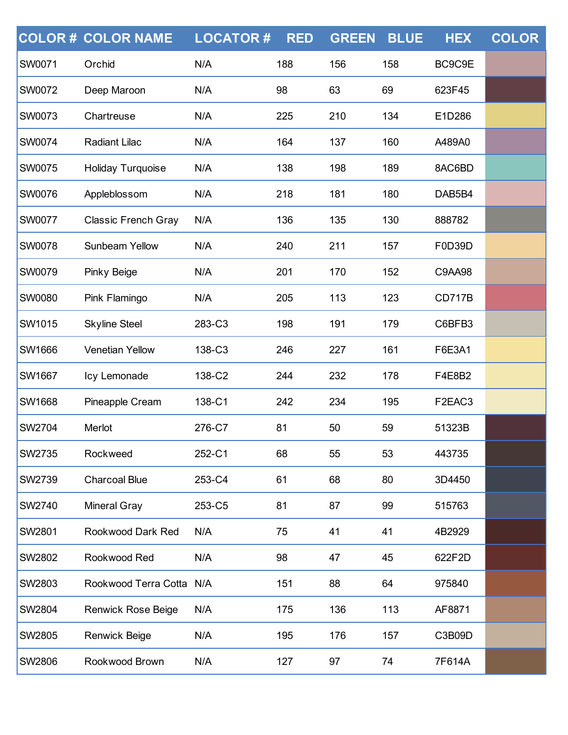| COLOR # | COLOR NAME | LOCATOR # | RED | GREEN | BLUE | HEX | COLOR |
|---|---|---|---|---|---|---|---|
| SW0071 | Orchid | N/A | 188 | 156 | 158 | BC9C9E | |
| SW0072 | Deep Maroon | N/A | 98 | 63 | 69 | 623F45 | |
| SW0073 | Chartreuse | N/A | 225 | 210 | 134 | E1D286 | |
| SW0074 | Radiant Lilac | N/A | 164 | 137 | 160 | A489A0 | |
| SW0075 | Holiday Turquoise | N/A | 138 | 198 | 189 | 8AC6BD | |
| SW0076 | Appleblossom | N/A | 218 | 181 | 180 | DAB5B4 | |
| SW0077 | Classic French Gray | N/A | 136 | 135 | 130 | 888782 | |
| SW0078 | Sunbeam Yellow | N/A | 240 | 211 | 157 | F0D39D | |
| SW0079 | Pinky Beige | N/A | 201 | 170 | 152 | C9AA98 | |
| SW0080 | Pink Flamingo | N/A | 205 | 113 | 123 | CD717B | |
| SW1015 | Skyline Steel | 283-C3 | 198 | 191 | 179 | C6BFB3 | |
| SW1666 | Venetian Yellow | 138-C3 | 246 | 227 | 161 | F6E3A1 | |
| SW1667 | Icy Lemonade | 138-C2 | 244 | 232 | 178 | F4E8B2 | |
| SW1668 | Pineapple Cream | 138-C1 | 242 | 234 | 195 | F2EAC3 | |
| SW2704 | Merlot | 276-C7 | 81 | 50 | 59 | 51323B | |
| SW2735 | Rockweed | 252-C1 | 68 | 55 | 53 | 443735 | |
| SW2739 | Charcoal Blue | 253-C4 | 61 | 68 | 80 | 3D4450 | |
| SW2740 | Mineral Gray | 253-C5 | 81 | 87 | 99 | 515763 | |
| SW2801 | Rookwood Dark Red | N/A | 75 | 41 | 41 | 4B2929 | |
| SW2802 | Rookwood Red | N/A | 98 | 47 | 45 | 622F2D | |
| SW2803 | Rookwood Terra Cotta | N/A | 151 | 88 | 64 | 975840 | |
| SW2804 | Renwick Rose Beige | N/A | 175 | 136 | 113 | AF8871 | |
| SW2805 | Renwick Beige | N/A | 195 | 176 | 157 | C3B09D | |
| SW2806 | Rookwood Brown | N/A | 127 | 97 | 74 | 7F614A | |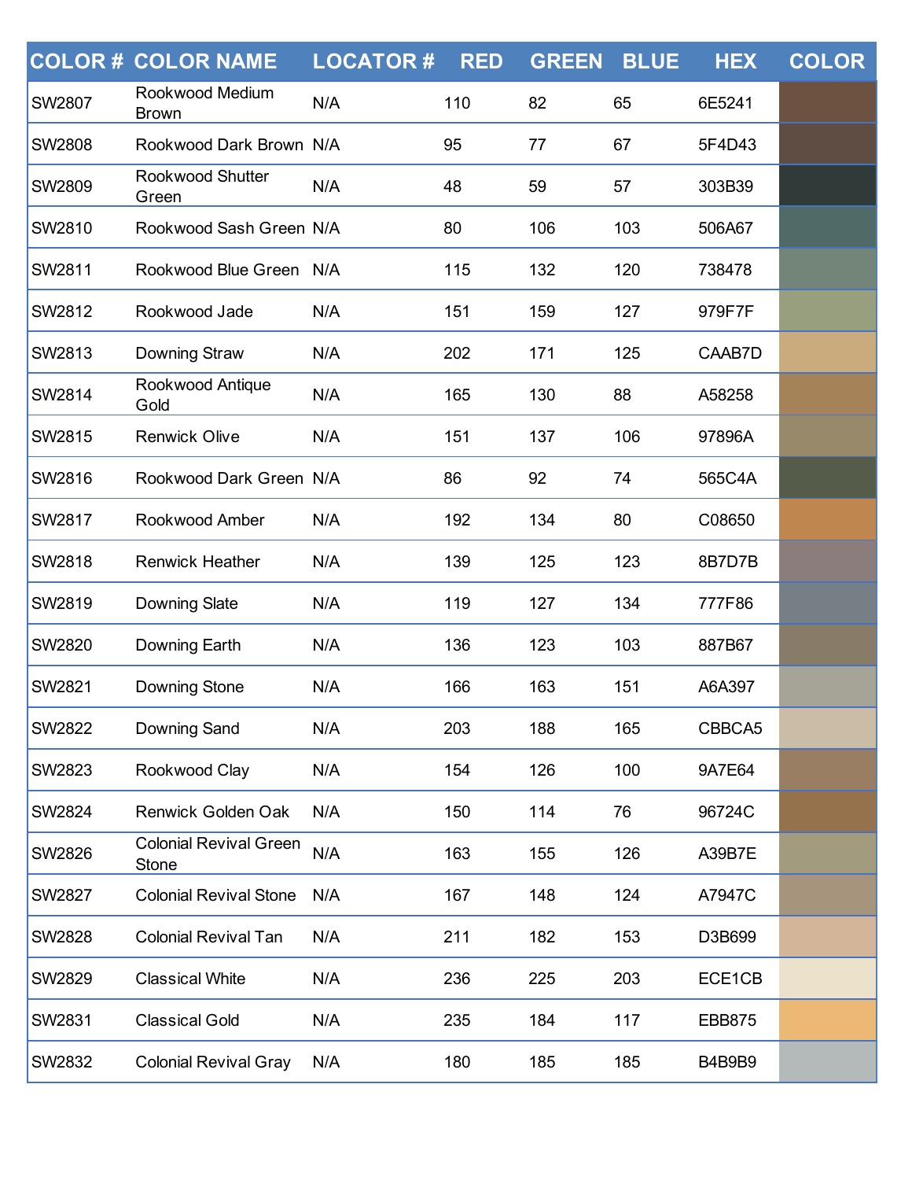| COLOR # | COLOR NAME | LOCATOR # | RED | GREEN | BLUE | HEX | COLOR |
|---|---|---|---|---|---|---|---|
| SW2807 | Rookwood Medium Brown | N/A | 110 | 82 | 65 | 6E5241 | |
| SW2808 | Rookwood Dark Brown | N/A | 95 | 77 | 67 | 5F4D43 | |
| SW2809 | Rookwood Shutter Green | N/A | 48 | 59 | 57 | 303B39 | |
| SW2810 | Rookwood Sash Green | N/A | 80 | 106 | 103 | 506A67 | |
| SW2811 | Rookwood Blue Green | N/A | 115 | 132 | 120 | 738478 | |
| SW2812 | Rookwood Jade | N/A | 151 | 159 | 127 | 979F7F | |
| SW2813 | Downing Straw | N/A | 202 | 171 | 125 | CAAB7D | |
| SW2814 | Rookwood Antique Gold | N/A | 165 | 130 | 88 | A58258 | |
| SW2815 | Renwick Olive | N/A | 151 | 137 | 106 | 97896A | |
| SW2816 | Rookwood Dark Green | N/A | 86 | 92 | 74 | 565C4A | |
| SW2817 | Rookwood Amber | N/A | 192 | 134 | 80 | C08650 | |
| SW2818 | Renwick Heather | N/A | 139 | 125 | 123 | 8B7D7B | |
| SW2819 | Downing Slate | N/A | 119 | 127 | 134 | 777F86 | |
| SW2820 | Downing Earth | N/A | 136 | 123 | 103 | 887B67 | |
| SW2821 | Downing Stone | N/A | 166 | 163 | 151 | A6A397 | |
| SW2822 | Downing Sand | N/A | 203 | 188 | 165 | CBBCA5 | |
| SW2823 | Rookwood Clay | N/A | 154 | 126 | 100 | 9A7E64 | |
| SW2824 | Renwick Golden Oak | N/A | 150 | 114 | 76 | 96724C | |
| SW2826 | Colonial Revival Green Stone | N/A | 163 | 155 | 126 | A39B7E | |
| SW2827 | Colonial Revival Stone | N/A | 167 | 148 | 124 | A7947C | |
| SW2828 | Colonial Revival Tan | N/A | 211 | 182 | 153 | D3B699 | |
| SW2829 | Classical White | N/A | 236 | 225 | 203 | ECE1CB | |
| SW2831 | Classical Gold | N/A | 235 | 184 | 117 | EBB875 | |
| SW2832 | Colonial Revival Gray | N/A | 180 | 185 | 185 | B4B9B9 | |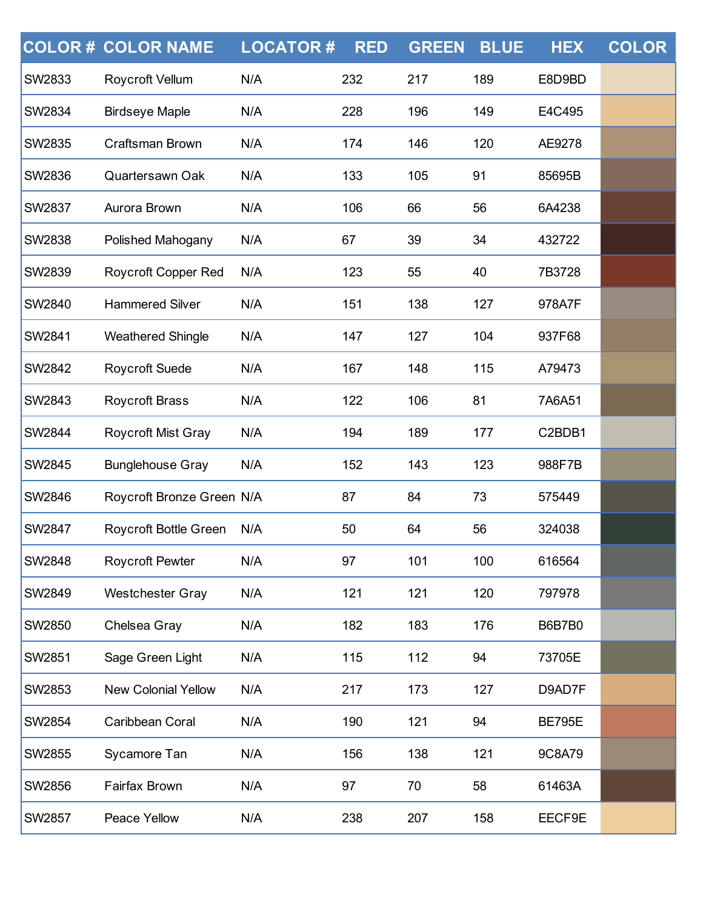| COLOR # | COLOR NAME | LOCATOR # | RED | GREEN | BLUE | HEX | COLOR |
|---|---|---|---|---|---|---|---|
| SW2833 | Roycroft Vellum | N/A | 232 | 217 | 189 | E8D9BD | |
| SW2834 | Birdseye Maple | N/A | 228 | 196 | 149 | E4C495 | |
| SW2835 | Craftsman Brown | N/A | 174 | 146 | 120 | AE9278 | |
| SW2836 | Quartersawn Oak | N/A | 133 | 105 | 91 | 85695B | |
| SW2837 | Aurora Brown | N/A | 106 | 66 | 56 | 6A4238 | |
| SW2838 | Polished Mahogany | N/A | 67 | 39 | 34 | 432722 | |
| SW2839 | Roycroft Copper Red | N/A | 123 | 55 | 40 | 7B3728 | |
| SW2840 | Hammered Silver | N/A | 151 | 138 | 127 | 978A7F | |
| SW2841 | Weathered Shingle | N/A | 147 | 127 | 104 | 937F68 | |
| SW2842 | Roycroft Suede | N/A | 167 | 148 | 115 | A79473 | |
| SW2843 | Roycroft Brass | N/A | 122 | 106 | 81 | 7A6A51 | |
| SW2844 | Roycroft Mist Gray | N/A | 194 | 189 | 177 | C2BDB1 | |
| SW2845 | Bunglehouse Gray | N/A | 152 | 143 | 123 | 988F7B | |
| SW2846 | Roycroft Bronze Green | N/A | 87 | 84 | 73 | 575449 | |
| SW2847 | Roycroft Bottle Green | N/A | 50 | 64 | 56 | 324038 | |
| SW2848 | Roycroft Pewter | N/A | 97 | 101 | 100 | 616564 | |
| SW2849 | Westchester Gray | N/A | 121 | 121 | 120 | 797978 | |
| SW2850 | Chelsea Gray | N/A | 182 | 183 | 176 | B6B7B0 | |
| SW2851 | Sage Green Light | N/A | 115 | 112 | 94 | 73705E | |
| SW2853 | New Colonial Yellow | N/A | 217 | 173 | 127 | D9AD7F | |
| SW2854 | Caribbean Coral | N/A | 190 | 121 | 94 | BE795E | |
| SW2855 | Sycamore Tan | N/A | 156 | 138 | 121 | 9C8A79 | |
| SW2856 | Fairfax Brown | N/A | 97 | 70 | 58 | 61463A | |
| SW2857 | Peace Yellow | N/A | 238 | 207 | 158 | EECF9E | |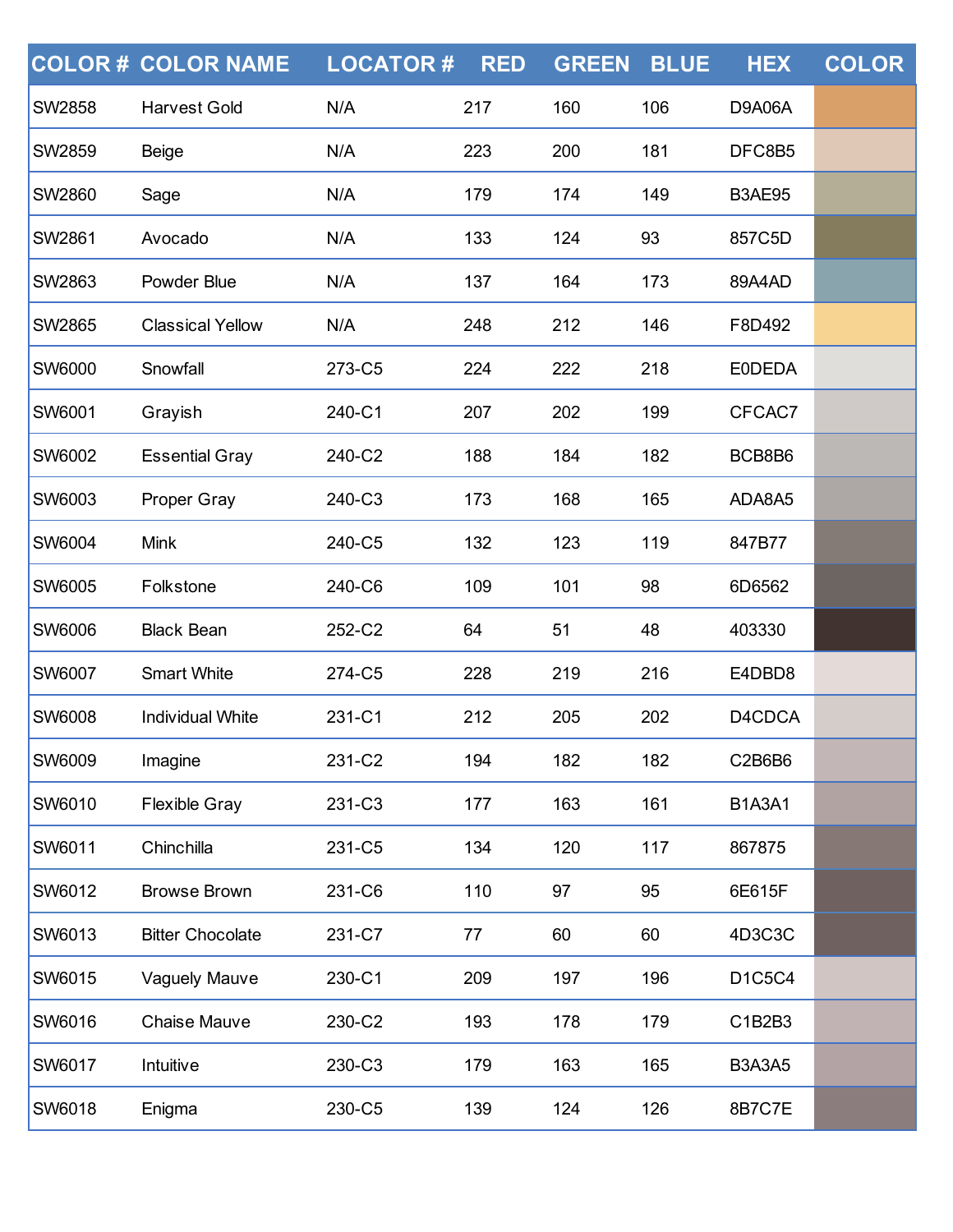| COLOR # | COLOR NAME | LOCATOR # | RED | GREEN | BLUE | HEX | COLOR |
|---|---|---|---|---|---|---|---|
| SW2858 | Harvest Gold | N/A | 217 | 160 | 106 | D9A06A | |
| SW2859 | Beige | N/A | 223 | 200 | 181 | DFC8B5 | |
| SW2860 | Sage | N/A | 179 | 174 | 149 | B3AE95 | |
| SW2861 | Avocado | N/A | 133 | 124 | 93 | 857C5D | |
| SW2863 | Powder Blue | N/A | 137 | 164 | 173 | 89A4AD | |
| SW2865 | Classical Yellow | N/A | 248 | 212 | 146 | F8D492 | |
| SW6000 | Snowfall | 273-C5 | 224 | 222 | 218 | E0DEDA | |
| SW6001 | Grayish | 240-C1 | 207 | 202 | 199 | CFCAC7 | |
| SW6002 | Essential Gray | 240-C2 | 188 | 184 | 182 | BCB8B6 | |
| SW6003 | Proper Gray | 240-C3 | 173 | 168 | 165 | ADA8A5 | |
| SW6004 | Mink | 240-C5 | 132 | 123 | 119 | 847B77 | |
| SW6005 | Folkstone | 240-C6 | 109 | 101 | 98 | 6D6562 | |
| SW6006 | Black Bean | 252-C2 | 64 | 51 | 48 | 403330 | |
| SW6007 | Smart White | 274-C5 | 228 | 219 | 216 | E4DBD8 | |
| SW6008 | Individual White | 231-C1 | 212 | 205 | 202 | D4CDCA | |
| SW6009 | Imagine | 231-C2 | 194 | 182 | 182 | C2B6B6 | |
| SW6010 | Flexible Gray | 231-C3 | 177 | 163 | 161 | B1A3A1 | |
| SW6011 | Chinchilla | 231-C5 | 134 | 120 | 117 | 867875 | |
| SW6012 | Browse Brown | 231-C6 | 110 | 97 | 95 | 6E615F | |
| SW6013 | Bitter Chocolate | 231-C7 | 77 | 60 | 60 | 4D3C3C | |
| SW6015 | Vaguely Mauve | 230-C1 | 209 | 197 | 196 | D1C5C4 | |
| SW6016 | Chaise Mauve | 230-C2 | 193 | 178 | 179 | C1B2B3 | |
| SW6017 | Intuitive | 230-C3 | 179 | 163 | 165 | B3A3A5 | |
| SW6018 | Enigma | 230-C5 | 139 | 124 | 126 | 8B7C7E | |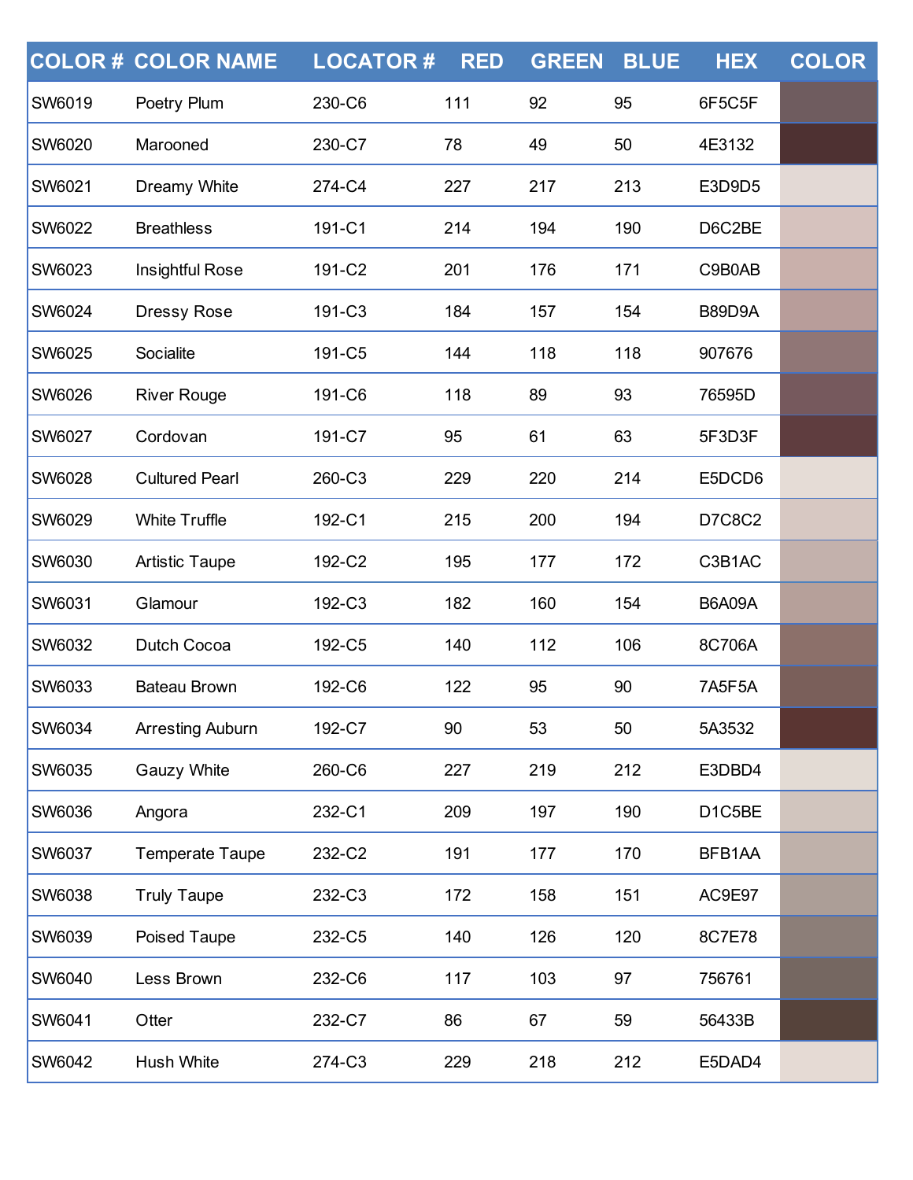| COLOR # | COLOR NAME | LOCATOR # | RED | GREEN | BLUE | HEX | COLOR |
|---|---|---|---|---|---|---|---|
| SW6019 | Poetry Plum | 230-C6 | 111 | 92 | 95 | 6F5C5F | |
| SW6020 | Marooned | 230-C7 | 78 | 49 | 50 | 4E3132 | |
| SW6021 | Dreamy White | 274-C4 | 227 | 217 | 213 | E3D9D5 | |
| SW6022 | Breathless | 191-C1 | 214 | 194 | 190 | D6C2BE | |
| SW6023 | Insightful Rose | 191-C2 | 201 | 176 | 171 | C9B0AB | |
| SW6024 | Dressy Rose | 191-C3 | 184 | 157 | 154 | B89D9A | |
| SW6025 | Socialite | 191-C5 | 144 | 118 | 118 | 907676 | |
| SW6026 | River Rouge | 191-C6 | 118 | 89 | 93 | 76595D | |
| SW6027 | Cordovan | 191-C7 | 95 | 61 | 63 | 5F3D3F | |
| SW6028 | Cultured Pearl | 260-C3 | 229 | 220 | 214 | E5DCD6 | |
| SW6029 | White Truffle | 192-C1 | 215 | 200 | 194 | D7C8C2 | |
| SW6030 | Artistic Taupe | 192-C2 | 195 | 177 | 172 | C3B1AC | |
| SW6031 | Glamour | 192-C3 | 182 | 160 | 154 | B6A09A | |
| SW6032 | Dutch Cocoa | 192-C5 | 140 | 112 | 106 | 8C706A | |
| SW6033 | Bateau Brown | 192-C6 | 122 | 95 | 90 | 7A5F5A | |
| SW6034 | Arresting Auburn | 192-C7 | 90 | 53 | 50 | 5A3532 | |
| SW6035 | Gauzy White | 260-C6 | 227 | 219 | 212 | E3DBD4 | |
| SW6036 | Angora | 232-C1 | 209 | 197 | 190 | D1C5BE | |
| SW6037 | Temperate Taupe | 232-C2 | 191 | 177 | 170 | BFB1AA | |
| SW6038 | Truly Taupe | 232-C3 | 172 | 158 | 151 | AC9E97 | |
| SW6039 | Poised Taupe | 232-C5 | 140 | 126 | 120 | 8C7E78 | |
| SW6040 | Less Brown | 232-C6 | 117 | 103 | 97 | 756761 | |
| SW6041 | Otter | 232-C7 | 86 | 67 | 59 | 56433B | |
| SW6042 | Hush White | 274-C3 | 229 | 218 | 212 | E5DAD4 | |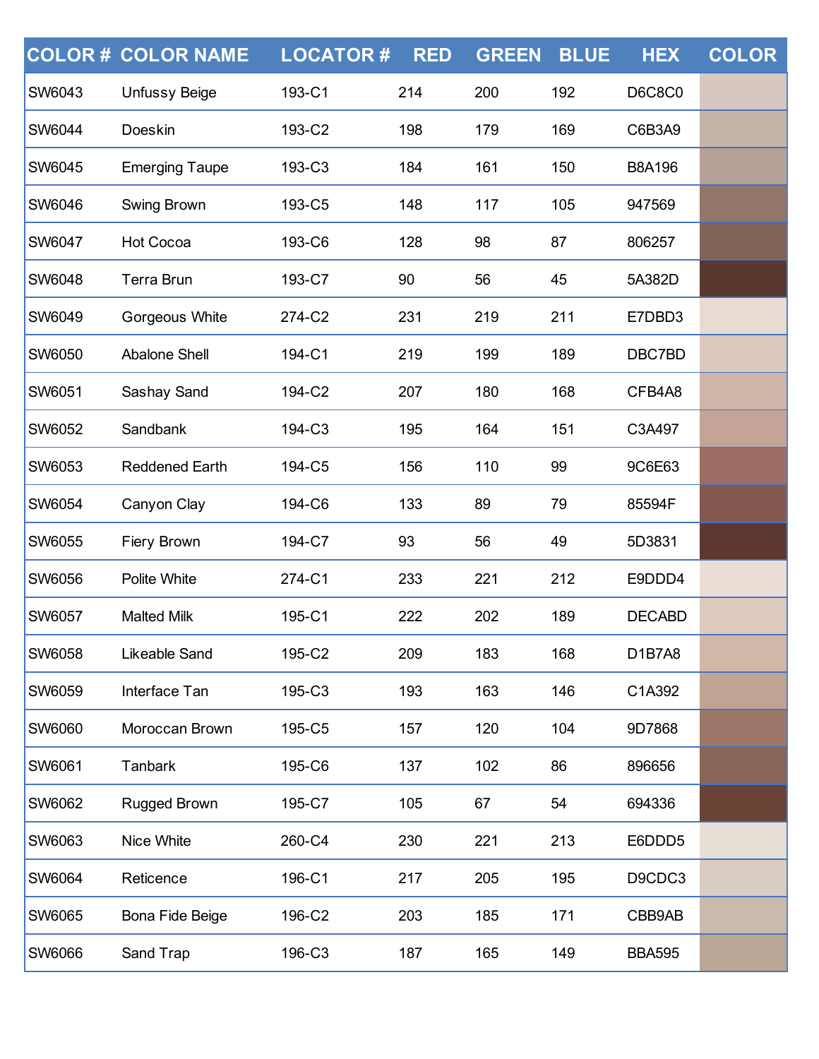| COLOR # | COLOR NAME | LOCATOR # | RED | GREEN | BLUE | HEX | COLOR |
|---|---|---|---|---|---|---|---|
| SW6043 | Unfussy Beige | 193-C1 | 214 | 200 | 192 | D6C8C0 | |
| SW6044 | Doeskin | 193-C2 | 198 | 179 | 169 | C6B3A9 | |
| SW6045 | Emerging Taupe | 193-C3 | 184 | 161 | 150 | B8A196 | |
| SW6046 | Swing Brown | 193-C5 | 148 | 117 | 105 | 947569 | |
| SW6047 | Hot Cocoa | 193-C6 | 128 | 98 | 87 | 806257 | |
| SW6048 | Terra Brun | 193-C7 | 90 | 56 | 45 | 5A382D | |
| SW6049 | Gorgeous White | 274-C2 | 231 | 219 | 211 | E7DBD3 | |
| SW6050 | Abalone Shell | 194-C1 | 219 | 199 | 189 | DBC7BD | |
| SW6051 | Sashay Sand | 194-C2 | 207 | 180 | 168 | CFB4A8 | |
| SW6052 | Sandbank | 194-C3 | 195 | 164 | 151 | C3A497 | |
| SW6053 | Reddened Earth | 194-C5 | 156 | 110 | 99 | 9C6E63 | |
| SW6054 | Canyon Clay | 194-C6 | 133 | 89 | 79 | 85594F | |
| SW6055 | Fiery Brown | 194-C7 | 93 | 56 | 49 | 5D3831 | |
| SW6056 | Polite White | 274-C1 | 233 | 221 | 212 | E9DDD4 | |
| SW6057 | Malted Milk | 195-C1 | 222 | 202 | 189 | DECABD | |
| SW6058 | Likeable Sand | 195-C2 | 209 | 183 | 168 | D1B7A8 | |
| SW6059 | Interface Tan | 195-C3 | 193 | 163 | 146 | C1A392 | |
| SW6060 | Moroccan Brown | 195-C5 | 157 | 120 | 104 | 9D7868 | |
| SW6061 | Tanbark | 195-C6 | 137 | 102 | 86 | 896656 | |
| SW6062 | Rugged Brown | 195-C7 | 105 | 67 | 54 | 694336 | |
| SW6063 | Nice White | 260-C4 | 230 | 221 | 213 | E6DDD5 | |
| SW6064 | Reticence | 196-C1 | 217 | 205 | 195 | D9CDC3 | |
| SW6065 | Bona Fide Beige | 196-C2 | 203 | 185 | 171 | CBB9AB | |
| SW6066 | Sand Trap | 196-C3 | 187 | 165 | 149 | BBA595 | |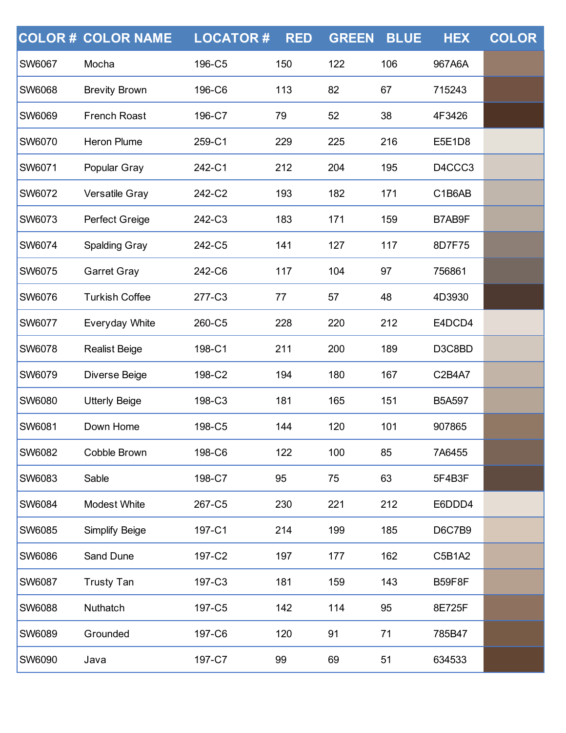| COLOR # | COLOR NAME | LOCATOR # | RED | GREEN | BLUE | HEX | COLOR |
|---|---|---|---|---|---|---|---|
| SW6067 | Mocha | 196-C5 | 150 | 122 | 106 | 967A6A | |
| SW6068 | Brevity Brown | 196-C6 | 113 | 82 | 67 | 715243 | |
| SW6069 | French Roast | 196-C7 | 79 | 52 | 38 | 4F3426 | |
| SW6070 | Heron Plume | 259-C1 | 229 | 225 | 216 | E5E1D8 | |
| SW6071 | Popular Gray | 242-C1 | 212 | 204 | 195 | D4CCC3 | |
| SW6072 | Versatile Gray | 242-C2 | 193 | 182 | 171 | C1B6AB | |
| SW6073 | Perfect Greige | 242-C3 | 183 | 171 | 159 | B7AB9F | |
| SW6074 | Spalding Gray | 242-C5 | 141 | 127 | 117 | 8D7F75 | |
| SW6075 | Garret Gray | 242-C6 | 117 | 104 | 97 | 756861 | |
| SW6076 | Turkish Coffee | 277-C3 | 77 | 57 | 48 | 4D3930 | |
| SW6077 | Everyday White | 260-C5 | 228 | 220 | 212 | E4DCD4 | |
| SW6078 | Realist Beige | 198-C1 | 211 | 200 | 189 | D3C8BD | |
| SW6079 | Diverse Beige | 198-C2 | 194 | 180 | 167 | C2B4A7 | |
| SW6080 | Utterly Beige | 198-C3 | 181 | 165 | 151 | B5A597 | |
| SW6081 | Down Home | 198-C5 | 144 | 120 | 101 | 907865 | |
| SW6082 | Cobble Brown | 198-C6 | 122 | 100 | 85 | 7A6455 | |
| SW6083 | Sable | 198-C7 | 95 | 75 | 63 | 5F4B3F | |
| SW6084 | Modest White | 267-C5 | 230 | 221 | 212 | E6DDD4 | |
| SW6085 | Simplify Beige | 197-C1 | 214 | 199 | 185 | D6C7B9 | |
| SW6086 | Sand Dune | 197-C2 | 197 | 177 | 162 | C5B1A2 | |
| SW6087 | Trusty Tan | 197-C3 | 181 | 159 | 143 | B59F8F | |
| SW6088 | Nuthatch | 197-C5 | 142 | 114 | 95 | 8E725F | |
| SW6089 | Grounded | 197-C6 | 120 | 91 | 71 | 785B47 | |
| SW6090 | Java | 197-C7 | 99 | 69 | 51 | 634533 | |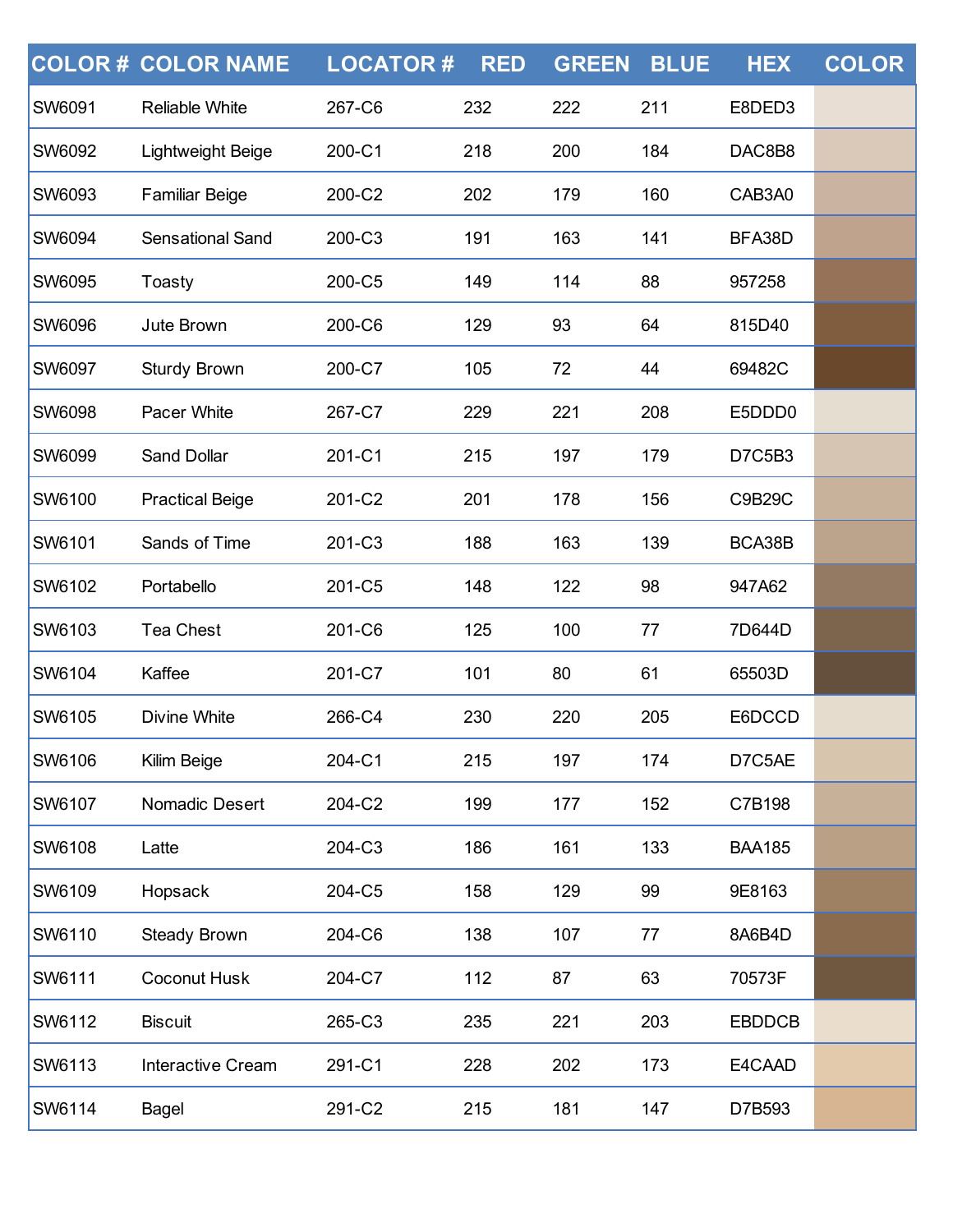| COLOR # | COLOR NAME | LOCATOR # | RED | GREEN | BLUE | HEX | COLOR |
|---|---|---|---|---|---|---|---|
| SW6091 | Reliable White | 267-C6 | 232 | 222 | 211 | E8DED3 | |
| SW6092 | Lightweight Beige | 200-C1 | 218 | 200 | 184 | DAC8B8 | |
| SW6093 | Familiar Beige | 200-C2 | 202 | 179 | 160 | CAB3A0 | |
| SW6094 | Sensational Sand | 200-C3 | 191 | 163 | 141 | BFA38D | |
| SW6095 | Toasty | 200-C5 | 149 | 114 | 88 | 957258 | |
| SW6096 | Jute Brown | 200-C6 | 129 | 93 | 64 | 815D40 | |
| SW6097 | Sturdy Brown | 200-C7 | 105 | 72 | 44 | 69482C | |
| SW6098 | Pacer White | 267-C7 | 229 | 221 | 208 | E5DDD0 | |
| SW6099 | Sand Dollar | 201-C1 | 215 | 197 | 179 | D7C5B3 | |
| SW6100 | Practical Beige | 201-C2 | 201 | 178 | 156 | C9B29C | |
| SW6101 | Sands of Time | 201-C3 | 188 | 163 | 139 | BCA38B | |
| SW6102 | Portabello | 201-C5 | 148 | 122 | 98 | 947A62 | |
| SW6103 | Tea Chest | 201-C6 | 125 | 100 | 77 | 7D644D | |
| SW6104 | Kaffee | 201-C7 | 101 | 80 | 61 | 65503D | |
| SW6105 | Divine White | 266-C4 | 230 | 220 | 205 | E6DCCD | |
| SW6106 | Kilim Beige | 204-C1 | 215 | 197 | 174 | D7C5AE | |
| SW6107 | Nomadic Desert | 204-C2 | 199 | 177 | 152 | C7B198 | |
| SW6108 | Latte | 204-C3 | 186 | 161 | 133 | BAA185 | |
| SW6109 | Hopsack | 204-C5 | 158 | 129 | 99 | 9E8163 | |
| SW6110 | Steady Brown | 204-C6 | 138 | 107 | 77 | 8A6B4D | |
| SW6111 | Coconut Husk | 204-C7 | 112 | 87 | 63 | 70573F | |
| SW6112 | Biscuit | 265-C3 | 235 | 221 | 203 | EBDDCB | |
| SW6113 | Interactive Cream | 291-C1 | 228 | 202 | 173 | E4CAAD | |
| SW6114 | Bagel | 291-C2 | 215 | 181 | 147 | D7B593 | |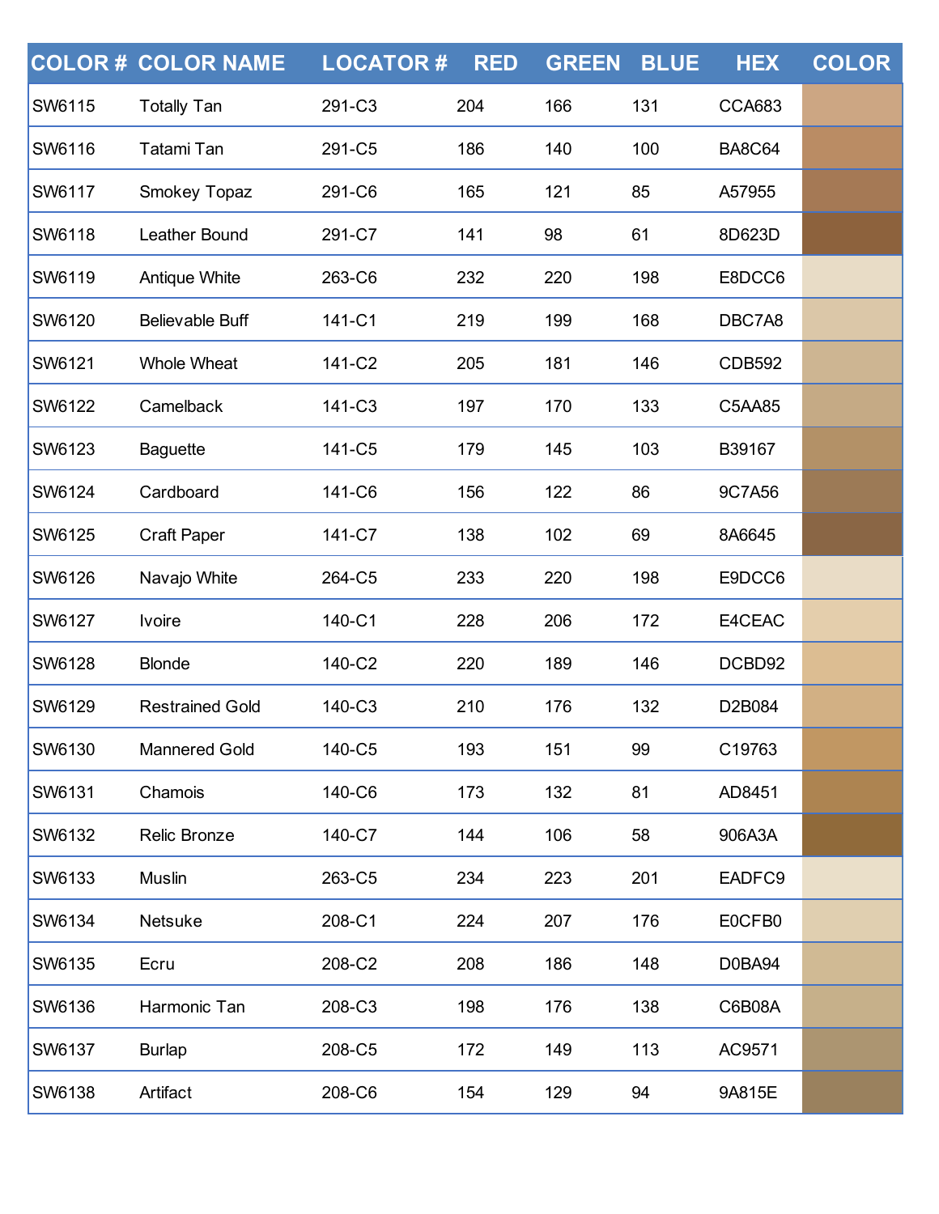| COLOR # | COLOR NAME | LOCATOR # | RED | GREEN | BLUE | HEX | COLOR |
|---|---|---|---|---|---|---|---|
| SW6115 | Totally Tan | 291-C3 | 204 | 166 | 131 | CCA683 | |
| SW6116 | Tatami Tan | 291-C5 | 186 | 140 | 100 | BA8C64 | |
| SW6117 | Smokey Topaz | 291-C6 | 165 | 121 | 85 | A57955 | |
| SW6118 | Leather Bound | 291-C7 | 141 | 98 | 61 | 8D623D | |
| SW6119 | Antique White | 263-C6 | 232 | 220 | 198 | E8DCC6 | |
| SW6120 | Believable Buff | 141-C1 | 219 | 199 | 168 | DBC7A8 | |
| SW6121 | Whole Wheat | 141-C2 | 205 | 181 | 146 | CDB592 | |
| SW6122 | Camelback | 141-C3 | 197 | 170 | 133 | C5AA85 | |
| SW6123 | Baguette | 141-C5 | 179 | 145 | 103 | B39167 | |
| SW6124 | Cardboard | 141-C6 | 156 | 122 | 86 | 9C7A56 | |
| SW6125 | Craft Paper | 141-C7 | 138 | 102 | 69 | 8A6645 | |
| SW6126 | Navajo White | 264-C5 | 233 | 220 | 198 | E9DCC6 | |
| SW6127 | Ivoire | 140-C1 | 228 | 206 | 172 | E4CEAC | |
| SW6128 | Blonde | 140-C2 | 220 | 189 | 146 | DCBD92 | |
| SW6129 | Restrained Gold | 140-C3 | 210 | 176 | 132 | D2B084 | |
| SW6130 | Mannered Gold | 140-C5 | 193 | 151 | 99 | C19763 | |
| SW6131 | Chamois | 140-C6 | 173 | 132 | 81 | AD8451 | |
| SW6132 | Relic Bronze | 140-C7 | 144 | 106 | 58 | 906A3A | |
| SW6133 | Muslin | 263-C5 | 234 | 223 | 201 | EADFC9 | |
| SW6134 | Netsuke | 208-C1 | 224 | 207 | 176 | E0CFB0 | |
| SW6135 | Ecru | 208-C2 | 208 | 186 | 148 | D0BA94 | |
| SW6136 | Harmonic Tan | 208-C3 | 198 | 176 | 138 | C6B08A | |
| SW6137 | Burlap | 208-C5 | 172 | 149 | 113 | AC9571 | |
| SW6138 | Artifact | 208-C6 | 154 | 129 | 94 | 9A815E | |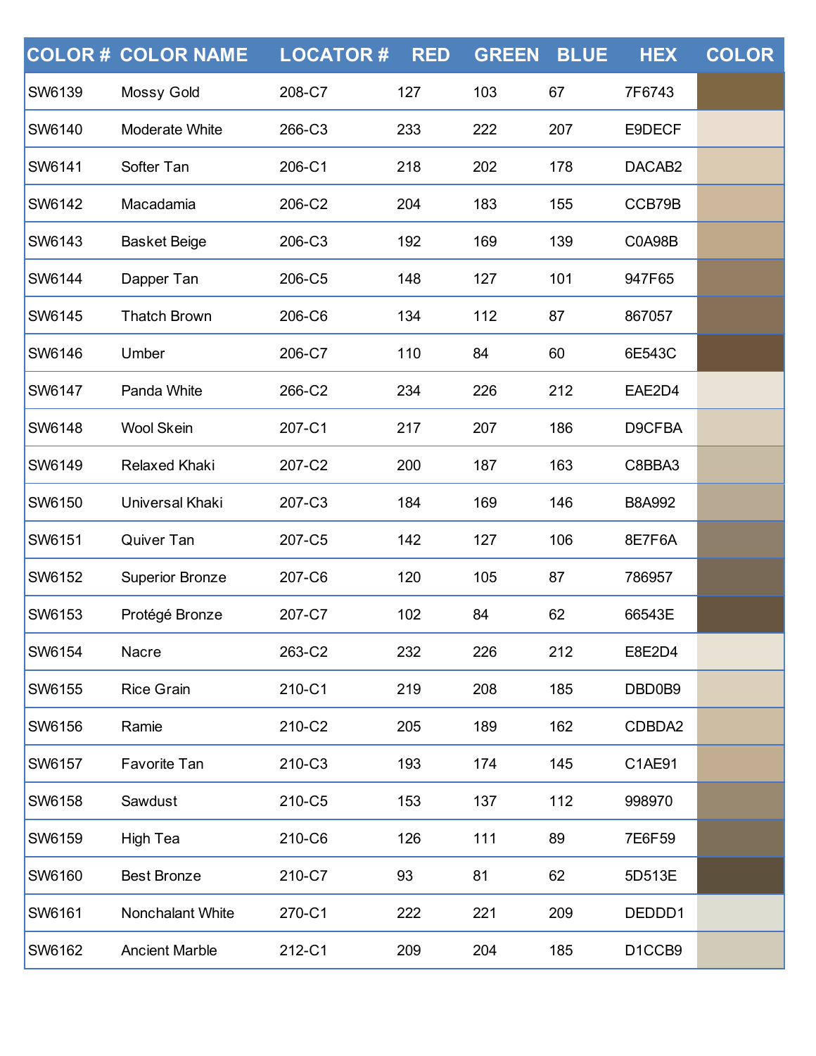| COLOR # | COLOR NAME | LOCATOR # | RED | GREEN | BLUE | HEX | COLOR |
|---|---|---|---|---|---|---|---|
| SW6139 | Mossy Gold | 208-C7 | 127 | 103 | 67 | 7F6743 | |
| SW6140 | Moderate White | 266-C3 | 233 | 222 | 207 | E9DECF | |
| SW6141 | Softer Tan | 206-C1 | 218 | 202 | 178 | DACAB2 | |
| SW6142 | Macadamia | 206-C2 | 204 | 183 | 155 | CCB79B | |
| SW6143 | Basket Beige | 206-C3 | 192 | 169 | 139 | C0A98B | |
| SW6144 | Dapper Tan | 206-C5 | 148 | 127 | 101 | 947F65 | |
| SW6145 | Thatch Brown | 206-C6 | 134 | 112 | 87 | 867057 | |
| SW6146 | Umber | 206-C7 | 110 | 84 | 60 | 6E543C | |
| SW6147 | Panda White | 266-C2 | 234 | 226 | 212 | EAE2D4 | |
| SW6148 | Wool Skein | 207-C1 | 217 | 207 | 186 | D9CFBA | |
| SW6149 | Relaxed Khaki | 207-C2 | 200 | 187 | 163 | C8BBA3 | |
| SW6150 | Universal Khaki | 207-C3 | 184 | 169 | 146 | B8A992 | |
| SW6151 | Quiver Tan | 207-C5 | 142 | 127 | 106 | 8E7F6A | |
| SW6152 | Superior Bronze | 207-C6 | 120 | 105 | 87 | 786957 | |
| SW6153 | Protégé Bronze | 207-C7 | 102 | 84 | 62 | 66543E | |
| SW6154 | Nacre | 263-C2 | 232 | 226 | 212 | E8E2D4 | |
| SW6155 | Rice Grain | 210-C1 | 219 | 208 | 185 | DBD0B9 | |
| SW6156 | Ramie | 210-C2 | 205 | 189 | 162 | CDBDA2 | |
| SW6157 | Favorite Tan | 210-C3 | 193 | 174 | 145 | C1AE91 | |
| SW6158 | Sawdust | 210-C5 | 153 | 137 | 112 | 998970 | |
| SW6159 | High Tea | 210-C6 | 126 | 111 | 89 | 7E6F59 | |
| SW6160 | Best Bronze | 210-C7 | 93 | 81 | 62 | 5D513E | |
| SW6161 | Nonchalant White | 270-C1 | 222 | 221 | 209 | DEDDD1 | |
| SW6162 | Ancient Marble | 212-C1 | 209 | 204 | 185 | D1CCB9 | |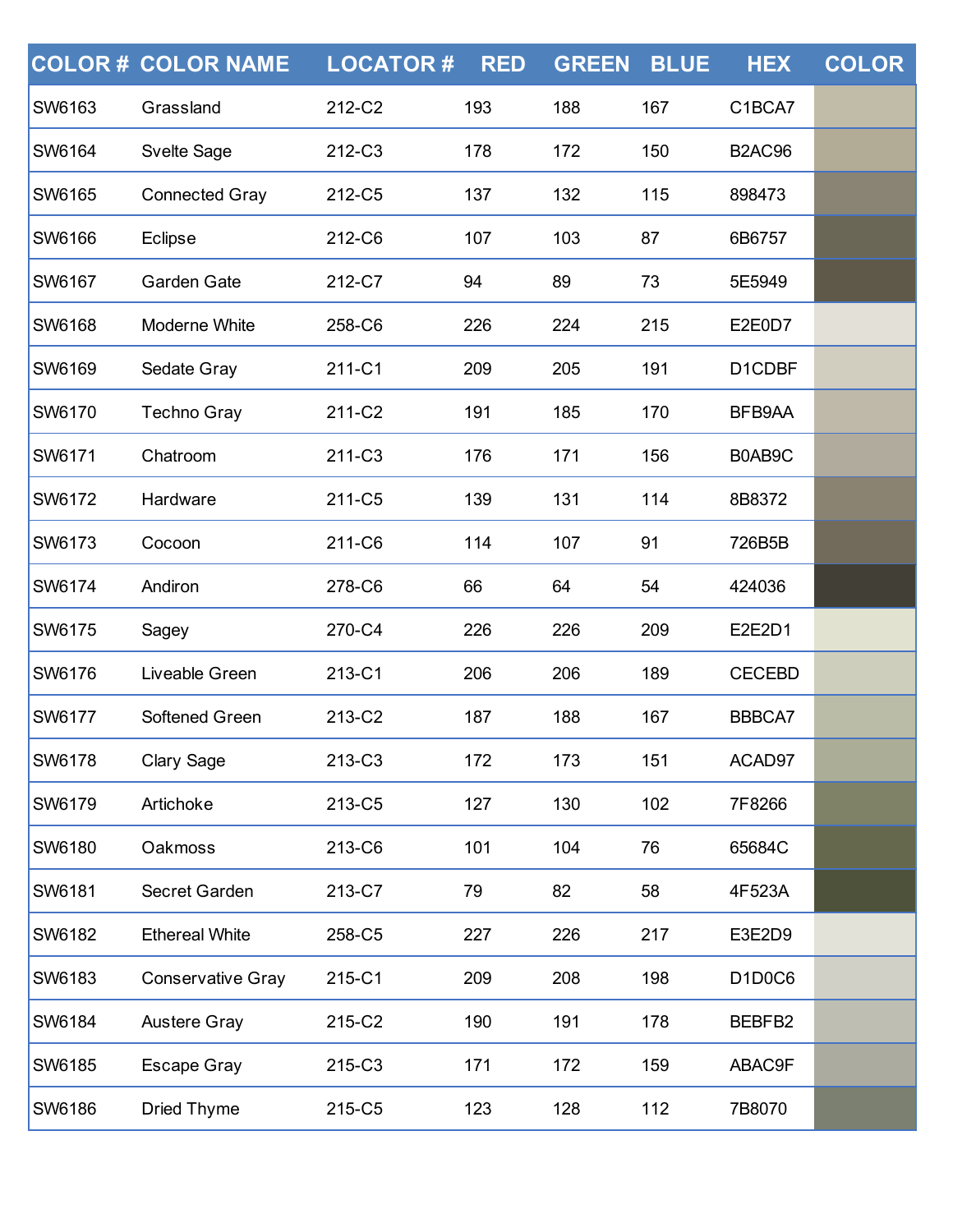| COLOR # | COLOR NAME | LOCATOR # | RED | GREEN | BLUE | HEX | COLOR |
|---|---|---|---|---|---|---|---|
| SW6163 | Grassland | 212-C2 | 193 | 188 | 167 | C1BCA7 | |
| SW6164 | Svelte Sage | 212-C3 | 178 | 172 | 150 | B2AC96 | |
| SW6165 | Connected Gray | 212-C5 | 137 | 132 | 115 | 898473 | |
| SW6166 | Eclipse | 212-C6 | 107 | 103 | 87 | 6B6757 | |
| SW6167 | Garden Gate | 212-C7 | 94 | 89 | 73 | 5E5949 | |
| SW6168 | Moderne White | 258-C6 | 226 | 224 | 215 | E2E0D7 | |
| SW6169 | Sedate Gray | 211-C1 | 209 | 205 | 191 | D1CDBF | |
| SW6170 | Techno Gray | 211-C2 | 191 | 185 | 170 | BFB9AA | |
| SW6171 | Chatroom | 211-C3 | 176 | 171 | 156 | B0AB9C | |
| SW6172 | Hardware | 211-C5 | 139 | 131 | 114 | 8B8372 | |
| SW6173 | Cocoon | 211-C6 | 114 | 107 | 91 | 726B5B | |
| SW6174 | Andiron | 278-C6 | 66 | 64 | 54 | 424036 | |
| SW6175 | Sagey | 270-C4 | 226 | 226 | 209 | E2E2D1 | |
| SW6176 | Liveable Green | 213-C1 | 206 | 206 | 189 | CECEBD | |
| SW6177 | Softened Green | 213-C2 | 187 | 188 | 167 | BBBCA7 | |
| SW6178 | Clary Sage | 213-C3 | 172 | 173 | 151 | ACAD97 | |
| SW6179 | Artichoke | 213-C5 | 127 | 130 | 102 | 7F8266 | |
| SW6180 | Oakmoss | 213-C6 | 101 | 104 | 76 | 65684C | |
| SW6181 | Secret Garden | 213-C7 | 79 | 82 | 58 | 4F523A | |
| SW6182 | Ethereal White | 258-C5 | 227 | 226 | 217 | E3E2D9 | |
| SW6183 | Conservative Gray | 215-C1 | 209 | 208 | 198 | D1D0C6 | |
| SW6184 | Austere Gray | 215-C2 | 190 | 191 | 178 | BEBFB2 | |
| SW6185 | Escape Gray | 215-C3 | 171 | 172 | 159 | ABAC9F | |
| SW6186 | Dried Thyme | 215-C5 | 123 | 128 | 112 | 7B8070 | |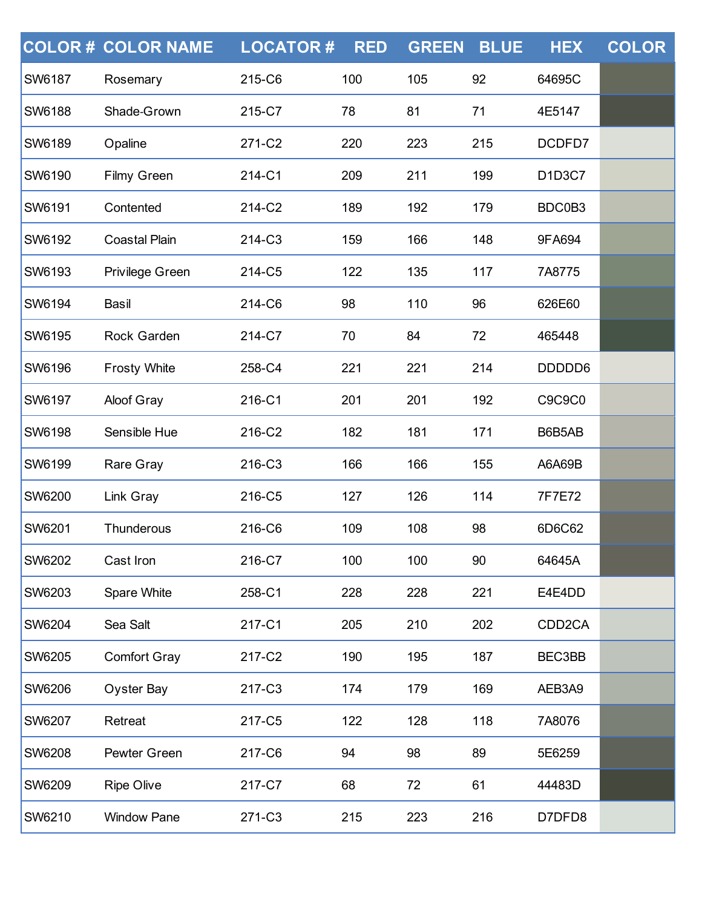| COLOR # | COLOR NAME | LOCATOR # | RED | GREEN | BLUE | HEX | COLOR |
|---|---|---|---|---|---|---|---|
| SW6187 | Rosemary | 215-C6 | 100 | 105 | 92 | 64695C | |
| SW6188 | Shade-Grown | 215-C7 | 78 | 81 | 71 | 4E5147 | |
| SW6189 | Opaline | 271-C2 | 220 | 223 | 215 | DCDFD7 | |
| SW6190 | Filmy Green | 214-C1 | 209 | 211 | 199 | D1D3C7 | |
| SW6191 | Contented | 214-C2 | 189 | 192 | 179 | BDC0B3 | |
| SW6192 | Coastal Plain | 214-C3 | 159 | 166 | 148 | 9FA694 | |
| SW6193 | Privilege Green | 214-C5 | 122 | 135 | 117 | 7A8775 | |
| SW6194 | Basil | 214-C6 | 98 | 110 | 96 | 626E60 | |
| SW6195 | Rock Garden | 214-C7 | 70 | 84 | 72 | 465448 | |
| SW6196 | Frosty White | 258-C4 | 221 | 221 | 214 | DDDDD6 | |
| SW6197 | Aloof Gray | 216-C1 | 201 | 201 | 192 | C9C9C0 | |
| SW6198 | Sensible Hue | 216-C2 | 182 | 181 | 171 | B6B5AB | |
| SW6199 | Rare Gray | 216-C3 | 166 | 166 | 155 | A6A69B | |
| SW6200 | Link Gray | 216-C5 | 127 | 126 | 114 | 7F7E72 | |
| SW6201 | Thunderous | 216-C6 | 109 | 108 | 98 | 6D6C62 | |
| SW6202 | Cast Iron | 216-C7 | 100 | 100 | 90 | 64645A | |
| SW6203 | Spare White | 258-C1 | 228 | 228 | 221 | E4E4DD | |
| SW6204 | Sea Salt | 217-C1 | 205 | 210 | 202 | CDD2CA | |
| SW6205 | Comfort Gray | 217-C2 | 190 | 195 | 187 | BEC3BB | |
| SW6206 | Oyster Bay | 217-C3 | 174 | 179 | 169 | AEB3A9 | |
| SW6207 | Retreat | 217-C5 | 122 | 128 | 118 | 7A8076 | |
| SW6208 | Pewter Green | 217-C6 | 94 | 98 | 89 | 5E6259 | |
| SW6209 | Ripe Olive | 217-C7 | 68 | 72 | 61 | 44483D | |
| SW6210 | Window Pane | 271-C3 | 215 | 223 | 216 | D7DFD8 | |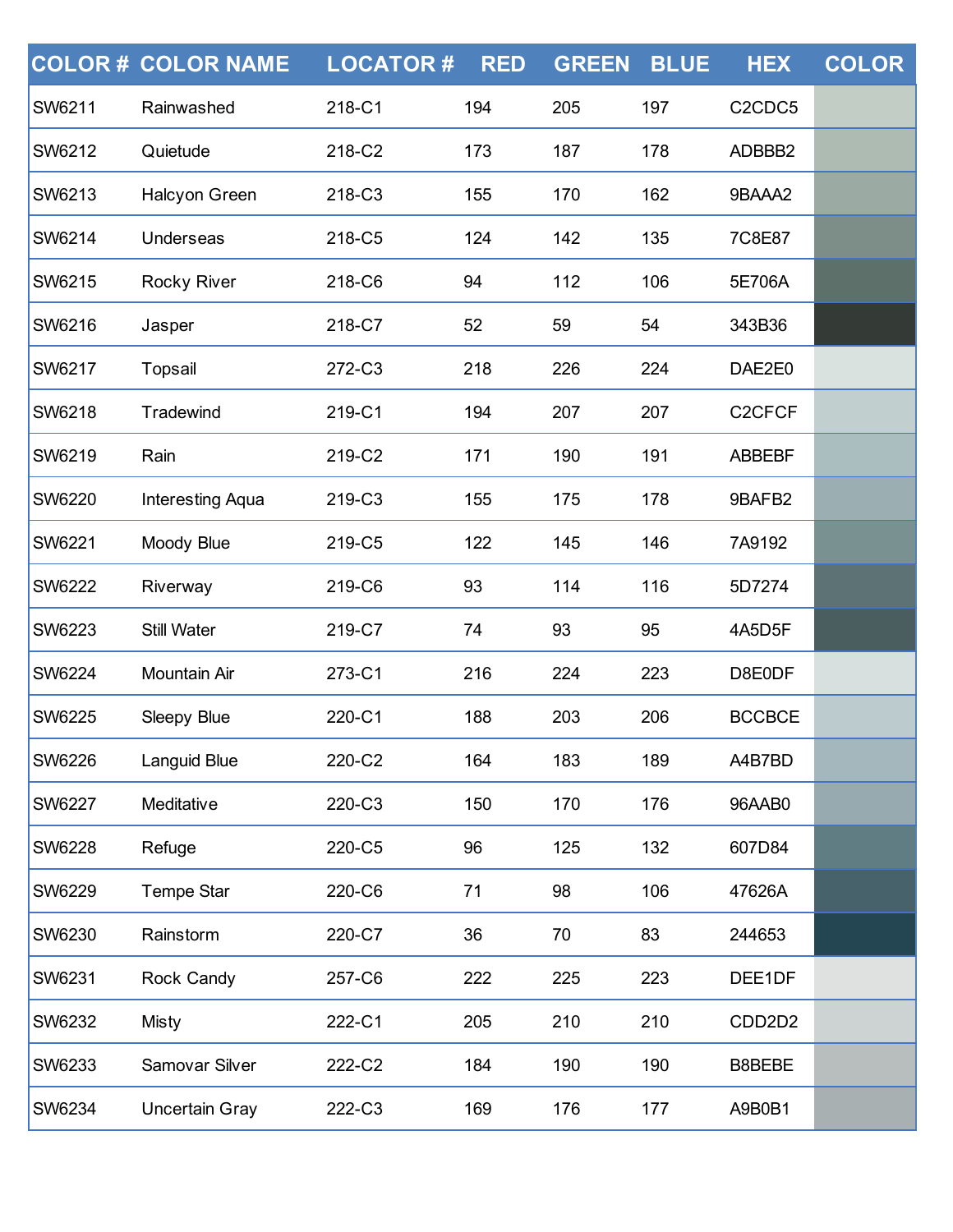| COLOR # | COLOR NAME | LOCATOR # | RED | GREEN | BLUE | HEX | COLOR |
|---|---|---|---|---|---|---|---|
| SW6211 | Rainwashed | 218-C1 | 194 | 205 | 197 | C2CDC5 | |
| SW6212 | Quietude | 218-C2 | 173 | 187 | 178 | ADBBB2 | |
| SW6213 | Halcyon Green | 218-C3 | 155 | 170 | 162 | 9BAAA2 | |
| SW6214 | Underseas | 218-C5 | 124 | 142 | 135 | 7C8E87 | |
| SW6215 | Rocky River | 218-C6 | 94 | 112 | 106 | 5E706A | |
| SW6216 | Jasper | 218-C7 | 52 | 59 | 54 | 343B36 | |
| SW6217 | Topsail | 272-C3 | 218 | 226 | 224 | DAE2E0 | |
| SW6218 | Tradewind | 219-C1 | 194 | 207 | 207 | C2CFCF | |
| SW6219 | Rain | 219-C2 | 171 | 190 | 191 | ABBEBF | |
| SW6220 | Interesting Aqua | 219-C3 | 155 | 175 | 178 | 9BAFB2 | |
| SW6221 | Moody Blue | 219-C5 | 122 | 145 | 146 | 7A9192 | |
| SW6222 | Riverway | 219-C6 | 93 | 114 | 116 | 5D7274 | |
| SW6223 | Still Water | 219-C7 | 74 | 93 | 95 | 4A5D5F | |
| SW6224 | Mountain Air | 273-C1 | 216 | 224 | 223 | D8E0DF | |
| SW6225 | Sleepy Blue | 220-C1 | 188 | 203 | 206 | BCCBCE | |
| SW6226 | Languid Blue | 220-C2 | 164 | 183 | 189 | A4B7BD | |
| SW6227 | Meditative | 220-C3 | 150 | 170 | 176 | 96AAB0 | |
| SW6228 | Refuge | 220-C5 | 96 | 125 | 132 | 607D84 | |
| SW6229 | Tempe Star | 220-C6 | 71 | 98 | 106 | 47626A | |
| SW6230 | Rainstorm | 220-C7 | 36 | 70 | 83 | 244653 | |
| SW6231 | Rock Candy | 257-C6 | 222 | 225 | 223 | DEE1DF | |
| SW6232 | Misty | 222-C1 | 205 | 210 | 210 | CDD2D2 | |
| SW6233 | Samovar Silver | 222-C2 | 184 | 190 | 190 | B8BEBE | |
| SW6234 | Uncertain Gray | 222-C3 | 169 | 176 | 177 | A9B0B1 | |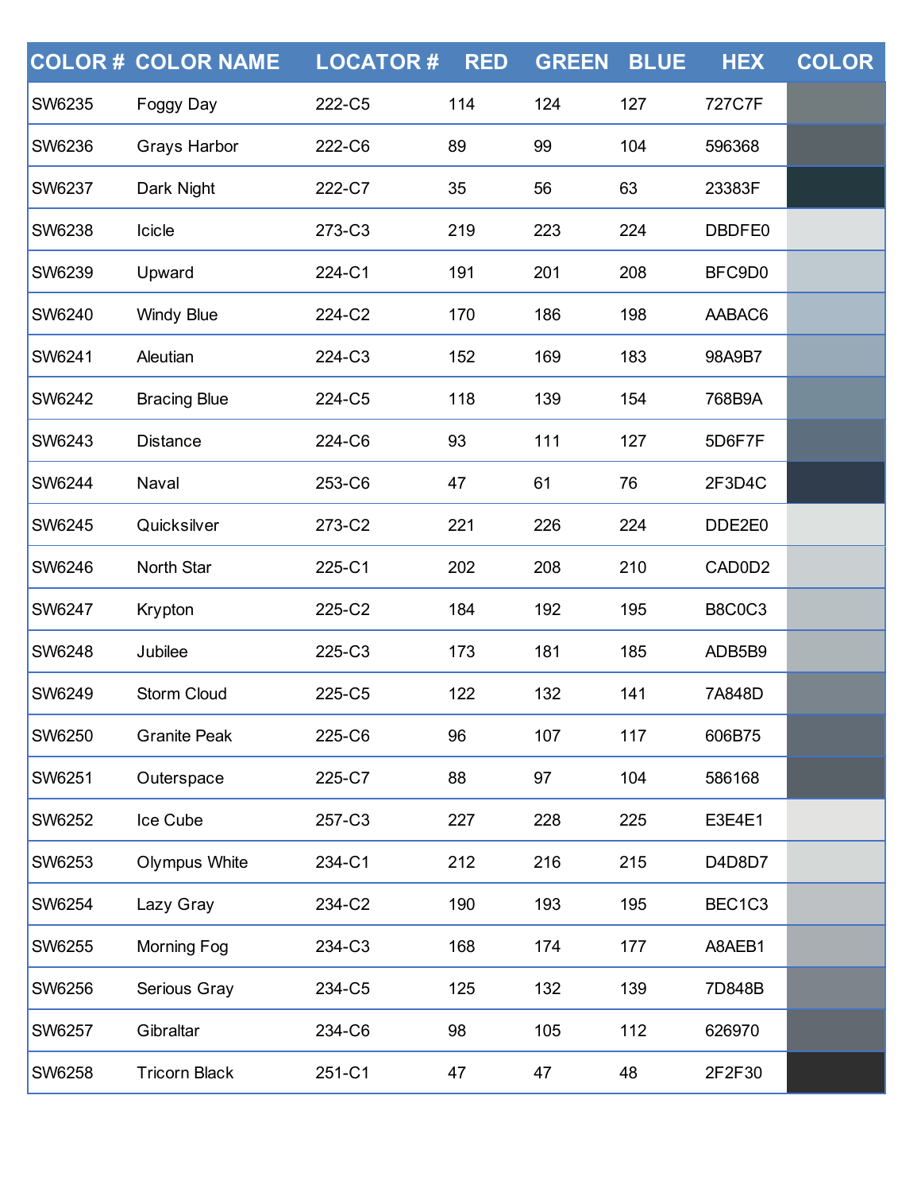| COLOR # | COLOR NAME | LOCATOR # | RED | GREEN | BLUE | HEX | COLOR |
|---|---|---|---|---|---|---|---|
| SW6235 | Foggy Day | 222-C5 | 114 | 124 | 127 | 727C7F | |
| SW6236 | Grays Harbor | 222-C6 | 89 | 99 | 104 | 596368 | |
| SW6237 | Dark Night | 222-C7 | 35 | 56 | 63 | 23383F | |
| SW6238 | Icicle | 273-C3 | 219 | 223 | 224 | DBDFE0 | |
| SW6239 | Upward | 224-C1 | 191 | 201 | 208 | BFC9D0 | |
| SW6240 | Windy Blue | 224-C2 | 170 | 186 | 198 | AABAC6 | |
| SW6241 | Aleutian | 224-C3 | 152 | 169 | 183 | 98A9B7 | |
| SW6242 | Bracing Blue | 224-C5 | 118 | 139 | 154 | 768B9A | |
| SW6243 | Distance | 224-C6 | 93 | 111 | 127 | 5D6F7F | |
| SW6244 | Naval | 253-C6 | 47 | 61 | 76 | 2F3D4C | |
| SW6245 | Quicksilver | 273-C2 | 221 | 226 | 224 | DDE2E0 | |
| SW6246 | North Star | 225-C1 | 202 | 208 | 210 | CAD0D2 | |
| SW6247 | Krypton | 225-C2 | 184 | 192 | 195 | B8C0C3 | |
| SW6248 | Jubilee | 225-C3 | 173 | 181 | 185 | ADB5B9 | |
| SW6249 | Storm Cloud | 225-C5 | 122 | 132 | 141 | 7A848D | |
| SW6250 | Granite Peak | 225-C6 | 96 | 107 | 117 | 606B75 | |
| SW6251 | Outerspace | 225-C7 | 88 | 97 | 104 | 586168 | |
| SW6252 | Ice Cube | 257-C3 | 227 | 228 | 225 | E3E4E1 | |
| SW6253 | Olympus White | 234-C1 | 212 | 216 | 215 | D4D8D7 | |
| SW6254 | Lazy Gray | 234-C2 | 190 | 193 | 195 | BEC1C3 | |
| SW6255 | Morning Fog | 234-C3 | 168 | 174 | 177 | A8AEB1 | |
| SW6256 | Serious Gray | 234-C5 | 125 | 132 | 139 | 7D848B | |
| SW6257 | Gibraltar | 234-C6 | 98 | 105 | 112 | 626970 | |
| SW6258 | Tricorn Black | 251-C1 | 47 | 47 | 48 | 2F2F30 | |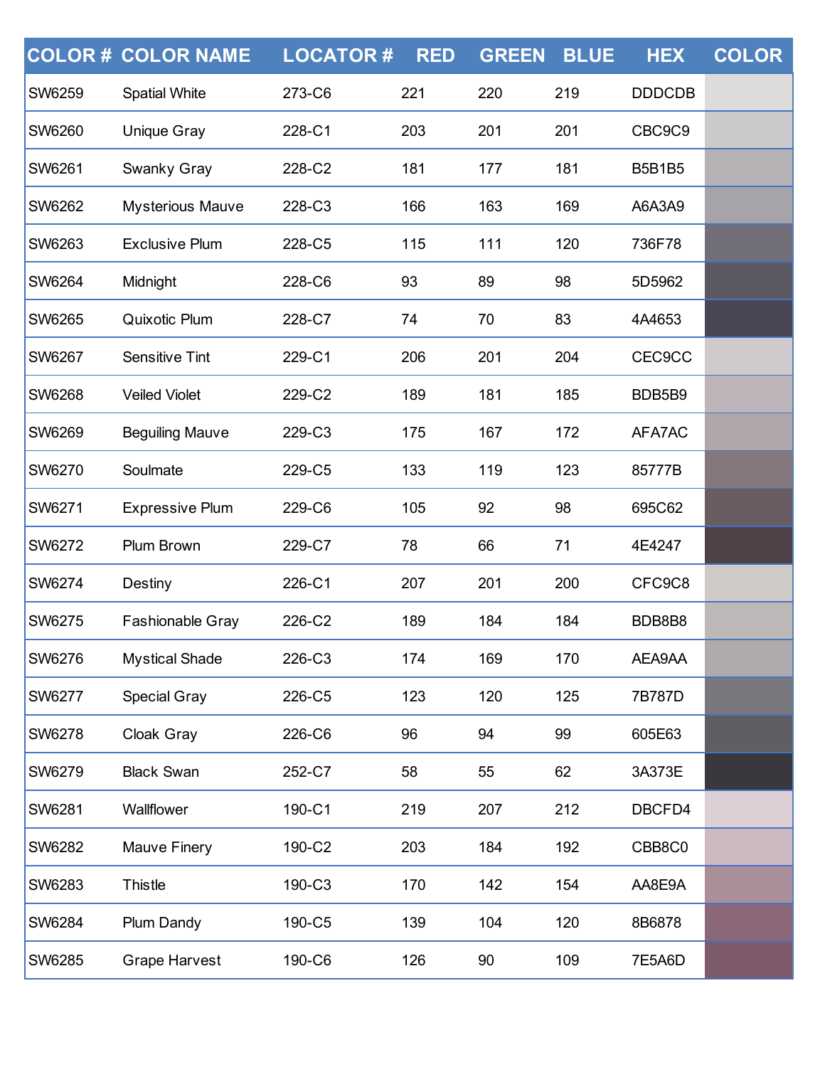| COLOR # | COLOR NAME | LOCATOR # | RED | GREEN | BLUE | HEX | COLOR |
|---|---|---|---|---|---|---|---|
| SW6259 | Spatial White | 273-C6 | 221 | 220 | 219 | DDDCDB | |
| SW6260 | Unique Gray | 228-C1 | 203 | 201 | 201 | CBC9C9 | |
| SW6261 | Swanky Gray | 228-C2 | 181 | 177 | 181 | B5B1B5 | |
| SW6262 | Mysterious Mauve | 228-C3 | 166 | 163 | 169 | A6A3A9 | |
| SW6263 | Exclusive Plum | 228-C5 | 115 | 111 | 120 | 736F78 | |
| SW6264 | Midnight | 228-C6 | 93 | 89 | 98 | 5D5962 | |
| SW6265 | Quixotic Plum | 228-C7 | 74 | 70 | 83 | 4A4653 | |
| SW6267 | Sensitive Tint | 229-C1 | 206 | 201 | 204 | CEC9CC | |
| SW6268 | Veiled Violet | 229-C2 | 189 | 181 | 185 | BDB5B9 | |
| SW6269 | Beguiling Mauve | 229-C3 | 175 | 167 | 172 | AFA7AC | |
| SW6270 | Soulmate | 229-C5 | 133 | 119 | 123 | 85777B | |
| SW6271 | Expressive Plum | 229-C6 | 105 | 92 | 98 | 695C62 | |
| SW6272 | Plum Brown | 229-C7 | 78 | 66 | 71 | 4E4247 | |
| SW6274 | Destiny | 226-C1 | 207 | 201 | 200 | CFC9C8 | |
| SW6275 | Fashionable Gray | 226-C2 | 189 | 184 | 184 | BDB8B8 | |
| SW6276 | Mystical Shade | 226-C3 | 174 | 169 | 170 | AEA9AA | |
| SW6277 | Special Gray | 226-C5 | 123 | 120 | 125 | 7B787D | |
| SW6278 | Cloak Gray | 226-C6 | 96 | 94 | 99 | 605E63 | |
| SW6279 | Black Swan | 252-C7 | 58 | 55 | 62 | 3A373E | |
| SW6281 | Wallflower | 190-C1 | 219 | 207 | 212 | DBCFD4 | |
| SW6282 | Mauve Finery | 190-C2 | 203 | 184 | 192 | CBB8C0 | |
| SW6283 | Thistle | 190-C3 | 170 | 142 | 154 | AA8E9A | |
| SW6284 | Plum Dandy | 190-C5 | 139 | 104 | 120 | 8B6878 | |
| SW6285 | Grape Harvest | 190-C6 | 126 | 90 | 109 | 7E5A6D | |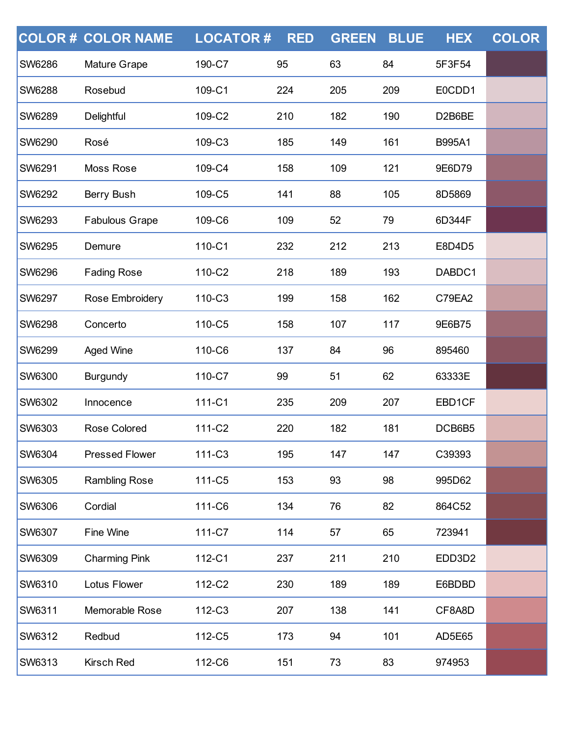| COLOR # | COLOR NAME | LOCATOR # | RED | GREEN | BLUE | HEX | COLOR |
|---|---|---|---|---|---|---|---|
| SW6286 | Mature Grape | 190-C7 | 95 | 63 | 84 | 5F3F54 | |
| SW6288 | Rosebud | 109-C1 | 224 | 205 | 209 | E0CDD1 | |
| SW6289 | Delightful | 109-C2 | 210 | 182 | 190 | D2B6BE | |
| SW6290 | Rosé | 109-C3 | 185 | 149 | 161 | B995A1 | |
| SW6291 | Moss Rose | 109-C4 | 158 | 109 | 121 | 9E6D79 | |
| SW6292 | Berry Bush | 109-C5 | 141 | 88 | 105 | 8D5869 | |
| SW6293 | Fabulous Grape | 109-C6 | 109 | 52 | 79 | 6D344F | |
| SW6295 | Demure | 110-C1 | 232 | 212 | 213 | E8D4D5 | |
| SW6296 | Fading Rose | 110-C2 | 218 | 189 | 193 | DABDC1 | |
| SW6297 | Rose Embroidery | 110-C3 | 199 | 158 | 162 | C79EA2 | |
| SW6298 | Concerto | 110-C5 | 158 | 107 | 117 | 9E6B75 | |
| SW6299 | Aged Wine | 110-C6 | 137 | 84 | 96 | 895460 | |
| SW6300 | Burgundy | 110-C7 | 99 | 51 | 62 | 63333E | |
| SW6302 | Innocence | 111-C1 | 235 | 209 | 207 | EBD1CF | |
| SW6303 | Rose Colored | 111-C2 | 220 | 182 | 181 | DCB6B5 | |
| SW6304 | Pressed Flower | 111-C3 | 195 | 147 | 147 | C39393 | |
| SW6305 | Rambling Rose | 111-C5 | 153 | 93 | 98 | 995D62 | |
| SW6306 | Cordial | 111-C6 | 134 | 76 | 82 | 864C52 | |
| SW6307 | Fine Wine | 111-C7 | 114 | 57 | 65 | 723941 | |
| SW6309 | Charming Pink | 112-C1 | 237 | 211 | 210 | EDD3D2 | |
| SW6310 | Lotus Flower | 112-C2 | 230 | 189 | 189 | E6BDBD | |
| SW6311 | Memorable Rose | 112-C3 | 207 | 138 | 141 | CF8A8D | |
| SW6312 | Redbud | 112-C5 | 173 | 94 | 101 | AD5E65 | |
| SW6313 | Kirsch Red | 112-C6 | 151 | 73 | 83 | 974953 | |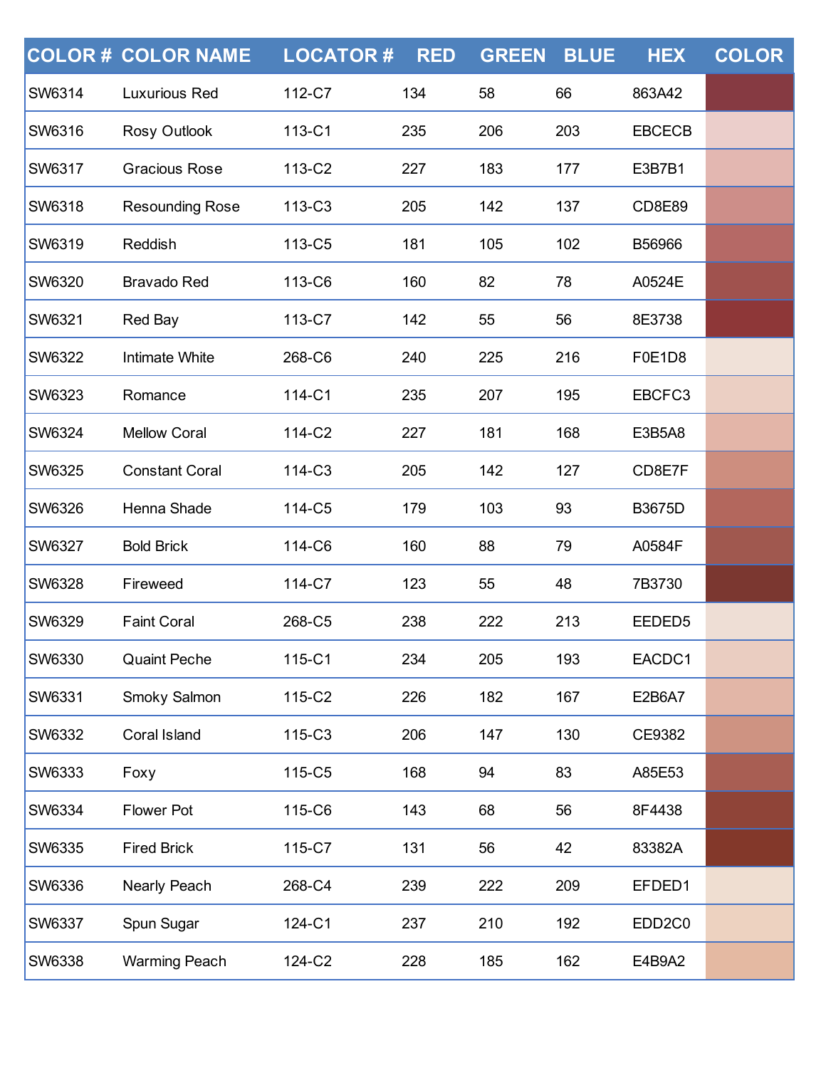| COLOR # | COLOR NAME | LOCATOR # | RED | GREEN | BLUE | HEX | COLOR |
|---|---|---|---|---|---|---|---|
| SW6314 | Luxurious Red | 112-C7 | 134 | 58 | 66 | 863A42 | |
| SW6316 | Rosy Outlook | 113-C1 | 235 | 206 | 203 | EBCECB | |
| SW6317 | Gracious Rose | 113-C2 | 227 | 183 | 177 | E3B7B1 | |
| SW6318 | Resounding Rose | 113-C3 | 205 | 142 | 137 | CD8E89 | |
| SW6319 | Reddish | 113-C5 | 181 | 105 | 102 | B56966 | |
| SW6320 | Bravado Red | 113-C6 | 160 | 82 | 78 | A0524E | |
| SW6321 | Red Bay | 113-C7 | 142 | 55 | 56 | 8E3738 | |
| SW6322 | Intimate White | 268-C6 | 240 | 225 | 216 | F0E1D8 | |
| SW6323 | Romance | 114-C1 | 235 | 207 | 195 | EBCFC3 | |
| SW6324 | Mellow Coral | 114-C2 | 227 | 181 | 168 | E3B5A8 | |
| SW6325 | Constant Coral | 114-C3 | 205 | 142 | 127 | CD8E7F | |
| SW6326 | Henna Shade | 114-C5 | 179 | 103 | 93 | B3675D | |
| SW6327 | Bold Brick | 114-C6 | 160 | 88 | 79 | A0584F | |
| SW6328 | Fireweed | 114-C7 | 123 | 55 | 48 | 7B3730 | |
| SW6329 | Faint Coral | 268-C5 | 238 | 222 | 213 | EEDED5 | |
| SW6330 | Quaint Peche | 115-C1 | 234 | 205 | 193 | EACDC1 | |
| SW6331 | Smoky Salmon | 115-C2 | 226 | 182 | 167 | E2B6A7 | |
| SW6332 | Coral Island | 115-C3 | 206 | 147 | 130 | CE9382 | |
| SW6333 | Foxy | 115-C5 | 168 | 94 | 83 | A85E53 | |
| SW6334 | Flower Pot | 115-C6 | 143 | 68 | 56 | 8F4438 | |
| SW6335 | Fired Brick | 115-C7 | 131 | 56 | 42 | 83382A | |
| SW6336 | Nearly Peach | 268-C4 | 239 | 222 | 209 | EFDED1 | |
| SW6337 | Spun Sugar | 124-C1 | 237 | 210 | 192 | EDD2C0 | |
| SW6338 | Warming Peach | 124-C2 | 228 | 185 | 162 | E4B9A2 | |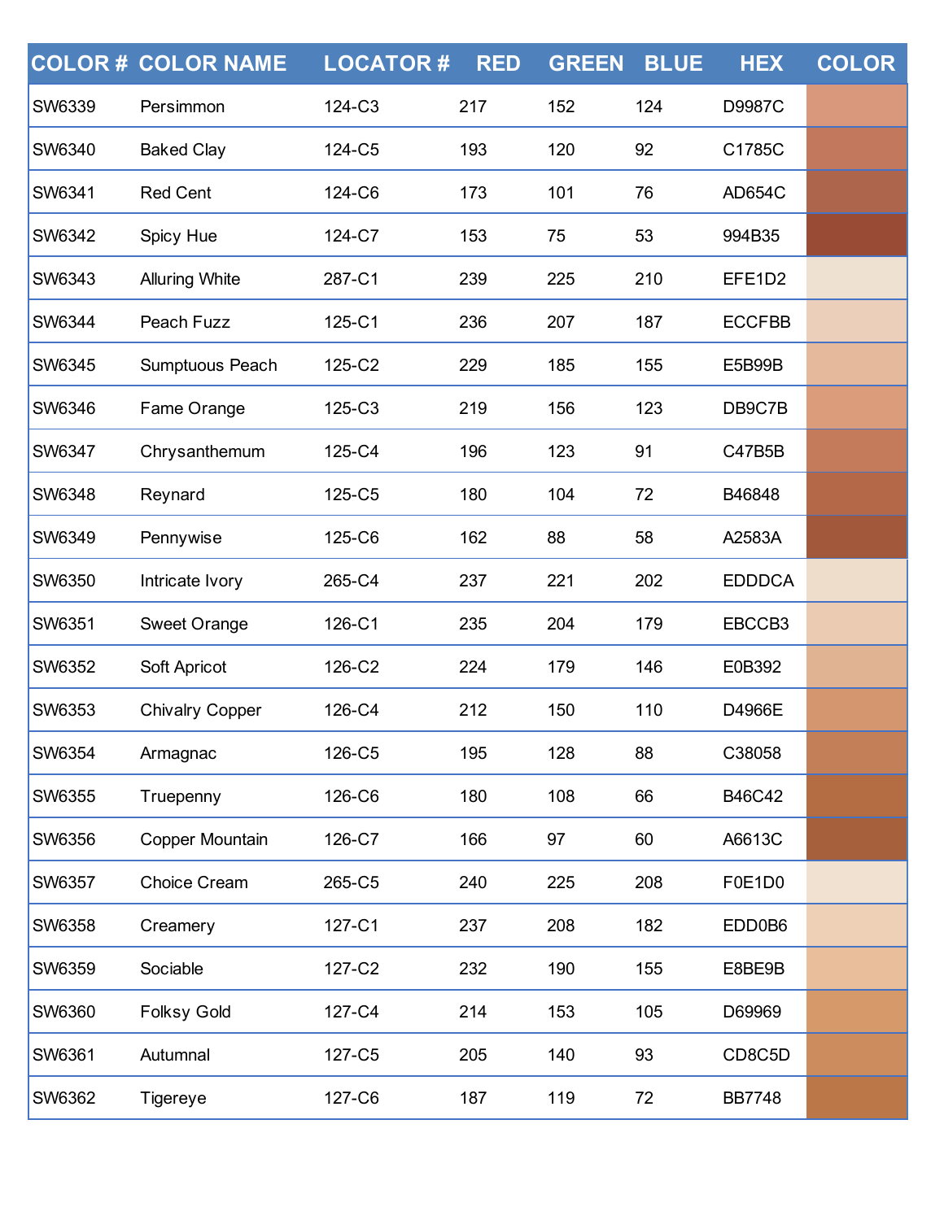| COLOR # | COLOR NAME | LOCATOR # | RED | GREEN | BLUE | HEX | COLOR |
|---|---|---|---|---|---|---|---|
| SW6339 | Persimmon | 124-C3 | 217 | 152 | 124 | D9987C | |
| SW6340 | Baked Clay | 124-C5 | 193 | 120 | 92 | C1785C | |
| SW6341 | Red Cent | 124-C6 | 173 | 101 | 76 | AD654C | |
| SW6342 | Spicy Hue | 124-C7 | 153 | 75 | 53 | 994B35 | |
| SW6343 | Alluring White | 287-C1 | 239 | 225 | 210 | EFE1D2 | |
| SW6344 | Peach Fuzz | 125-C1 | 236 | 207 | 187 | ECCFBB | |
| SW6345 | Sumptuous Peach | 125-C2 | 229 | 185 | 155 | E5B99B | |
| SW6346 | Fame Orange | 125-C3 | 219 | 156 | 123 | DB9C7B | |
| SW6347 | Chrysanthemum | 125-C4 | 196 | 123 | 91 | C47B5B | |
| SW6348 | Reynard | 125-C5 | 180 | 104 | 72 | B46848 | |
| SW6349 | Pennywise | 125-C6 | 162 | 88 | 58 | A2583A | |
| SW6350 | Intricate Ivory | 265-C4 | 237 | 221 | 202 | EDDDCA | |
| SW6351 | Sweet Orange | 126-C1 | 235 | 204 | 179 | EBCCB3 | |
| SW6352 | Soft Apricot | 126-C2 | 224 | 179 | 146 | E0B392 | |
| SW6353 | Chivalry Copper | 126-C4 | 212 | 150 | 110 | D4966E | |
| SW6354 | Armagnac | 126-C5 | 195 | 128 | 88 | C38058 | |
| SW6355 | Truepenny | 126-C6 | 180 | 108 | 66 | B46C42 | |
| SW6356 | Copper Mountain | 126-C7 | 166 | 97 | 60 | A6613C | |
| SW6357 | Choice Cream | 265-C5 | 240 | 225 | 208 | F0E1D0 | |
| SW6358 | Creamery | 127-C1 | 237 | 208 | 182 | EDD0B6 | |
| SW6359 | Sociable | 127-C2 | 232 | 190 | 155 | E8BE9B | |
| SW6360 | Folksy Gold | 127-C4 | 214 | 153 | 105 | D69969 | |
| SW6361 | Autumnal | 127-C5 | 205 | 140 | 93 | CD8C5D | |
| SW6362 | Tigereye | 127-C6 | 187 | 119 | 72 | BB7748 | |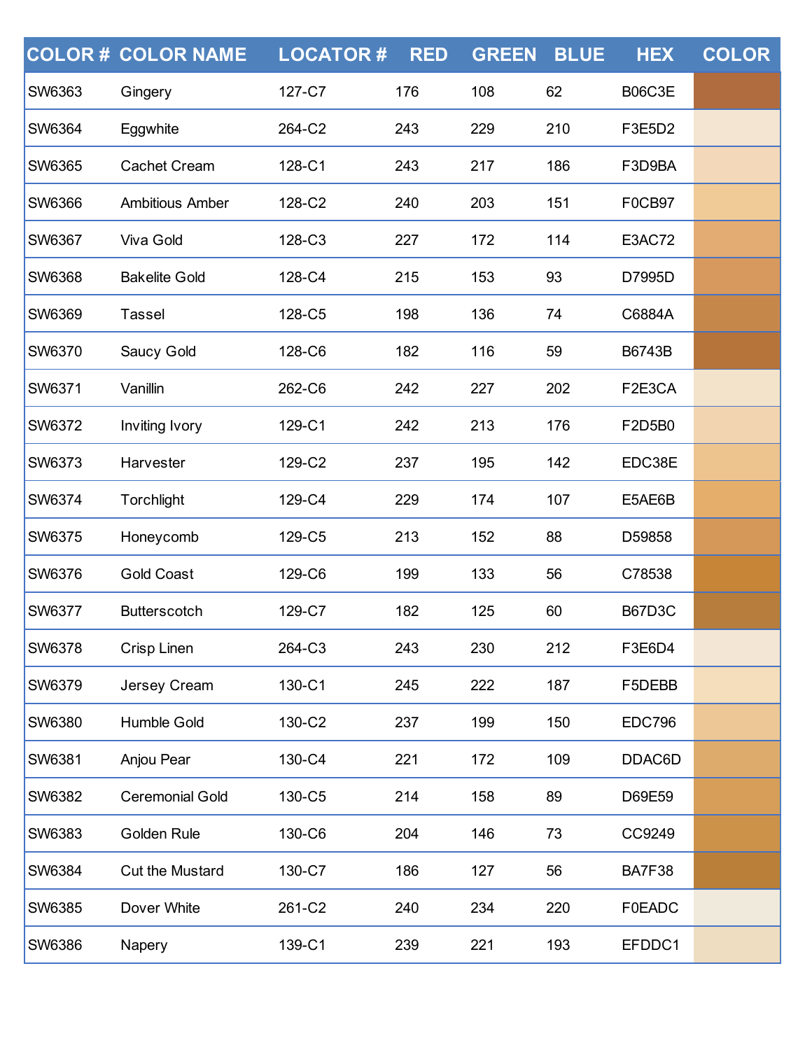| COLOR # | COLOR NAME | LOCATOR # | RED | GREEN | BLUE | HEX | COLOR |
|---|---|---|---|---|---|---|---|
| SW6363 | Gingery | 127-C7 | 176 | 108 | 62 | B06C3E | |
| SW6364 | Eggwhite | 264-C2 | 243 | 229 | 210 | F3E5D2 | |
| SW6365 | Cachet Cream | 128-C1 | 243 | 217 | 186 | F3D9BA | |
| SW6366 | Ambitious Amber | 128-C2 | 240 | 203 | 151 | F0CB97 | |
| SW6367 | Viva Gold | 128-C3 | 227 | 172 | 114 | E3AC72 | |
| SW6368 | Bakelite Gold | 128-C4 | 215 | 153 | 93 | D7995D | |
| SW6369 | Tassel | 128-C5 | 198 | 136 | 74 | C6884A | |
| SW6370 | Saucy Gold | 128-C6 | 182 | 116 | 59 | B6743B | |
| SW6371 | Vanillin | 262-C6 | 242 | 227 | 202 | F2E3CA | |
| SW6372 | Inviting Ivory | 129-C1 | 242 | 213 | 176 | F2D5B0 | |
| SW6373 | Harvester | 129-C2 | 237 | 195 | 142 | EDC38E | |
| SW6374 | Torchlight | 129-C4 | 229 | 174 | 107 | E5AE6B | |
| SW6375 | Honeycomb | 129-C5 | 213 | 152 | 88 | D59858 | |
| SW6376 | Gold Coast | 129-C6 | 199 | 133 | 56 | C78538 | |
| SW6377 | Butterscotch | 129-C7 | 182 | 125 | 60 | B67D3C | |
| SW6378 | Crisp Linen | 264-C3 | 243 | 230 | 212 | F3E6D4 | |
| SW6379 | Jersey Cream | 130-C1 | 245 | 222 | 187 | F5DEBB | |
| SW6380 | Humble Gold | 130-C2 | 237 | 199 | 150 | EDC796 | |
| SW6381 | Anjou Pear | 130-C4 | 221 | 172 | 109 | DDAC6D | |
| SW6382 | Ceremonial Gold | 130-C5 | 214 | 158 | 89 | D69E59 | |
| SW6383 | Golden Rule | 130-C6 | 204 | 146 | 73 | CC9249 | |
| SW6384 | Cut the Mustard | 130-C7 | 186 | 127 | 56 | BA7F38 | |
| SW6385 | Dover White | 261-C2 | 240 | 234 | 220 | F0EADC | |
| SW6386 | Napery | 139-C1 | 239 | 221 | 193 | EFDDC1 | |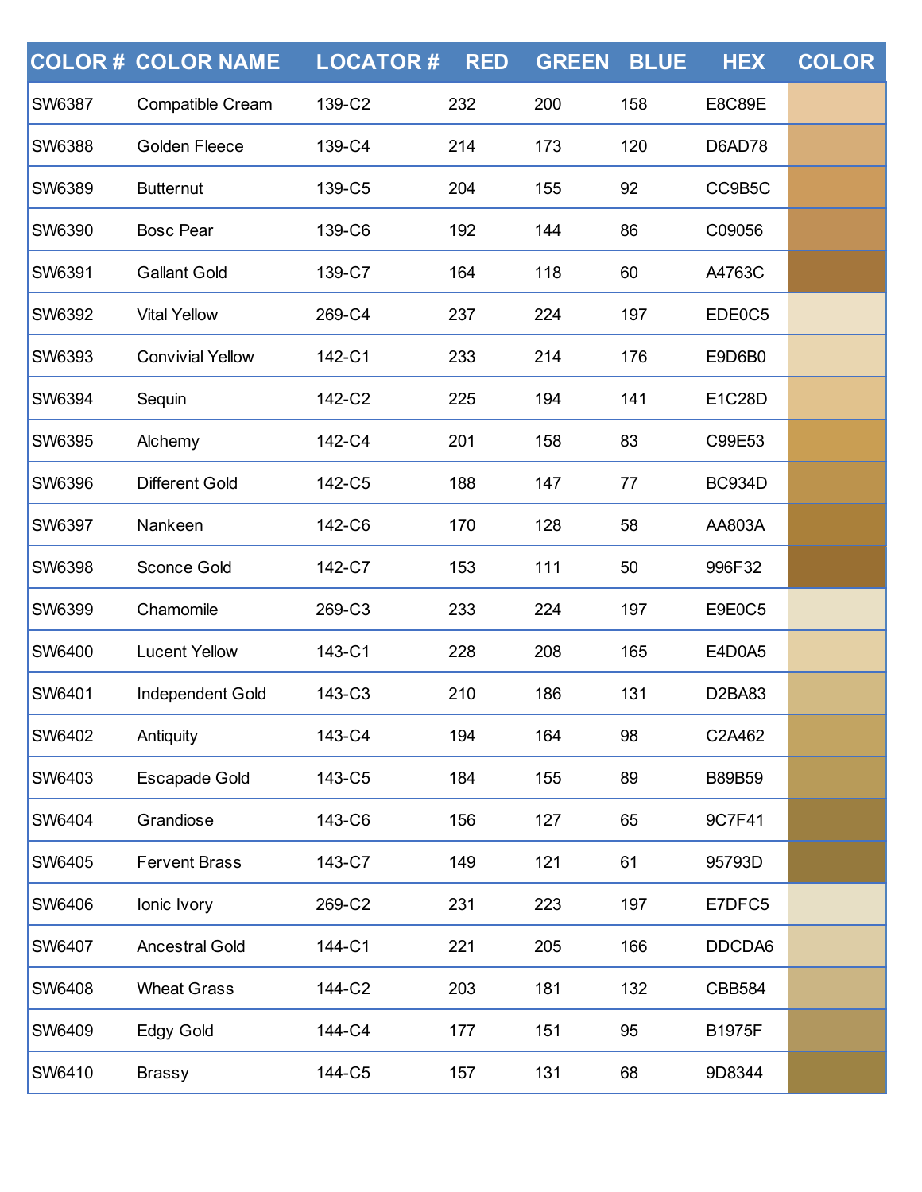| COLOR # | COLOR NAME | LOCATOR # | RED | GREEN | BLUE | HEX | COLOR |
|---|---|---|---|---|---|---|---|
| SW6387 | Compatible Cream | 139-C2 | 232 | 200 | 158 | E8C89E | |
| SW6388 | Golden Fleece | 139-C4 | 214 | 173 | 120 | D6AD78 | |
| SW6389 | Butternut | 139-C5 | 204 | 155 | 92 | CC9B5C | |
| SW6390 | Bosc Pear | 139-C6 | 192 | 144 | 86 | C09056 | |
| SW6391 | Gallant Gold | 139-C7 | 164 | 118 | 60 | A4763C | |
| SW6392 | Vital Yellow | 269-C4 | 237 | 224 | 197 | EDE0C5 | |
| SW6393 | Convivial Yellow | 142-C1 | 233 | 214 | 176 | E9D6B0 | |
| SW6394 | Sequin | 142-C2 | 225 | 194 | 141 | E1C28D | |
| SW6395 | Alchemy | 142-C4 | 201 | 158 | 83 | C99E53 | |
| SW6396 | Different Gold | 142-C5 | 188 | 147 | 77 | BC934D | |
| SW6397 | Nankeen | 142-C6 | 170 | 128 | 58 | AA803A | |
| SW6398 | Sconce Gold | 142-C7 | 153 | 111 | 50 | 996F32 | |
| SW6399 | Chamomile | 269-C3 | 233 | 224 | 197 | E9E0C5 | |
| SW6400 | Lucent Yellow | 143-C1 | 228 | 208 | 165 | E4D0A5 | |
| SW6401 | Independent Gold | 143-C3 | 210 | 186 | 131 | D2BA83 | |
| SW6402 | Antiquity | 143-C4 | 194 | 164 | 98 | C2A462 | |
| SW6403 | Escapade Gold | 143-C5 | 184 | 155 | 89 | B89B59 | |
| SW6404 | Grandiose | 143-C6 | 156 | 127 | 65 | 9C7F41 | |
| SW6405 | Fervent Brass | 143-C7 | 149 | 121 | 61 | 95793D | |
| SW6406 | Ionic Ivory | 269-C2 | 231 | 223 | 197 | E7DFC5 | |
| SW6407 | Ancestral Gold | 144-C1 | 221 | 205 | 166 | DDCDA6 | |
| SW6408 | Wheat Grass | 144-C2 | 203 | 181 | 132 | CBB584 | |
| SW6409 | Edgy Gold | 144-C4 | 177 | 151 | 95 | B1975F | |
| SW6410 | Brassy | 144-C5 | 157 | 131 | 68 | 9D8344 | |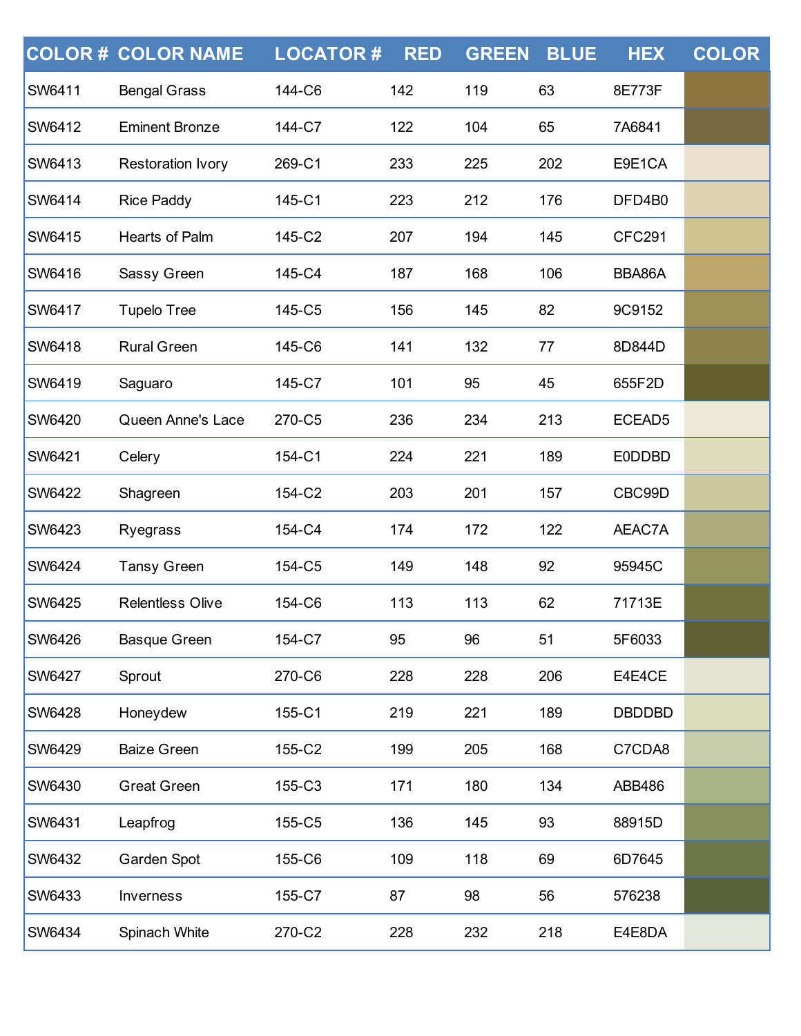| COLOR # | COLOR NAME | LOCATOR # | RED | GREEN | BLUE | HEX | COLOR |
|---|---|---|---|---|---|---|---|
| SW6411 | Bengal Grass | 144-C6 | 142 | 119 | 63 | 8E773F | |
| SW6412 | Eminent Bronze | 144-C7 | 122 | 104 | 65 | 7A6841 | |
| SW6413 | Restoration Ivory | 269-C1 | 233 | 225 | 202 | E9E1CA | |
| SW6414 | Rice Paddy | 145-C1 | 223 | 212 | 176 | DFD4B0 | |
| SW6415 | Hearts of Palm | 145-C2 | 207 | 194 | 145 | CFC291 | |
| SW6416 | Sassy Green | 145-C4 | 187 | 168 | 106 | BBA86A | |
| SW6417 | Tupelo Tree | 145-C5 | 156 | 145 | 82 | 9C9152 | |
| SW6418 | Rural Green | 145-C6 | 141 | 132 | 77 | 8D844D | |
| SW6419 | Saguaro | 145-C7 | 101 | 95 | 45 | 655F2D | |
| SW6420 | Queen Anne's Lace | 270-C5 | 236 | 234 | 213 | ECEAD5 | |
| SW6421 | Celery | 154-C1 | 224 | 221 | 189 | E0DDBD | |
| SW6422 | Shagreen | 154-C2 | 203 | 201 | 157 | CBC99D | |
| SW6423 | Ryegrass | 154-C4 | 174 | 172 | 122 | AEAC7A | |
| SW6424 | Tansy Green | 154-C5 | 149 | 148 | 92 | 95945C | |
| SW6425 | Relentless Olive | 154-C6 | 113 | 113 | 62 | 71713E | |
| SW6426 | Basque Green | 154-C7 | 95 | 96 | 51 | 5F6033 | |
| SW6427 | Sprout | 270-C6 | 228 | 228 | 206 | E4E4CE | |
| SW6428 | Honeydew | 155-C1 | 219 | 221 | 189 | DBDDBD | |
| SW6429 | Baize Green | 155-C2 | 199 | 205 | 168 | C7CDA8 | |
| SW6430 | Great Green | 155-C3 | 171 | 180 | 134 | ABB486 | |
| SW6431 | Leapfrog | 155-C5 | 136 | 145 | 93 | 88915D | |
| SW6432 | Garden Spot | 155-C6 | 109 | 118 | 69 | 6D7645 | |
| SW6433 | Inverness | 155-C7 | 87 | 98 | 56 | 576238 | |
| SW6434 | Spinach White | 270-C2 | 228 | 232 | 218 | E4E8DA | |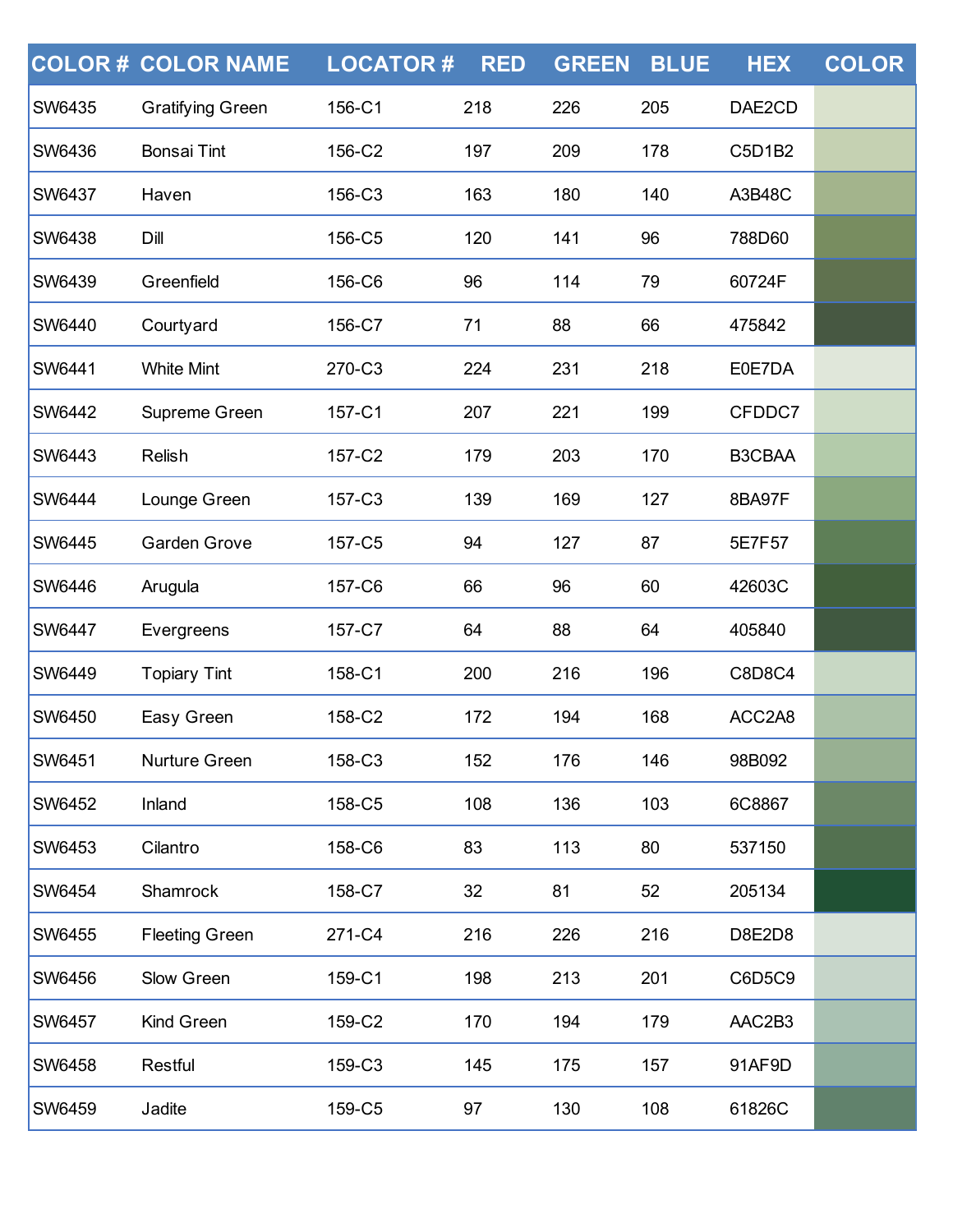| COLOR # | COLOR NAME | LOCATOR # | RED | GREEN | BLUE | HEX | COLOR |
|---|---|---|---|---|---|---|---|
| SW6435 | Gratifying Green | 156-C1 | 218 | 226 | 205 | DAE2CD | |
| SW6436 | Bonsai Tint | 156-C2 | 197 | 209 | 178 | C5D1B2 | |
| SW6437 | Haven | 156-C3 | 163 | 180 | 140 | A3B48C | |
| SW6438 | Dill | 156-C5 | 120 | 141 | 96 | 788D60 | |
| SW6439 | Greenfield | 156-C6 | 96 | 114 | 79 | 60724F | |
| SW6440 | Courtyard | 156-C7 | 71 | 88 | 66 | 475842 | |
| SW6441 | White Mint | 270-C3 | 224 | 231 | 218 | E0E7DA | |
| SW6442 | Supreme Green | 157-C1 | 207 | 221 | 199 | CFDDC7 | |
| SW6443 | Relish | 157-C2 | 179 | 203 | 170 | B3CBAA | |
| SW6444 | Lounge Green | 157-C3 | 139 | 169 | 127 | 8BA97F | |
| SW6445 | Garden Grove | 157-C5 | 94 | 127 | 87 | 5E7F57 | |
| SW6446 | Arugula | 157-C6 | 66 | 96 | 60 | 42603C | |
| SW6447 | Evergreens | 157-C7 | 64 | 88 | 64 | 405840 | |
| SW6449 | Topiary Tint | 158-C1 | 200 | 216 | 196 | C8D8C4 | |
| SW6450 | Easy Green | 158-C2 | 172 | 194 | 168 | ACC2A8 | |
| SW6451 | Nurture Green | 158-C3 | 152 | 176 | 146 | 98B092 | |
| SW6452 | Inland | 158-C5 | 108 | 136 | 103 | 6C8867 | |
| SW6453 | Cilantro | 158-C6 | 83 | 113 | 80 | 537150 | |
| SW6454 | Shamrock | 158-C7 | 32 | 81 | 52 | 205134 | |
| SW6455 | Fleeting Green | 271-C4 | 216 | 226 | 216 | D8E2D8 | |
| SW6456 | Slow Green | 159-C1 | 198 | 213 | 201 | C6D5C9 | |
| SW6457 | Kind Green | 159-C2 | 170 | 194 | 179 | AAC2B3 | |
| SW6458 | Restful | 159-C3 | 145 | 175 | 157 | 91AF9D | |
| SW6459 | Jadite | 159-C5 | 97 | 130 | 108 | 61826C | |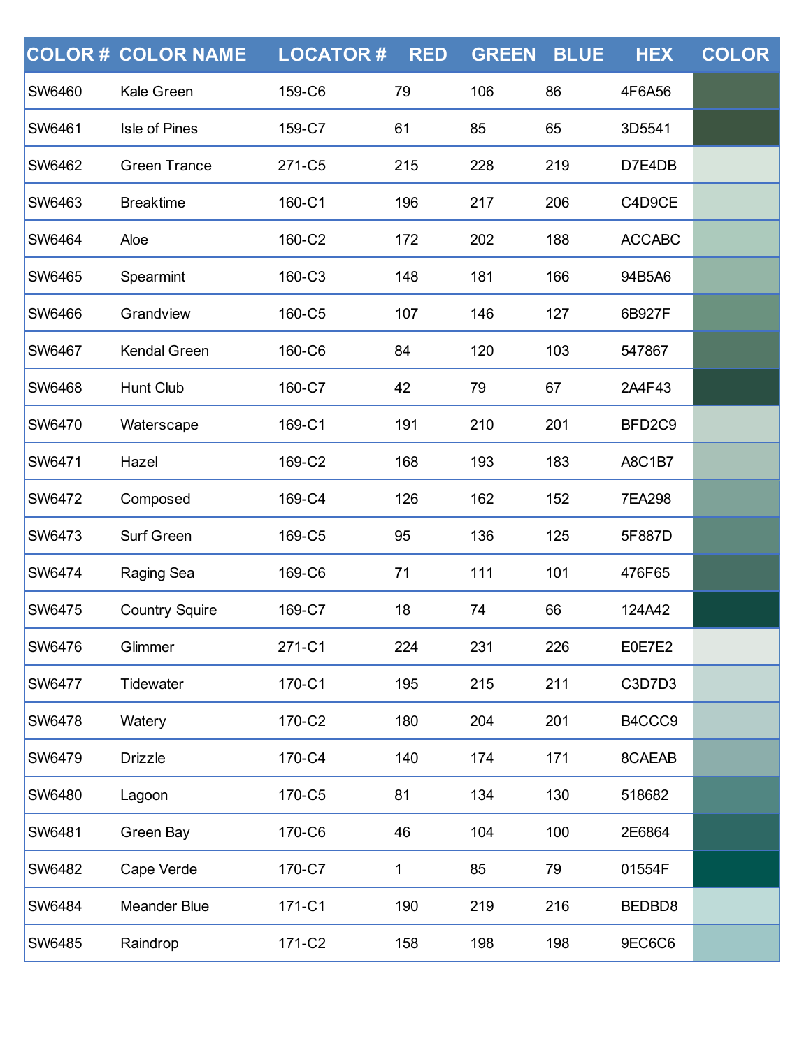| COLOR # | COLOR NAME | LOCATOR # | RED | GREEN | BLUE | HEX | COLOR |
|---|---|---|---|---|---|---|---|
| SW6460 | Kale Green | 159-C6 | 79 | 106 | 86 | 4F6A56 | |
| SW6461 | Isle of Pines | 159-C7 | 61 | 85 | 65 | 3D5541 | |
| SW6462 | Green Trance | 271-C5 | 215 | 228 | 219 | D7E4DB | |
| SW6463 | Breaktime | 160-C1 | 196 | 217 | 206 | C4D9CE | |
| SW6464 | Aloe | 160-C2 | 172 | 202 | 188 | ACCABC | |
| SW6465 | Spearmint | 160-C3 | 148 | 181 | 166 | 94B5A6 | |
| SW6466 | Grandview | 160-C5 | 107 | 146 | 127 | 6B927F | |
| SW6467 | Kendal Green | 160-C6 | 84 | 120 | 103 | 547867 | |
| SW6468 | Hunt Club | 160-C7 | 42 | 79 | 67 | 2A4F43 | |
| SW6470 | Waterscape | 169-C1 | 191 | 210 | 201 | BFD2C9 | |
| SW6471 | Hazel | 169-C2 | 168 | 193 | 183 | A8C1B7 | |
| SW6472 | Composed | 169-C4 | 126 | 162 | 152 | 7EA298 | |
| SW6473 | Surf Green | 169-C5 | 95 | 136 | 125 | 5F887D | |
| SW6474 | Raging Sea | 169-C6 | 71 | 111 | 101 | 476F65 | |
| SW6475 | Country Squire | 169-C7 | 18 | 74 | 66 | 124A42 | |
| SW6476 | Glimmer | 271-C1 | 224 | 231 | 226 | E0E7E2 | |
| SW6477 | Tidewater | 170-C1 | 195 | 215 | 211 | C3D7D3 | |
| SW6478 | Watery | 170-C2 | 180 | 204 | 201 | B4CCC9 | |
| SW6479 | Drizzle | 170-C4 | 140 | 174 | 171 | 8CAEAB | |
| SW6480 | Lagoon | 170-C5 | 81 | 134 | 130 | 518682 | |
| SW6481 | Green Bay | 170-C6 | 46 | 104 | 100 | 2E6864 | |
| SW6482 | Cape Verde | 170-C7 | 1 | 85 | 79 | 01554F | |
| SW6484 | Meander Blue | 171-C1 | 190 | 219 | 216 | BEDBD8 | |
| SW6485 | Raindrop | 171-C2 | 158 | 198 | 198 | 9EC6C6 | |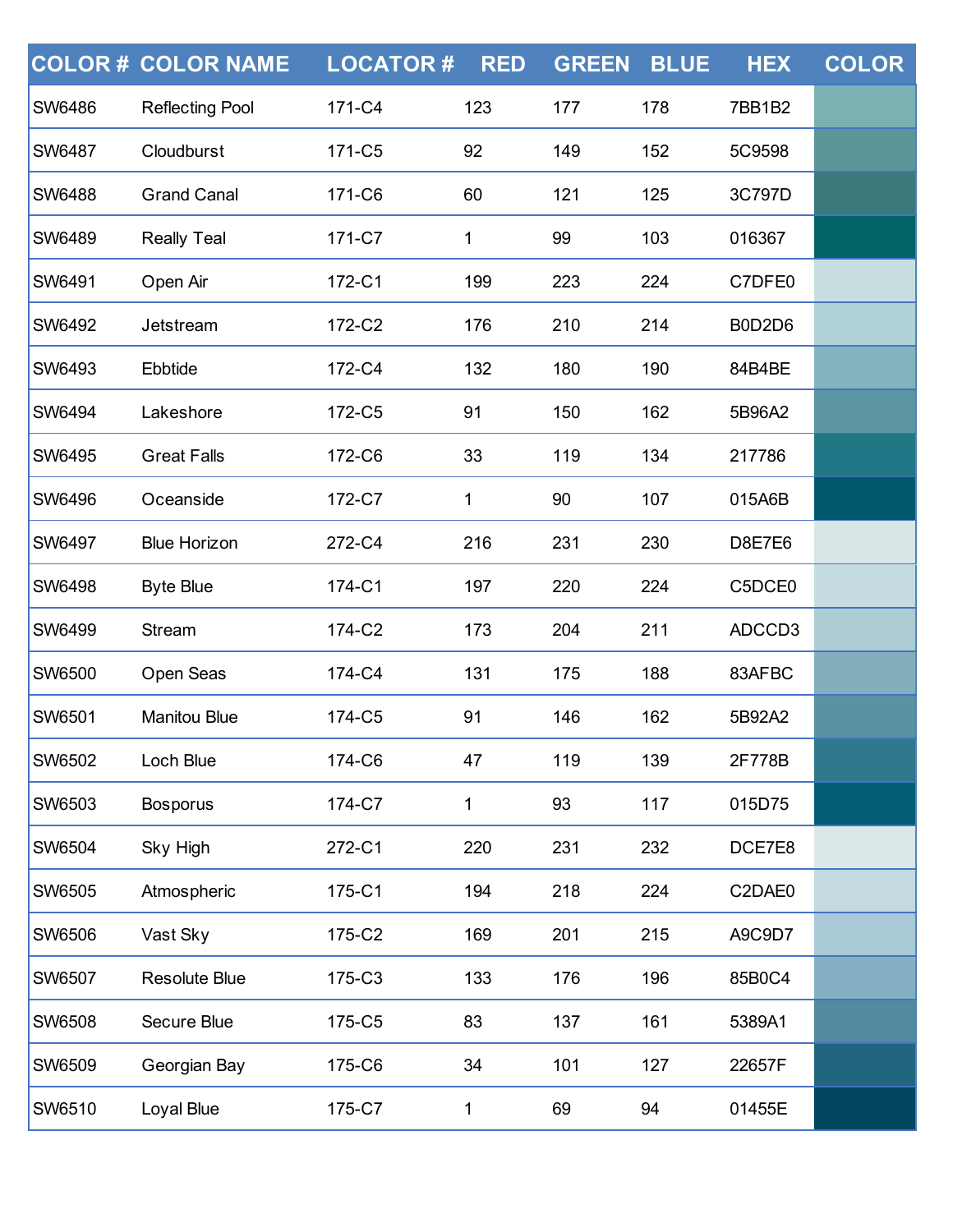| COLOR # | COLOR NAME | LOCATOR # | RED | GREEN | BLUE | HEX | COLOR |
|---|---|---|---|---|---|---|---|
| SW6486 | Reflecting Pool | 171-C4 | 123 | 177 | 178 | 7BB1B2 | |
| SW6487 | Cloudburst | 171-C5 | 92 | 149 | 152 | 5C9598 | |
| SW6488 | Grand Canal | 171-C6 | 60 | 121 | 125 | 3C797D | |
| SW6489 | Really Teal | 171-C7 | 1 | 99 | 103 | 016367 | |
| SW6491 | Open Air | 172-C1 | 199 | 223 | 224 | C7DFE0 | |
| SW6492 | Jetstream | 172-C2 | 176 | 210 | 214 | B0D2D6 | |
| SW6493 | Ebbtide | 172-C4 | 132 | 180 | 190 | 84B4BE | |
| SW6494 | Lakeshore | 172-C5 | 91 | 150 | 162 | 5B96A2 | |
| SW6495 | Great Falls | 172-C6 | 33 | 119 | 134 | 217786 | |
| SW6496 | Oceanside | 172-C7 | 1 | 90 | 107 | 015A6B | |
| SW6497 | Blue Horizon | 272-C4 | 216 | 231 | 230 | D8E7E6 | |
| SW6498 | Byte Blue | 174-C1 | 197 | 220 | 224 | C5DCE0 | |
| SW6499 | Stream | 174-C2 | 173 | 204 | 211 | ADCCD3 | |
| SW6500 | Open Seas | 174-C4 | 131 | 175 | 188 | 83AFBC | |
| SW6501 | Manitou Blue | 174-C5 | 91 | 146 | 162 | 5B92A2 | |
| SW6502 | Loch Blue | 174-C6 | 47 | 119 | 139 | 2F778B | |
| SW6503 | Bosporus | 174-C7 | 1 | 93 | 117 | 015D75 | |
| SW6504 | Sky High | 272-C1 | 220 | 231 | 232 | DCE7E8 | |
| SW6505 | Atmospheric | 175-C1 | 194 | 218 | 224 | C2DAE0 | |
| SW6506 | Vast Sky | 175-C2 | 169 | 201 | 215 | A9C9D7 | |
| SW6507 | Resolute Blue | 175-C3 | 133 | 176 | 196 | 85B0C4 | |
| SW6508 | Secure Blue | 175-C5 | 83 | 137 | 161 | 5389A1 | |
| SW6509 | Georgian Bay | 175-C6 | 34 | 101 | 127 | 22657F | |
| SW6510 | Loyal Blue | 175-C7 | 1 | 69 | 94 | 01455E | |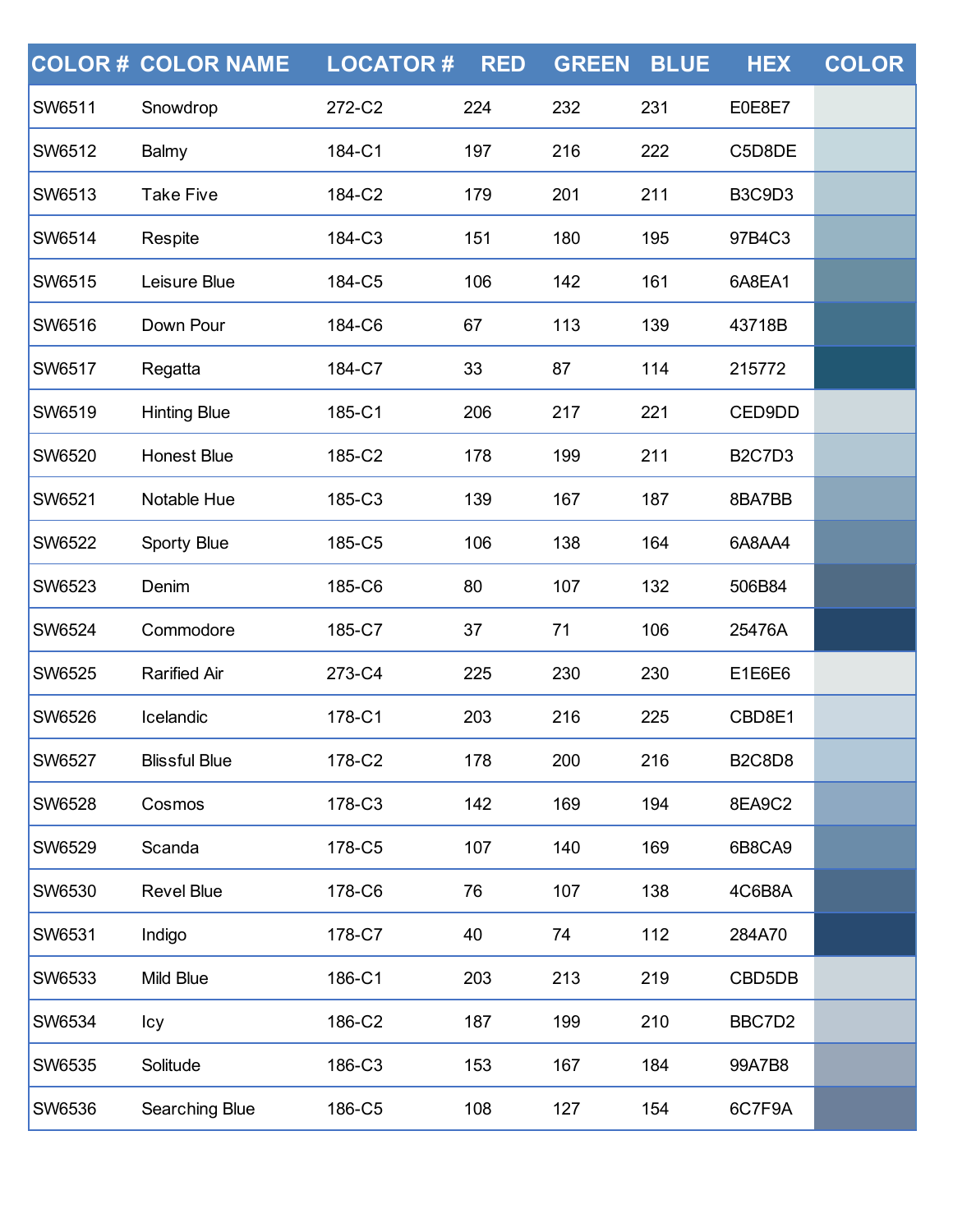| COLOR # | COLOR NAME | LOCATOR # | RED | GREEN | BLUE | HEX | COLOR |
|---|---|---|---|---|---|---|---|
| SW6511 | Snowdrop | 272-C2 | 224 | 232 | 231 | E0E8E7 | |
| SW6512 | Balmy | 184-C1 | 197 | 216 | 222 | C5D8DE | |
| SW6513 | Take Five | 184-C2 | 179 | 201 | 211 | B3C9D3 | |
| SW6514 | Respite | 184-C3 | 151 | 180 | 195 | 97B4C3 | |
| SW6515 | Leisure Blue | 184-C5 | 106 | 142 | 161 | 6A8EA1 | |
| SW6516 | Down Pour | 184-C6 | 67 | 113 | 139 | 43718B | |
| SW6517 | Regatta | 184-C7 | 33 | 87 | 114 | 215772 | |
| SW6519 | Hinting Blue | 185-C1 | 206 | 217 | 221 | CED9DD | |
| SW6520 | Honest Blue | 185-C2 | 178 | 199 | 211 | B2C7D3 | |
| SW6521 | Notable Hue | 185-C3 | 139 | 167 | 187 | 8BA7BB | |
| SW6522 | Sporty Blue | 185-C5 | 106 | 138 | 164 | 6A8AA4 | |
| SW6523 | Denim | 185-C6 | 80 | 107 | 132 | 506B84 | |
| SW6524 | Commodore | 185-C7 | 37 | 71 | 106 | 25476A | |
| SW6525 | Rarified Air | 273-C4 | 225 | 230 | 230 | E1E6E6 | |
| SW6526 | Icelandic | 178-C1 | 203 | 216 | 225 | CBD8E1 | |
| SW6527 | Blissful Blue | 178-C2 | 178 | 200 | 216 | B2C8D8 | |
| SW6528 | Cosmos | 178-C3 | 142 | 169 | 194 | 8EA9C2 | |
| SW6529 | Scanda | 178-C5 | 107 | 140 | 169 | 6B8CA9 | |
| SW6530 | Revel Blue | 178-C6 | 76 | 107 | 138 | 4C6B8A | |
| SW6531 | Indigo | 178-C7 | 40 | 74 | 112 | 284A70 | |
| SW6533 | Mild Blue | 186-C1 | 203 | 213 | 219 | CBD5DB | |
| SW6534 | Icy | 186-C2 | 187 | 199 | 210 | BBC7D2 | |
| SW6535 | Solitude | 186-C3 | 153 | 167 | 184 | 99A7B8 | |
| SW6536 | Searching Blue | 186-C5 | 108 | 127 | 154 | 6C7F9A | |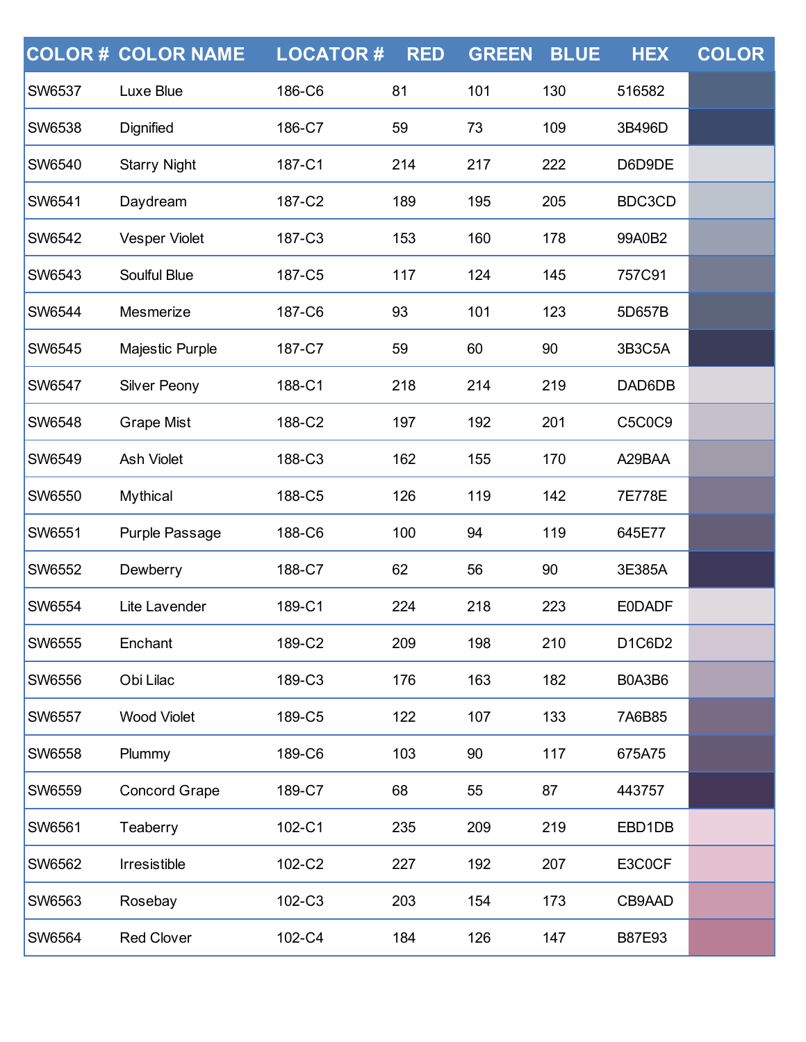| COLOR # | COLOR NAME | LOCATOR # | RED | GREEN | BLUE | HEX | COLOR |
|---|---|---|---|---|---|---|---|
| SW6537 | Luxe Blue | 186-C6 | 81 | 101 | 130 | 516582 | |
| SW6538 | Dignified | 186-C7 | 59 | 73 | 109 | 3B496D | |
| SW6540 | Starry Night | 187-C1 | 214 | 217 | 222 | D6D9DE | |
| SW6541 | Daydream | 187-C2 | 189 | 195 | 205 | BDC3CD | |
| SW6542 | Vesper Violet | 187-C3 | 153 | 160 | 178 | 99A0B2 | |
| SW6543 | Soulful Blue | 187-C5 | 117 | 124 | 145 | 757C91 | |
| SW6544 | Mesmerize | 187-C6 | 93 | 101 | 123 | 5D657B | |
| SW6545 | Majestic Purple | 187-C7 | 59 | 60 | 90 | 3B3C5A | |
| SW6547 | Silver Peony | 188-C1 | 218 | 214 | 219 | DAD6DB | |
| SW6548 | Grape Mist | 188-C2 | 197 | 192 | 201 | C5C0C9 | |
| SW6549 | Ash Violet | 188-C3 | 162 | 155 | 170 | A29BAA | |
| SW6550 | Mythical | 188-C5 | 126 | 119 | 142 | 7E778E | |
| SW6551 | Purple Passage | 188-C6 | 100 | 94 | 119 | 645E77 | |
| SW6552 | Dewberry | 188-C7 | 62 | 56 | 90 | 3E385A | |
| SW6554 | Lite Lavender | 189-C1 | 224 | 218 | 223 | E0DADF | |
| SW6555 | Enchant | 189-C2 | 209 | 198 | 210 | D1C6D2 | |
| SW6556 | Obi Lilac | 189-C3 | 176 | 163 | 182 | B0A3B6 | |
| SW6557 | Wood Violet | 189-C5 | 122 | 107 | 133 | 7A6B85 | |
| SW6558 | Plummy | 189-C6 | 103 | 90 | 117 | 675A75 | |
| SW6559 | Concord Grape | 189-C7 | 68 | 55 | 87 | 443757 | |
| SW6561 | Teaberry | 102-C1 | 235 | 209 | 219 | EBD1DB | |
| SW6562 | Irresistible | 102-C2 | 227 | 192 | 207 | E3C0CF | |
| SW6563 | Rosebay | 102-C3 | 203 | 154 | 173 | CB9AAD | |
| SW6564 | Red Clover | 102-C4 | 184 | 126 | 147 | B87E93 | |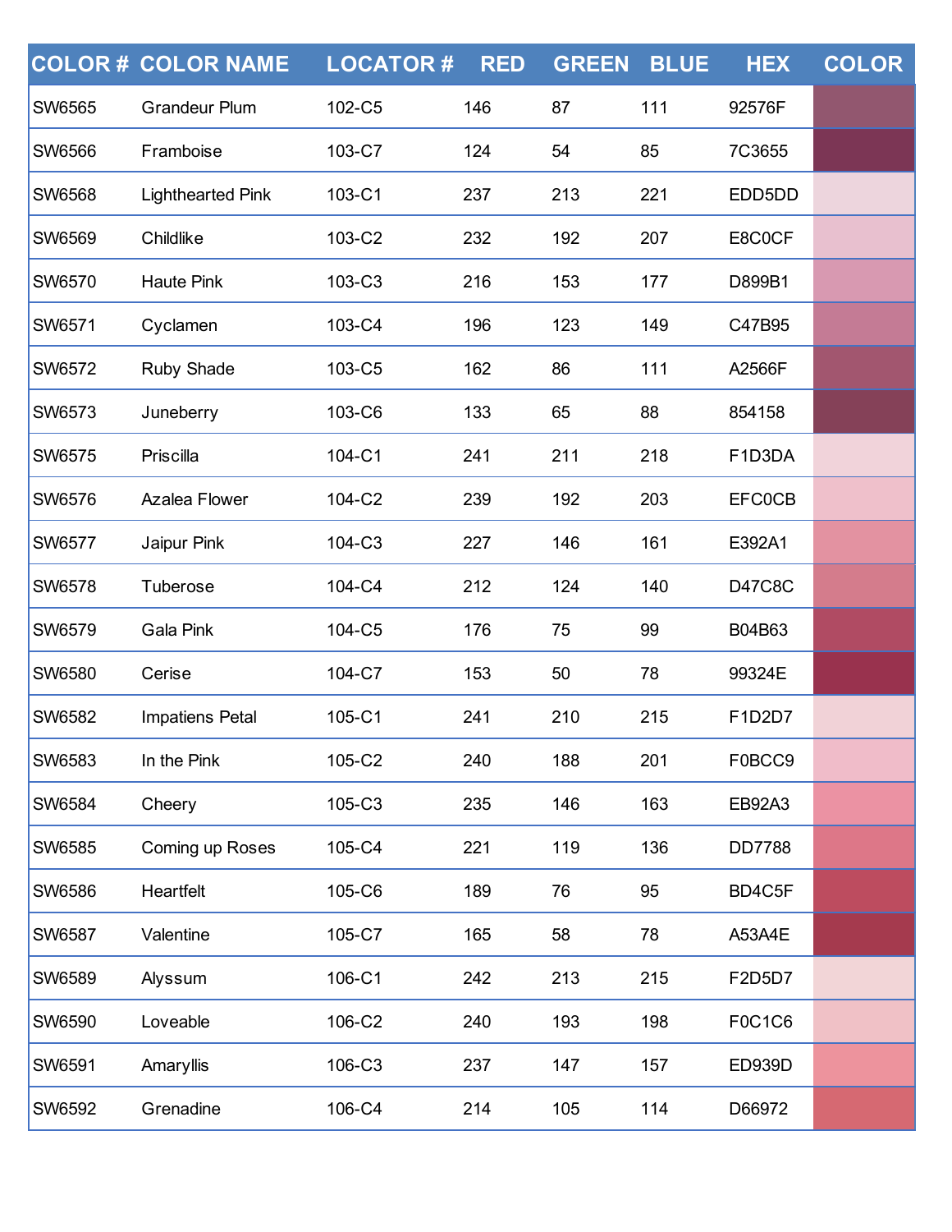| COLOR # | COLOR NAME | LOCATOR # | RED | GREEN | BLUE | HEX | COLOR |
|---|---|---|---|---|---|---|---|
| SW6565 | Grandeur Plum | 102-C5 | 146 | 87 | 111 | 92576F | |
| SW6566 | Framboise | 103-C7 | 124 | 54 | 85 | 7C3655 | |
| SW6568 | Lighthearted Pink | 103-C1 | 237 | 213 | 221 | EDD5DD | |
| SW6569 | Childlike | 103-C2 | 232 | 192 | 207 | E8C0CF | |
| SW6570 | Haute Pink | 103-C3 | 216 | 153 | 177 | D899B1 | |
| SW6571 | Cyclamen | 103-C4 | 196 | 123 | 149 | C47B95 | |
| SW6572 | Ruby Shade | 103-C5 | 162 | 86 | 111 | A2566F | |
| SW6573 | Juneberry | 103-C6 | 133 | 65 | 88 | 854158 | |
| SW6575 | Priscilla | 104-C1 | 241 | 211 | 218 | F1D3DA | |
| SW6576 | Azalea Flower | 104-C2 | 239 | 192 | 203 | EFC0CB | |
| SW6577 | Jaipur Pink | 104-C3 | 227 | 146 | 161 | E392A1 | |
| SW6578 | Tuberose | 104-C4 | 212 | 124 | 140 | D47C8C | |
| SW6579 | Gala Pink | 104-C5 | 176 | 75 | 99 | B04B63 | |
| SW6580 | Cerise | 104-C7 | 153 | 50 | 78 | 99324E | |
| SW6582 | Impatiens Petal | 105-C1 | 241 | 210 | 215 | F1D2D7 | |
| SW6583 | In the Pink | 105-C2 | 240 | 188 | 201 | F0BCC9 | |
| SW6584 | Cheery | 105-C3 | 235 | 146 | 163 | EB92A3 | |
| SW6585 | Coming up Roses | 105-C4 | 221 | 119 | 136 | DD7788 | |
| SW6586 | Heartfelt | 105-C6 | 189 | 76 | 95 | BD4C5F | |
| SW6587 | Valentine | 105-C7 | 165 | 58 | 78 | A53A4E | |
| SW6589 | Alyssum | 106-C1 | 242 | 213 | 215 | F2D5D7 | |
| SW6590 | Loveable | 106-C2 | 240 | 193 | 198 | F0C1C6 | |
| SW6591 | Amaryllis | 106-C3 | 237 | 147 | 157 | ED939D | |
| SW6592 | Grenadine | 106-C4 | 214 | 105 | 114 | D66972 | |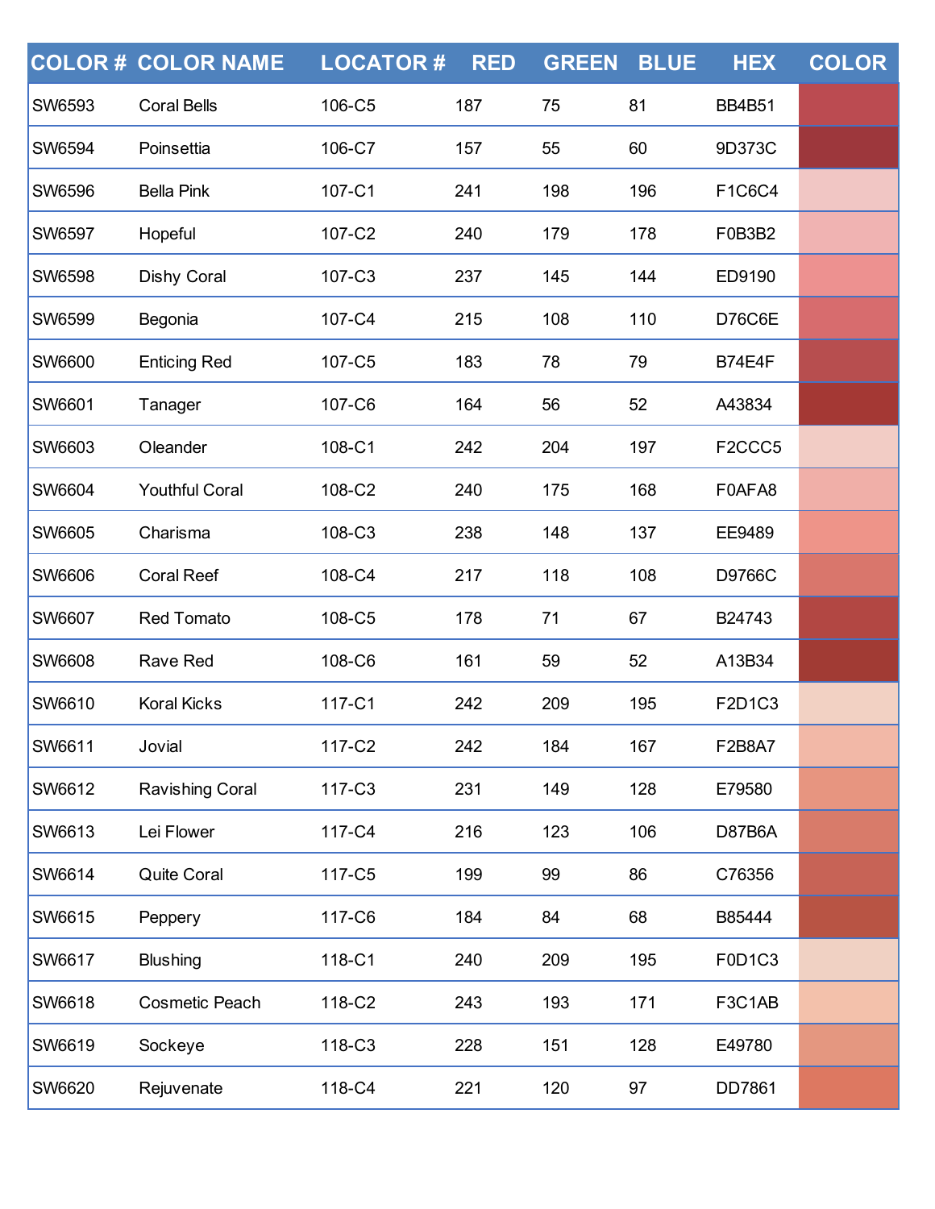| COLOR # | COLOR NAME | LOCATOR # | RED | GREEN | BLUE | HEX | COLOR |
|---|---|---|---|---|---|---|---|
| SW6593 | Coral Bells | 106-C5 | 187 | 75 | 81 | BB4B51 | |
| SW6594 | Poinsettia | 106-C7 | 157 | 55 | 60 | 9D373C | |
| SW6596 | Bella Pink | 107-C1 | 241 | 198 | 196 | F1C6C4 | |
| SW6597 | Hopeful | 107-C2 | 240 | 179 | 178 | F0B3B2 | |
| SW6598 | Dishy Coral | 107-C3 | 237 | 145 | 144 | ED9190 | |
| SW6599 | Begonia | 107-C4 | 215 | 108 | 110 | D76C6E | |
| SW6600 | Enticing Red | 107-C5 | 183 | 78 | 79 | B74E4F | |
| SW6601 | Tanager | 107-C6 | 164 | 56 | 52 | A43834 | |
| SW6603 | Oleander | 108-C1 | 242 | 204 | 197 | F2CCC5 | |
| SW6604 | Youthful Coral | 108-C2 | 240 | 175 | 168 | F0AFA8 | |
| SW6605 | Charisma | 108-C3 | 238 | 148 | 137 | EE9489 | |
| SW6606 | Coral Reef | 108-C4 | 217 | 118 | 108 | D9766C | |
| SW6607 | Red Tomato | 108-C5 | 178 | 71 | 67 | B24743 | |
| SW6608 | Rave Red | 108-C6 | 161 | 59 | 52 | A13B34 | |
| SW6610 | Koral Kicks | 117-C1 | 242 | 209 | 195 | F2D1C3 | |
| SW6611 | Jovial | 117-C2 | 242 | 184 | 167 | F2B8A7 | |
| SW6612 | Ravishing Coral | 117-C3 | 231 | 149 | 128 | E79580 | |
| SW6613 | Lei Flower | 117-C4 | 216 | 123 | 106 | D87B6A | |
| SW6614 | Quite Coral | 117-C5 | 199 | 99 | 86 | C76356 | |
| SW6615 | Peppery | 117-C6 | 184 | 84 | 68 | B85444 | |
| SW6617 | Blushing | 118-C1 | 240 | 209 | 195 | F0D1C3 | |
| SW6618 | Cosmetic Peach | 118-C2 | 243 | 193 | 171 | F3C1AB | |
| SW6619 | Sockeye | 118-C3 | 228 | 151 | 128 | E49780 | |
| SW6620 | Rejuvenate | 118-C4 | 221 | 120 | 97 | DD7861 | |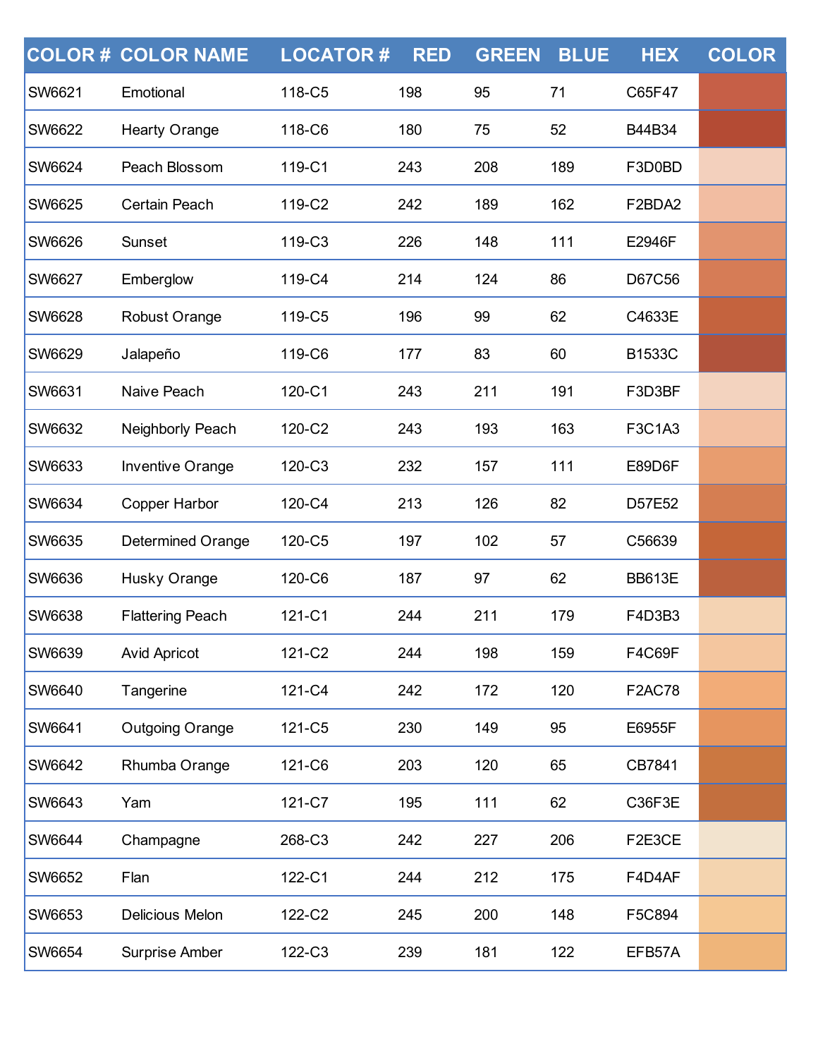| COLOR # | COLOR NAME | LOCATOR # | RED | GREEN | BLUE | HEX | COLOR |
| --- | --- | --- | --- | --- | --- | --- | --- |
| SW6621 | Emotional | 118-C5 | 198 | 95 | 71 | C65F47 | |
| SW6622 | Hearty Orange | 118-C6 | 180 | 75 | 52 | B44B34 | |
| SW6624 | Peach Blossom | 119-C1 | 243 | 208 | 189 | F3D0BD | |
| SW6625 | Certain Peach | 119-C2 | 242 | 189 | 162 | F2BDA2 | |
| SW6626 | Sunset | 119-C3 | 226 | 148 | 111 | E2946F | |
| SW6627 | Emberglow | 119-C4 | 214 | 124 | 86 | D67C56 | |
| SW6628 | Robust Orange | 119-C5 | 196 | 99 | 62 | C4633E | |
| SW6629 | Jalapeño | 119-C6 | 177 | 83 | 60 | B1533C | |
| SW6631 | Naive Peach | 120-C1 | 243 | 211 | 191 | F3D3BF | |
| SW6632 | Neighborly Peach | 120-C2 | 243 | 193 | 163 | F3C1A3 | |
| SW6633 | Inventive Orange | 120-C3 | 232 | 157 | 111 | E89D6F | |
| SW6634 | Copper Harbor | 120-C4 | 213 | 126 | 82 | D57E52 | |
| SW6635 | Determined Orange | 120-C5 | 197 | 102 | 57 | C56639 | |
| SW6636 | Husky Orange | 120-C6 | 187 | 97 | 62 | BB613E | |
| SW6638 | Flattering Peach | 121-C1 | 244 | 211 | 179 | F4D3B3 | |
| SW6639 | Avid Apricot | 121-C2 | 244 | 198 | 159 | F4C69F | |
| SW6640 | Tangerine | 121-C4 | 242 | 172 | 120 | F2AC78 | |
| SW6641 | Outgoing Orange | 121-C5 | 230 | 149 | 95 | E6955F | |
| SW6642 | Rhumba Orange | 121-C6 | 203 | 120 | 65 | CB7841 | |
| SW6643 | Yam | 121-C7 | 195 | 111 | 62 | C36F3E | |
| SW6644 | Champagne | 268-C3 | 242 | 227 | 206 | F2E3CE | |
| SW6652 | Flan | 122-C1 | 244 | 212 | 175 | F4D4AF | |
| SW6653 | Delicious Melon | 122-C2 | 245 | 200 | 148 | F5C894 | |
| SW6654 | Surprise Amber | 122-C3 | 239 | 181 | 122 | EFB57A | |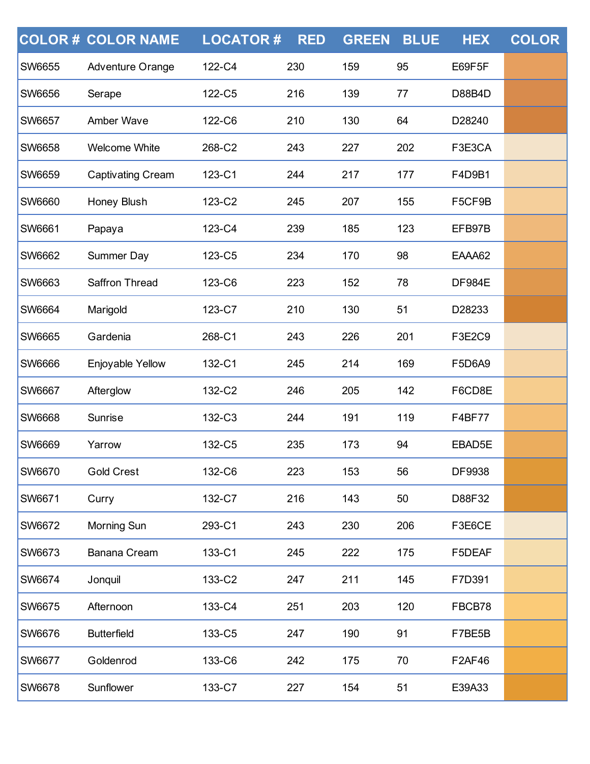| COLOR # | COLOR NAME | LOCATOR # | RED | GREEN | BLUE | HEX | COLOR |
|---|---|---|---|---|---|---|---|
| SW6655 | Adventure Orange | 122-C4 | 230 | 159 | 95 | E69F5F | |
| SW6656 | Serape | 122-C5 | 216 | 139 | 77 | D88B4D | |
| SW6657 | Amber Wave | 122-C6 | 210 | 130 | 64 | D28240 | |
| SW6658 | Welcome White | 268-C2 | 243 | 227 | 202 | F3E3CA | |
| SW6659 | Captivating Cream | 123-C1 | 244 | 217 | 177 | F4D9B1 | |
| SW6660 | Honey Blush | 123-C2 | 245 | 207 | 155 | F5CF9B | |
| SW6661 | Papaya | 123-C4 | 239 | 185 | 123 | EFB97B | |
| SW6662 | Summer Day | 123-C5 | 234 | 170 | 98 | EAAA62 | |
| SW6663 | Saffron Thread | 123-C6 | 223 | 152 | 78 | DF984E | |
| SW6664 | Marigold | 123-C7 | 210 | 130 | 51 | D28233 | |
| SW6665 | Gardenia | 268-C1 | 243 | 226 | 201 | F3E2C9 | |
| SW6666 | Enjoyable Yellow | 132-C1 | 245 | 214 | 169 | F5D6A9 | |
| SW6667 | Afterglow | 132-C2 | 246 | 205 | 142 | F6CD8E | |
| SW6668 | Sunrise | 132-C3 | 244 | 191 | 119 | F4BF77 | |
| SW6669 | Yarrow | 132-C5 | 235 | 173 | 94 | EBAD5E | |
| SW6670 | Gold Crest | 132-C6 | 223 | 153 | 56 | DF9938 | |
| SW6671 | Curry | 132-C7 | 216 | 143 | 50 | D88F32 | |
| SW6672 | Morning Sun | 293-C1 | 243 | 230 | 206 | F3E6CE | |
| SW6673 | Banana Cream | 133-C1 | 245 | 222 | 175 | F5DEAF | |
| SW6674 | Jonquil | 133-C2 | 247 | 211 | 145 | F7D391 | |
| SW6675 | Afternoon | 133-C4 | 251 | 203 | 120 | FBCB78 | |
| SW6676 | Butterfield | 133-C5 | 247 | 190 | 91 | F7BE5B | |
| SW6677 | Goldenrod | 133-C6 | 242 | 175 | 70 | F2AF46 | |
| SW6678 | Sunflower | 133-C7 | 227 | 154 | 51 | E39A33 | |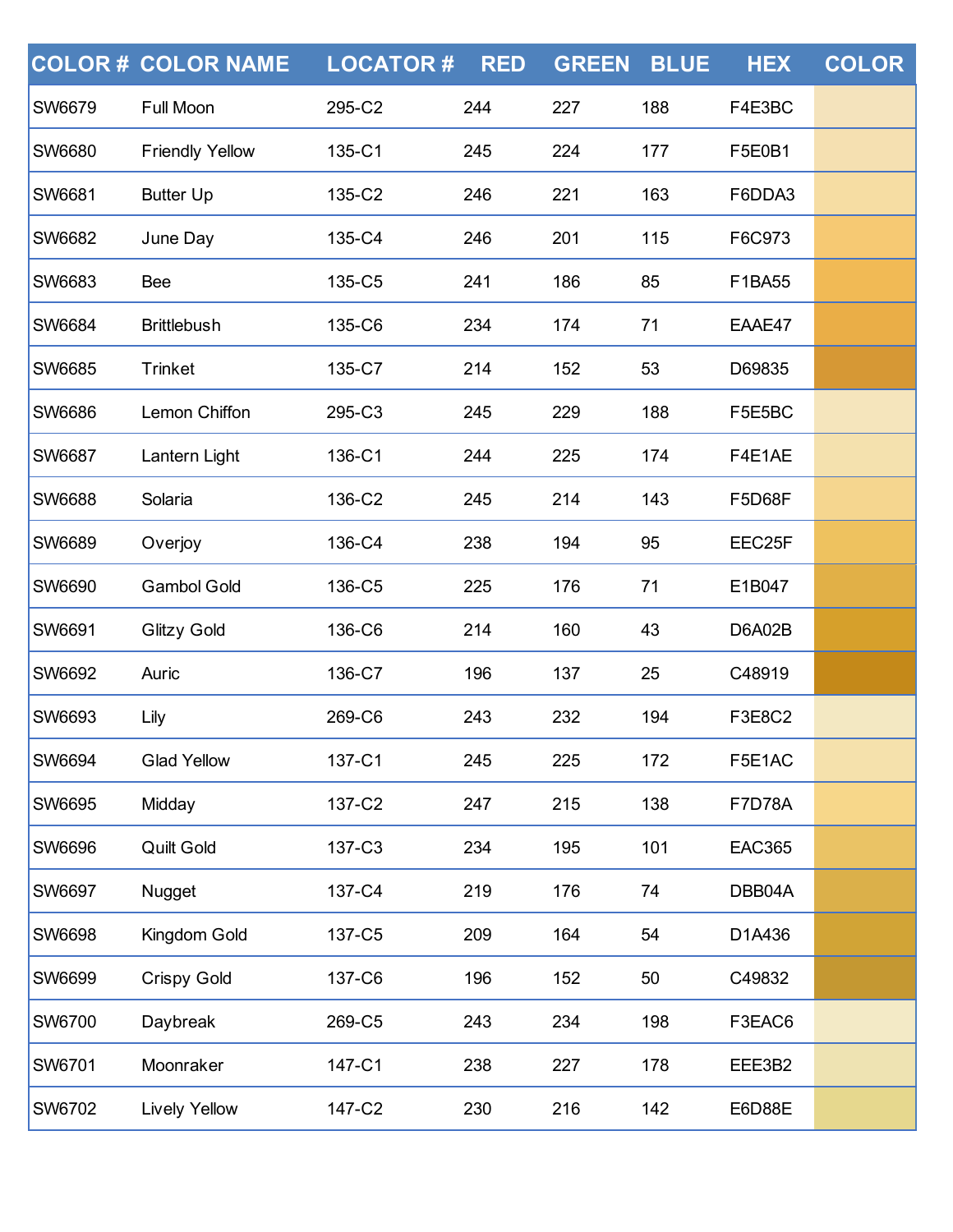| COLOR # | COLOR NAME | LOCATOR # | RED | GREEN | BLUE | HEX | COLOR |
|---|---|---|---|---|---|---|---|
| SW6679 | Full Moon | 295-C2 | 244 | 227 | 188 | F4E3BC | |
| SW6680 | Friendly Yellow | 135-C1 | 245 | 224 | 177 | F5E0B1 | |
| SW6681 | Butter Up | 135-C2 | 246 | 221 | 163 | F6DDA3 | |
| SW6682 | June Day | 135-C4 | 246 | 201 | 115 | F6C973 | |
| SW6683 | Bee | 135-C5 | 241 | 186 | 85 | F1BA55 | |
| SW6684 | Brittlebush | 135-C6 | 234 | 174 | 71 | EAAE47 | |
| SW6685 | Trinket | 135-C7 | 214 | 152 | 53 | D69835 | |
| SW6686 | Lemon Chiffon | 295-C3 | 245 | 229 | 188 | F5E5BC | |
| SW6687 | Lantern Light | 136-C1 | 244 | 225 | 174 | F4E1AE | |
| SW6688 | Solaria | 136-C2 | 245 | 214 | 143 | F5D68F | |
| SW6689 | Overjoy | 136-C4 | 238 | 194 | 95 | EEC25F | |
| SW6690 | Gambol Gold | 136-C5 | 225 | 176 | 71 | E1B047 | |
| SW6691 | Glitzy Gold | 136-C6 | 214 | 160 | 43 | D6A02B | |
| SW6692 | Auric | 136-C7 | 196 | 137 | 25 | C48919 | |
| SW6693 | Lily | 269-C6 | 243 | 232 | 194 | F3E8C2 | |
| SW6694 | Glad Yellow | 137-C1 | 245 | 225 | 172 | F5E1AC | |
| SW6695 | Midday | 137-C2 | 247 | 215 | 138 | F7D78A | |
| SW6696 | Quilt Gold | 137-C3 | 234 | 195 | 101 | EAC365 | |
| SW6697 | Nugget | 137-C4 | 219 | 176 | 74 | DBB04A | |
| SW6698 | Kingdom Gold | 137-C5 | 209 | 164 | 54 | D1A436 | |
| SW6699 | Crispy Gold | 137-C6 | 196 | 152 | 50 | C49832 | |
| SW6700 | Daybreak | 269-C5 | 243 | 234 | 198 | F3EAC6 | |
| SW6701 | Moonraker | 147-C1 | 238 | 227 | 178 | EEE3B2 | |
| SW6702 | Lively Yellow | 147-C2 | 230 | 216 | 142 | E6D88E | |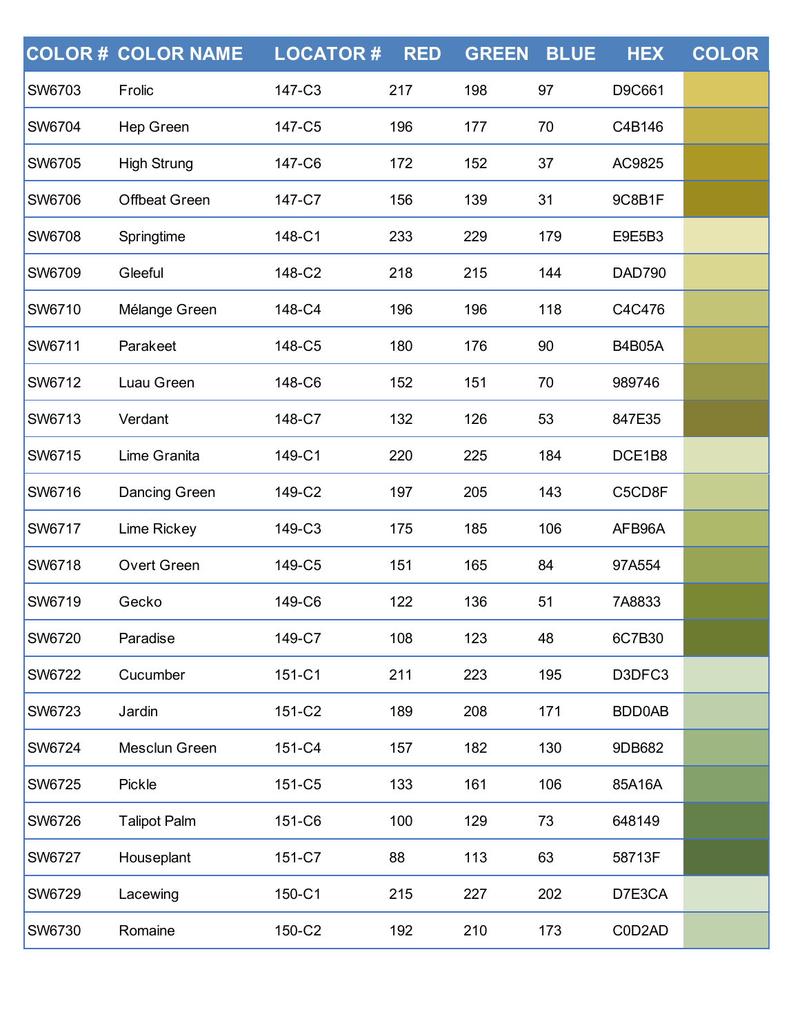| COLOR # | COLOR NAME | LOCATOR # | RED | GREEN | BLUE | HEX | COLOR |
|---|---|---|---|---|---|---|---|
| SW6703 | Frolic | 147-C3 | 217 | 198 | 97 | D9C661 | |
| SW6704 | Hep Green | 147-C5 | 196 | 177 | 70 | C4B146 | |
| SW6705 | High Strung | 147-C6 | 172 | 152 | 37 | AC9825 | |
| SW6706 | Offbeat Green | 147-C7 | 156 | 139 | 31 | 9C8B1F | |
| SW6708 | Springtime | 148-C1 | 233 | 229 | 179 | E9E5B3 | |
| SW6709 | Gleeful | 148-C2 | 218 | 215 | 144 | DAD790 | |
| SW6710 | Mélange Green | 148-C4 | 196 | 196 | 118 | C4C476 | |
| SW6711 | Parakeet | 148-C5 | 180 | 176 | 90 | B4B05A | |
| SW6712 | Luau Green | 148-C6 | 152 | 151 | 70 | 989746 | |
| SW6713 | Verdant | 148-C7 | 132 | 126 | 53 | 847E35 | |
| SW6715 | Lime Granita | 149-C1 | 220 | 225 | 184 | DCE1B8 | |
| SW6716 | Dancing Green | 149-C2 | 197 | 205 | 143 | C5CD8F | |
| SW6717 | Lime Rickey | 149-C3 | 175 | 185 | 106 | AFB96A | |
| SW6718 | Overt Green | 149-C5 | 151 | 165 | 84 | 97A554 | |
| SW6719 | Gecko | 149-C6 | 122 | 136 | 51 | 7A8833 | |
| SW6720 | Paradise | 149-C7 | 108 | 123 | 48 | 6C7B30 | |
| SW6722 | Cucumber | 151-C1 | 211 | 223 | 195 | D3DFC3 | |
| SW6723 | Jardin | 151-C2 | 189 | 208 | 171 | BDD0AB | |
| SW6724 | Mesclun Green | 151-C4 | 157 | 182 | 130 | 9DB682 | |
| SW6725 | Pickle | 151-C5 | 133 | 161 | 106 | 85A16A | |
| SW6726 | Talipot Palm | 151-C6 | 100 | 129 | 73 | 648149 | |
| SW6727 | Houseplant | 151-C7 | 88 | 113 | 63 | 58713F | |
| SW6729 | Lacewing | 150-C1 | 215 | 227 | 202 | D7E3CA | |
| SW6730 | Romaine | 150-C2 | 192 | 210 | 173 | C0D2AD | |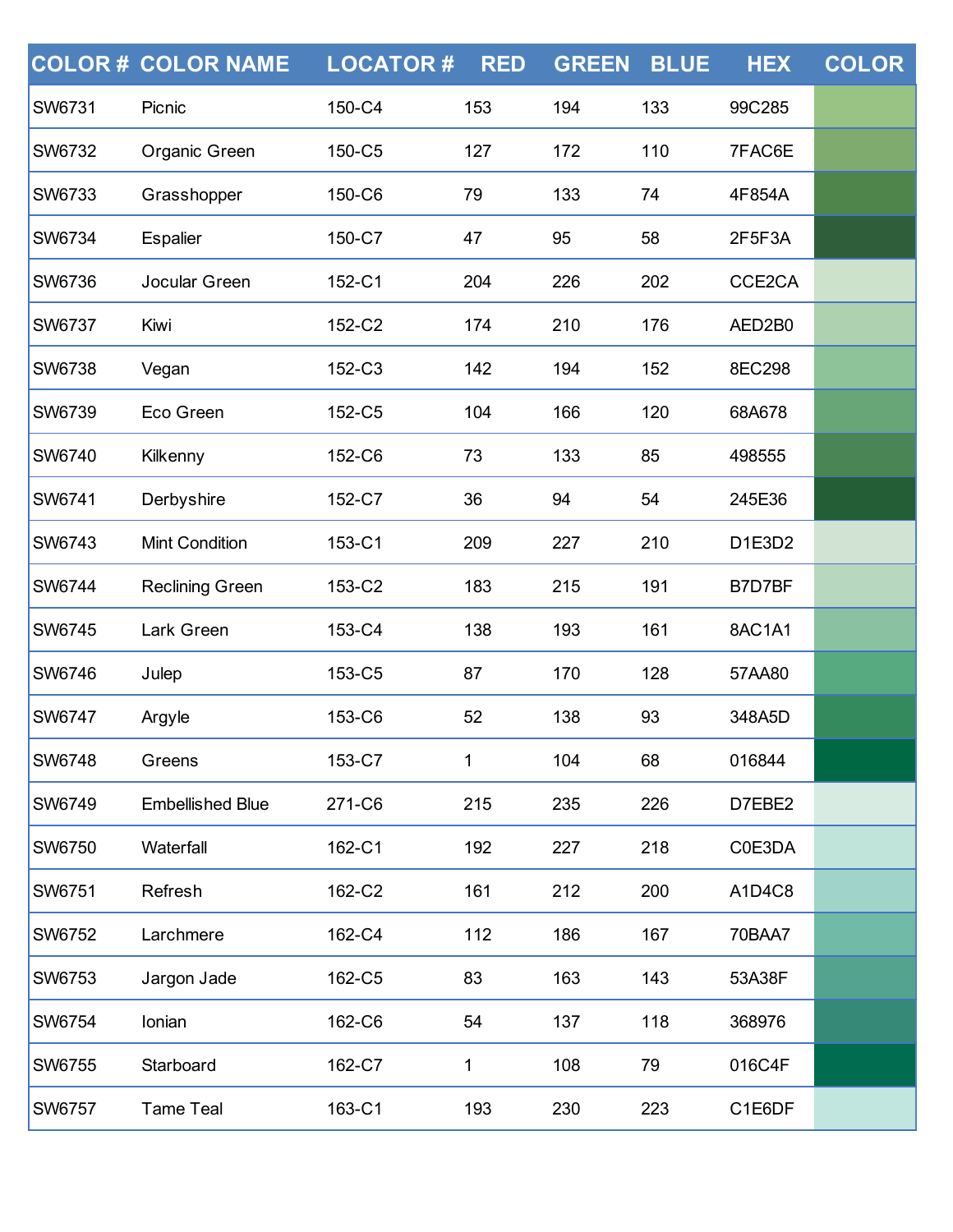| COLOR # | COLOR NAME | LOCATOR # | RED | GREEN | BLUE | HEX | COLOR |
|---|---|---|---|---|---|---|---|
| SW6731 | Picnic | 150-C4 | 153 | 194 | 133 | 99C285 | |
| SW6732 | Organic Green | 150-C5 | 127 | 172 | 110 | 7FAC6E | |
| SW6733 | Grasshopper | 150-C6 | 79 | 133 | 74 | 4F854A | |
| SW6734 | Espalier | 150-C7 | 47 | 95 | 58 | 2F5F3A | |
| SW6736 | Jocular Green | 152-C1 | 204 | 226 | 202 | CCE2CA | |
| SW6737 | Kiwi | 152-C2 | 174 | 210 | 176 | AED2B0 | |
| SW6738 | Vegan | 152-C3 | 142 | 194 | 152 | 8EC298 | |
| SW6739 | Eco Green | 152-C5 | 104 | 166 | 120 | 68A678 | |
| SW6740 | Kilkenny | 152-C6 | 73 | 133 | 85 | 498555 | |
| SW6741 | Derbyshire | 152-C7 | 36 | 94 | 54 | 245E36 | |
| SW6743 | Mint Condition | 153-C1 | 209 | 227 | 210 | D1E3D2 | |
| SW6744 | Reclining Green | 153-C2 | 183 | 215 | 191 | B7D7BF | |
| SW6745 | Lark Green | 153-C4 | 138 | 193 | 161 | 8AC1A1 | |
| SW6746 | Julep | 153-C5 | 87 | 170 | 128 | 57AA80 | |
| SW6747 | Argyle | 153-C6 | 52 | 138 | 93 | 348A5D | |
| SW6748 | Greens | 153-C7 | 1 | 104 | 68 | 016844 | |
| SW6749 | Embellished Blue | 271-C6 | 215 | 235 | 226 | D7EBE2 | |
| SW6750 | Waterfall | 162-C1 | 192 | 227 | 218 | C0E3DA | |
| SW6751 | Refresh | 162-C2 | 161 | 212 | 200 | A1D4C8 | |
| SW6752 | Larchmere | 162-C4 | 112 | 186 | 167 | 70BAA7 | |
| SW6753 | Jargon Jade | 162-C5 | 83 | 163 | 143 | 53A38F | |
| SW6754 | Ionian | 162-C6 | 54 | 137 | 118 | 368976 | |
| SW6755 | Starboard | 162-C7 | 1 | 108 | 79 | 016C4F | |
| SW6757 | Tame Teal | 163-C1 | 193 | 230 | 223 | C1E6DF | |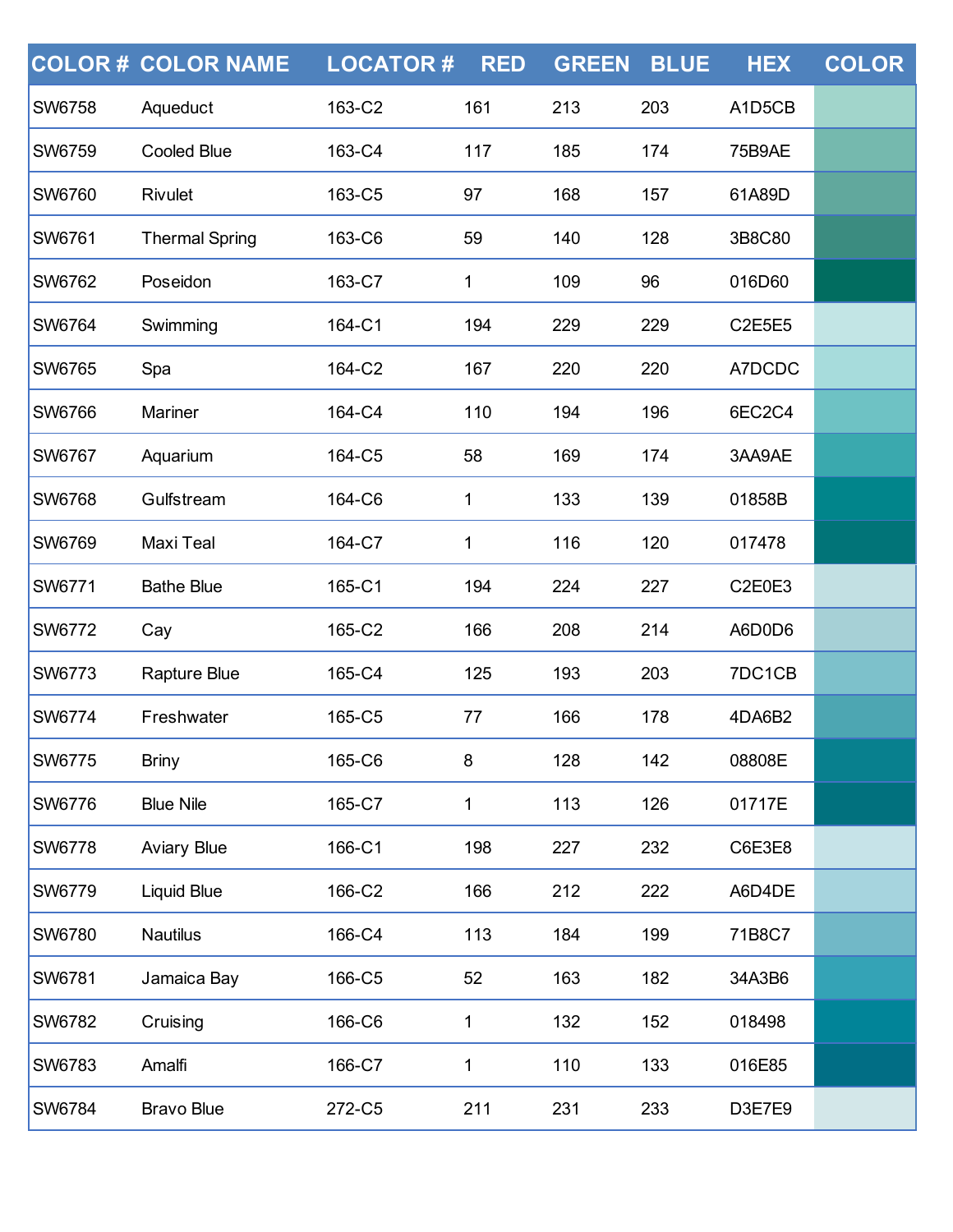| COLOR # | COLOR NAME | LOCATOR # | RED | GREEN | BLUE | HEX | COLOR |
|---|---|---|---|---|---|---|---|
| SW6758 | Aqueduct | 163-C2 | 161 | 213 | 203 | A1D5CB | |
| SW6759 | Cooled Blue | 163-C4 | 117 | 185 | 174 | 75B9AE | |
| SW6760 | Rivulet | 163-C5 | 97 | 168 | 157 | 61A89D | |
| SW6761 | Thermal Spring | 163-C6 | 59 | 140 | 128 | 3B8C80 | |
| SW6762 | Poseidon | 163-C7 | 1 | 109 | 96 | 016D60 | |
| SW6764 | Swimming | 164-C1 | 194 | 229 | 229 | C2E5E5 | |
| SW6765 | Spa | 164-C2 | 167 | 220 | 220 | A7DCDC | |
| SW6766 | Mariner | 164-C4 | 110 | 194 | 196 | 6EC2C4 | |
| SW6767 | Aquarium | 164-C5 | 58 | 169 | 174 | 3AA9AE | |
| SW6768 | Gulfstream | 164-C6 | 1 | 133 | 139 | 01858B | |
| SW6769 | Maxi Teal | 164-C7 | 1 | 116 | 120 | 017478 | |
| SW6771 | Bathe Blue | 165-C1 | 194 | 224 | 227 | C2E0E3 | |
| SW6772 | Cay | 165-C2 | 166 | 208 | 214 | A6D0D6 | |
| SW6773 | Rapture Blue | 165-C4 | 125 | 193 | 203 | 7DC1CB | |
| SW6774 | Freshwater | 165-C5 | 77 | 166 | 178 | 4DA6B2 | |
| SW6775 | Briny | 165-C6 | 8 | 128 | 142 | 08808E | |
| SW6776 | Blue Nile | 165-C7 | 1 | 113 | 126 | 01717E | |
| SW6778 | Aviary Blue | 166-C1 | 198 | 227 | 232 | C6E3E8 | |
| SW6779 | Liquid Blue | 166-C2 | 166 | 212 | 222 | A6D4DE | |
| SW6780 | Nautilus | 166-C4 | 113 | 184 | 199 | 71B8C7 | |
| SW6781 | Jamaica Bay | 166-C5 | 52 | 163 | 182 | 34A3B6 | |
| SW6782 | Cruising | 166-C6 | 1 | 132 | 152 | 018498 | |
| SW6783 | Amalfi | 166-C7 | 1 | 110 | 133 | 016E85 | |
| SW6784 | Bravo Blue | 272-C5 | 211 | 231 | 233 | D3E7E9 | |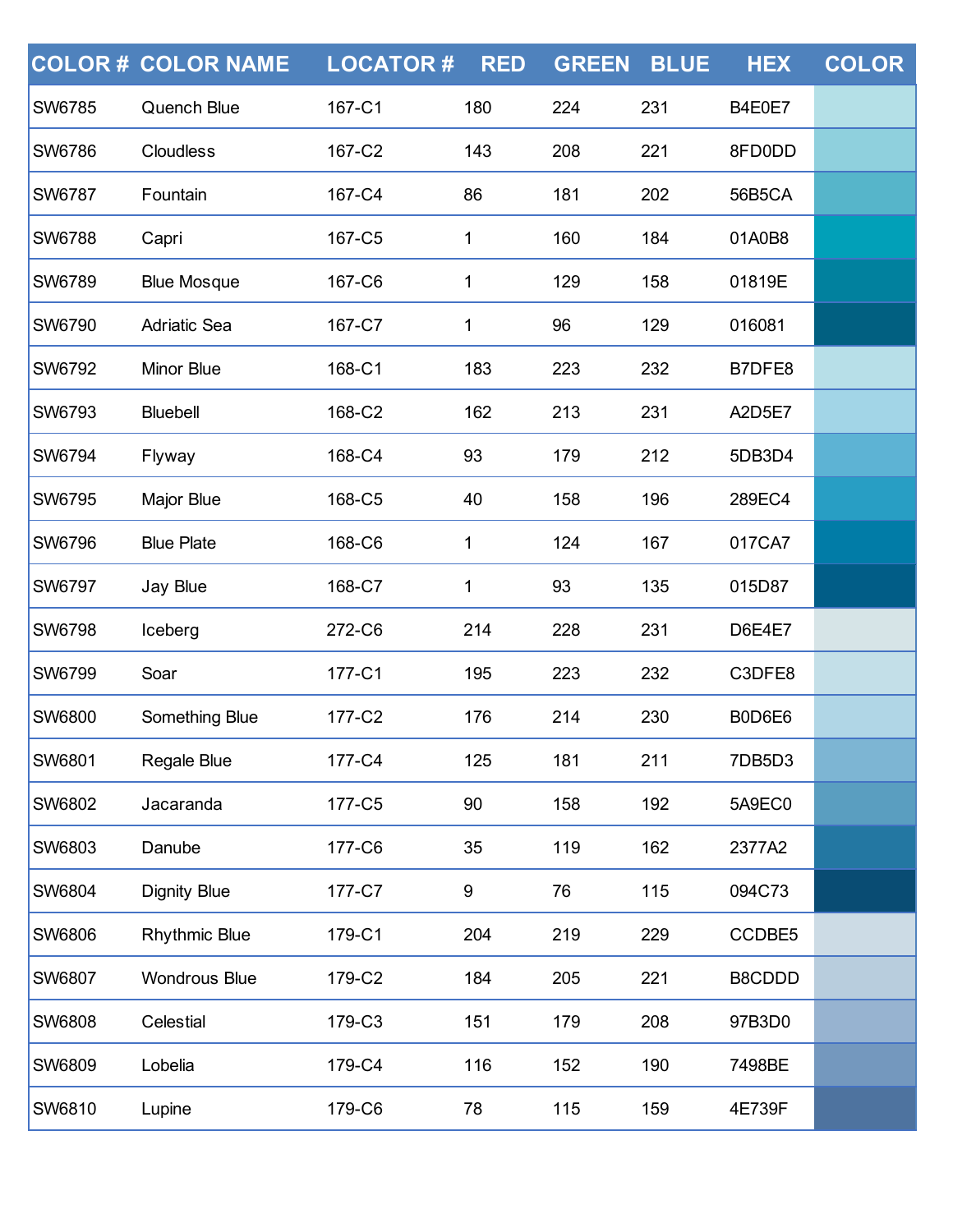| COLOR # | COLOR NAME | LOCATOR # | RED | GREEN | BLUE | HEX | COLOR |
|---|---|---|---|---|---|---|---|
| SW6785 | Quench Blue | 167-C1 | 180 | 224 | 231 | B4E0E7 | |
| SW6786 | Cloudless | 167-C2 | 143 | 208 | 221 | 8FD0DD | |
| SW6787 | Fountain | 167-C4 | 86 | 181 | 202 | 56B5CA | |
| SW6788 | Capri | 167-C5 | 1 | 160 | 184 | 01A0B8 | |
| SW6789 | Blue Mosque | 167-C6 | 1 | 129 | 158 | 01819E | |
| SW6790 | Adriatic Sea | 167-C7 | 1 | 96 | 129 | 016081 | |
| SW6792 | Minor Blue | 168-C1 | 183 | 223 | 232 | B7DFE8 | |
| SW6793 | Bluebell | 168-C2 | 162 | 213 | 231 | A2D5E7 | |
| SW6794 | Flyway | 168-C4 | 93 | 179 | 212 | 5DB3D4 | |
| SW6795 | Major Blue | 168-C5 | 40 | 158 | 196 | 289EC4 | |
| SW6796 | Blue Plate | 168-C6 | 1 | 124 | 167 | 017CA7 | |
| SW6797 | Jay Blue | 168-C7 | 1 | 93 | 135 | 015D87 | |
| SW6798 | Iceberg | 272-C6 | 214 | 228 | 231 | D6E4E7 | |
| SW6799 | Soar | 177-C1 | 195 | 223 | 232 | C3DFE8 | |
| SW6800 | Something Blue | 177-C2 | 176 | 214 | 230 | B0D6E6 | |
| SW6801 | Regale Blue | 177-C4 | 125 | 181 | 211 | 7DB5D3 | |
| SW6802 | Jacaranda | 177-C5 | 90 | 158 | 192 | 5A9EC0 | |
| SW6803 | Danube | 177-C6 | 35 | 119 | 162 | 2377A2 | |
| SW6804 | Dignity Blue | 177-C7 | 9 | 76 | 115 | 094C73 | |
| SW6806 | Rhythmic Blue | 179-C1 | 204 | 219 | 229 | CCDBE5 | |
| SW6807 | Wondrous Blue | 179-C2 | 184 | 205 | 221 | B8CDDD | |
| SW6808 | Celestial | 179-C3 | 151 | 179 | 208 | 97B3D0 | |
| SW6809 | Lobelia | 179-C4 | 116 | 152 | 190 | 7498BE | |
| SW6810 | Lupine | 179-C6 | 78 | 115 | 159 | 4E739F | |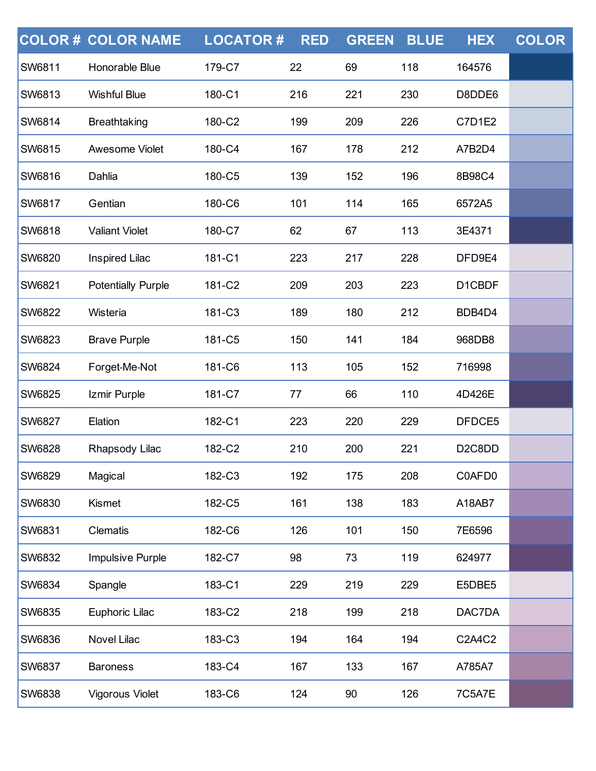| COLOR # | COLOR NAME | LOCATOR # | RED | GREEN | BLUE | HEX | COLOR |
|---|---|---|---|---|---|---|---|
| SW6811 | Honorable Blue | 179-C7 | 22 | 69 | 118 | 164576 | |
| SW6813 | Wishful Blue | 180-C1 | 216 | 221 | 230 | D8DDE6 | |
| SW6814 | Breathtaking | 180-C2 | 199 | 209 | 226 | C7D1E2 | |
| SW6815 | Awesome Violet | 180-C4 | 167 | 178 | 212 | A7B2D4 | |
| SW6816 | Dahlia | 180-C5 | 139 | 152 | 196 | 8B98C4 | |
| SW6817 | Gentian | 180-C6 | 101 | 114 | 165 | 6572A5 | |
| SW6818 | Valiant Violet | 180-C7 | 62 | 67 | 113 | 3E4371 | |
| SW6820 | Inspired Lilac | 181-C1 | 223 | 217 | 228 | DFD9E4 | |
| SW6821 | Potentially Purple | 181-C2 | 209 | 203 | 223 | D1CBDF | |
| SW6822 | Wisteria | 181-C3 | 189 | 180 | 212 | BDB4D4 | |
| SW6823 | Brave Purple | 181-C5 | 150 | 141 | 184 | 968DB8 | |
| SW6824 | Forget-Me-Not | 181-C6 | 113 | 105 | 152 | 716998 | |
| SW6825 | Izmir Purple | 181-C7 | 77 | 66 | 110 | 4D426E | |
| SW6827 | Elation | 182-C1 | 223 | 220 | 229 | DFDCE5 | |
| SW6828 | Rhapsody Lilac | 182-C2 | 210 | 200 | 221 | D2C8DD | |
| SW6829 | Magical | 182-C3 | 192 | 175 | 208 | C0AFD0 | |
| SW6830 | Kismet | 182-C5 | 161 | 138 | 183 | A18AB7 | |
| SW6831 | Clematis | 182-C6 | 126 | 101 | 150 | 7E6596 | |
| SW6832 | Impulsive Purple | 182-C7 | 98 | 73 | 119 | 624977 | |
| SW6834 | Spangle | 183-C1 | 229 | 219 | 229 | E5DBE5 | |
| SW6835 | Euphoric Lilac | 183-C2 | 218 | 199 | 218 | DAC7DA | |
| SW6836 | Novel Lilac | 183-C3 | 194 | 164 | 194 | C2A4C2 | |
| SW6837 | Baroness | 183-C4 | 167 | 133 | 167 | A785A7 | |
| SW6838 | Vigorous Violet | 183-C6 | 124 | 90 | 126 | 7C5A7E | |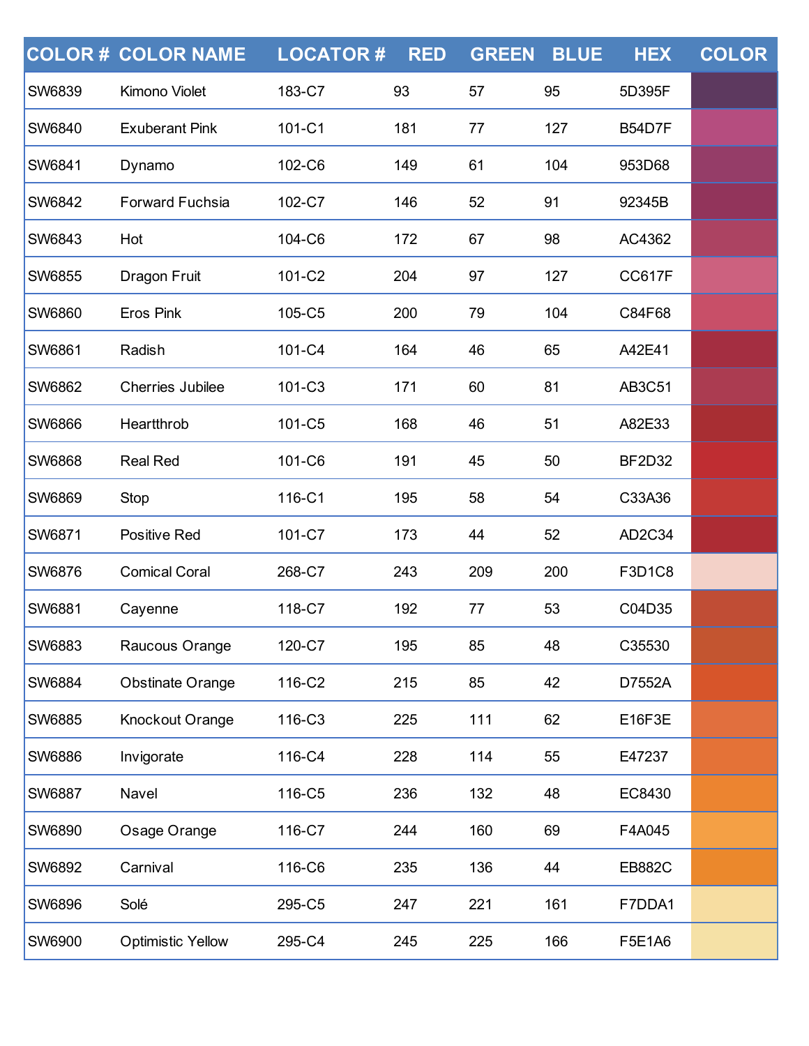| COLOR # | COLOR NAME | LOCATOR # | RED | GREEN | BLUE | HEX | COLOR |
|---|---|---|---|---|---|---|---|
| SW6839 | Kimono Violet | 183-C7 | 93 | 57 | 95 | 5D395F | |
| SW6840 | Exuberant Pink | 101-C1 | 181 | 77 | 127 | B54D7F | |
| SW6841 | Dynamo | 102-C6 | 149 | 61 | 104 | 953D68 | |
| SW6842 | Forward Fuchsia | 102-C7 | 146 | 52 | 91 | 92345B | |
| SW6843 | Hot | 104-C6 | 172 | 67 | 98 | AC4362 | |
| SW6855 | Dragon Fruit | 101-C2 | 204 | 97 | 127 | CC617F | |
| SW6860 | Eros Pink | 105-C5 | 200 | 79 | 104 | C84F68 | |
| SW6861 | Radish | 101-C4 | 164 | 46 | 65 | A42E41 | |
| SW6862 | Cherries Jubilee | 101-C3 | 171 | 60 | 81 | AB3C51 | |
| SW6866 | Heartthrob | 101-C5 | 168 | 46 | 51 | A82E33 | |
| SW6868 | Real Red | 101-C6 | 191 | 45 | 50 | BF2D32 | |
| SW6869 | Stop | 116-C1 | 195 | 58 | 54 | C33A36 | |
| SW6871 | Positive Red | 101-C7 | 173 | 44 | 52 | AD2C34 | |
| SW6876 | Comical Coral | 268-C7 | 243 | 209 | 200 | F3D1C8 | |
| SW6881 | Cayenne | 118-C7 | 192 | 77 | 53 | C04D35 | |
| SW6883 | Raucous Orange | 120-C7 | 195 | 85 | 48 | C35530 | |
| SW6884 | Obstinate Orange | 116-C2 | 215 | 85 | 42 | D7552A | |
| SW6885 | Knockout Orange | 116-C3 | 225 | 111 | 62 | E16F3E | |
| SW6886 | Invigorate | 116-C4 | 228 | 114 | 55 | E47237 | |
| SW6887 | Navel | 116-C5 | 236 | 132 | 48 | EC8430 | |
| SW6890 | Osage Orange | 116-C7 | 244 | 160 | 69 | F4A045 | |
| SW6892 | Carnival | 116-C6 | 235 | 136 | 44 | EB882C | |
| SW6896 | Solé | 295-C5 | 247 | 221 | 161 | F7DDA1 | |
| SW6900 | Optimistic Yellow | 295-C4 | 245 | 225 | 166 | F5E1A6 | |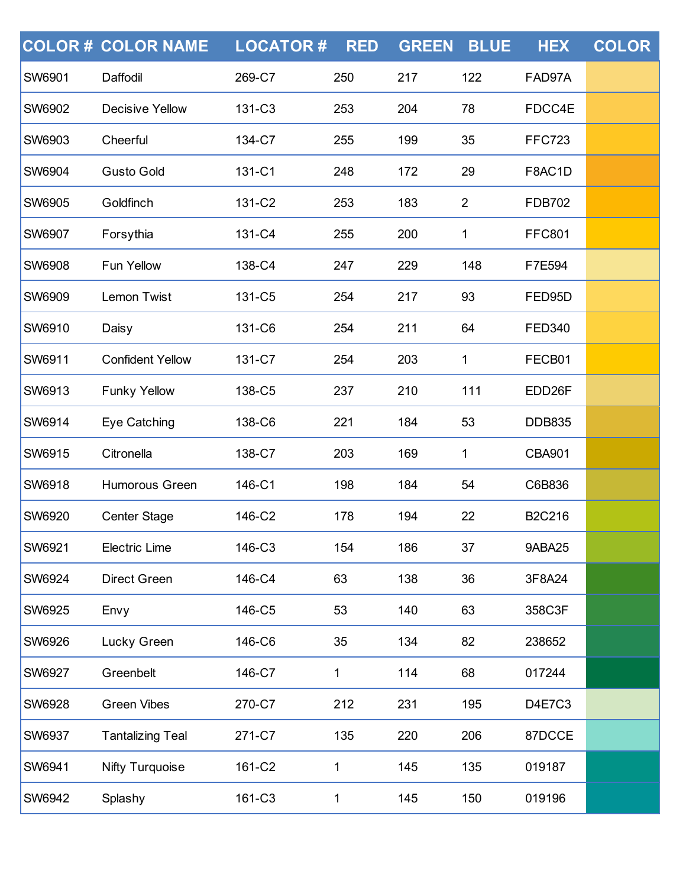| COLOR # | COLOR NAME | LOCATOR # | RED | GREEN | BLUE | HEX | COLOR |
|---|---|---|---|---|---|---|---|
| SW6901 | Daffodil | 269-C7 | 250 | 217 | 122 | FAD97A | |
| SW6902 | Decisive Yellow | 131-C3 | 253 | 204 | 78 | FDCC4E | |
| SW6903 | Cheerful | 134-C7 | 255 | 199 | 35 | FFC723 | |
| SW6904 | Gusto Gold | 131-C1 | 248 | 172 | 29 | F8AC1D | |
| SW6905 | Goldfinch | 131-C2 | 253 | 183 | 2 | FDB702 | |
| SW6907 | Forsythia | 131-C4 | 255 | 200 | 1 | FFC801 | |
| SW6908 | Fun Yellow | 138-C4 | 247 | 229 | 148 | F7E594 | |
| SW6909 | Lemon Twist | 131-C5 | 254 | 217 | 93 | FED95D | |
| SW6910 | Daisy | 131-C6 | 254 | 211 | 64 | FED340 | |
| SW6911 | Confident Yellow | 131-C7 | 254 | 203 | 1 | FECB01 | |
| SW6913 | Funky Yellow | 138-C5 | 237 | 210 | 111 | EDD26F | |
| SW6914 | Eye Catching | 138-C6 | 221 | 184 | 53 | DDB835 | |
| SW6915 | Citronella | 138-C7 | 203 | 169 | 1 | CBA901 | |
| SW6918 | Humorous Green | 146-C1 | 198 | 184 | 54 | C6B836 | |
| SW6920 | Center Stage | 146-C2 | 178 | 194 | 22 | B2C216 | |
| SW6921 | Electric Lime | 146-C3 | 154 | 186 | 37 | 9ABA25 | |
| SW6924 | Direct Green | 146-C4 | 63 | 138 | 36 | 3F8A24 | |
| SW6925 | Envy | 146-C5 | 53 | 140 | 63 | 358C3F | |
| SW6926 | Lucky Green | 146-C6 | 35 | 134 | 82 | 238652 | |
| SW6927 | Greenbelt | 146-C7 | 1 | 114 | 68 | 017244 | |
| SW6928 | Green Vibes | 270-C7 | 212 | 231 | 195 | D4E7C3 | |
| SW6937 | Tantalizing Teal | 271-C7 | 135 | 220 | 206 | 87DCCE | |
| SW6941 | Nifty Turquoise | 161-C2 | 1 | 145 | 135 | 019187 | |
| SW6942 | Splashy | 161-C3 | 1 | 145 | 150 | 019196 | |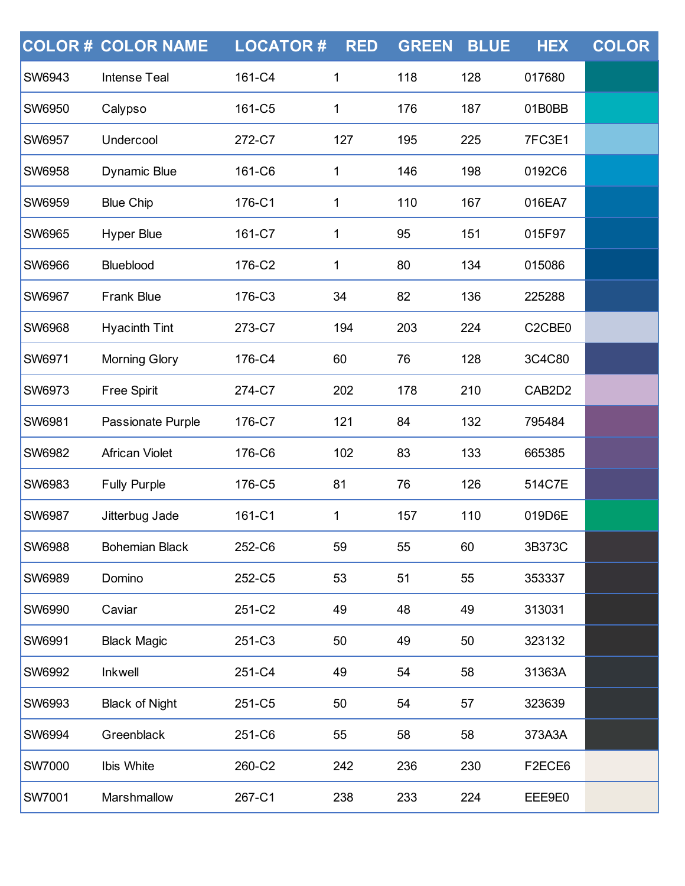| COLOR # | COLOR NAME | LOCATOR # | RED | GREEN | BLUE | HEX | COLOR |
|---|---|---|---|---|---|---|---|
| SW6943 | Intense Teal | 161-C4 | 1 | 118 | 128 | 017680 | |
| SW6950 | Calypso | 161-C5 | 1 | 176 | 187 | 01B0BB | |
| SW6957 | Undercool | 272-C7 | 127 | 195 | 225 | 7FC3E1 | |
| SW6958 | Dynamic Blue | 161-C6 | 1 | 146 | 198 | 0192C6 | |
| SW6959 | Blue Chip | 176-C1 | 1 | 110 | 167 | 016EA7 | |
| SW6965 | Hyper Blue | 161-C7 | 1 | 95 | 151 | 015F97 | |
| SW6966 | Blueblood | 176-C2 | 1 | 80 | 134 | 015086 | |
| SW6967 | Frank Blue | 176-C3 | 34 | 82 | 136 | 225288 | |
| SW6968 | Hyacinth Tint | 273-C7 | 194 | 203 | 224 | C2CBE0 | |
| SW6971 | Morning Glory | 176-C4 | 60 | 76 | 128 | 3C4C80 | |
| SW6973 | Free Spirit | 274-C7 | 202 | 178 | 210 | CAB2D2 | |
| SW6981 | Passionate Purple | 176-C7 | 121 | 84 | 132 | 795484 | |
| SW6982 | African Violet | 176-C6 | 102 | 83 | 133 | 665385 | |
| SW6983 | Fully Purple | 176-C5 | 81 | 76 | 126 | 514C7E | |
| SW6987 | Jitterbug Jade | 161-C1 | 1 | 157 | 110 | 019D6E | |
| SW6988 | Bohemian Black | 252-C6 | 59 | 55 | 60 | 3B373C | |
| SW6989 | Domino | 252-C5 | 53 | 51 | 55 | 353337 | |
| SW6990 | Caviar | 251-C2 | 49 | 48 | 49 | 313031 | |
| SW6991 | Black Magic | 251-C3 | 50 | 49 | 50 | 323132 | |
| SW6992 | Inkwell | 251-C4 | 49 | 54 | 58 | 31363A | |
| SW6993 | Black of Night | 251-C5 | 50 | 54 | 57 | 323639 | |
| SW6994 | Greenblack | 251-C6 | 55 | 58 | 58 | 373A3A | |
| SW7000 | Ibis White | 260-C2 | 242 | 236 | 230 | F2ECE6 | |
| SW7001 | Marshmallow | 267-C1 | 238 | 233 | 224 | EEE9E0 | |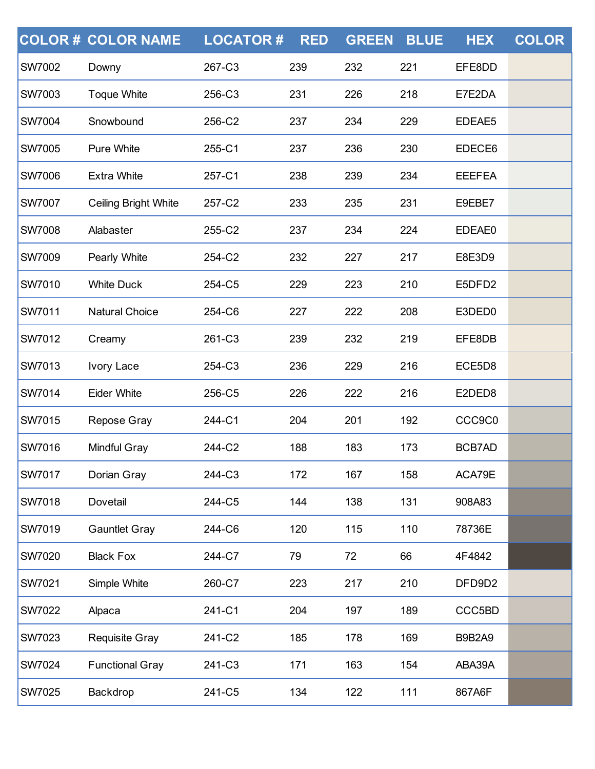| COLOR # | COLOR NAME | LOCATOR # | RED | GREEN | BLUE | HEX | COLOR |
|---|---|---|---|---|---|---|---|
| SW7002 | Downy | 267-C3 | 239 | 232 | 221 | EFE8DD | |
| SW7003 | Toque White | 256-C3 | 231 | 226 | 218 | E7E2DA | |
| SW7004 | Snowbound | 256-C2 | 237 | 234 | 229 | EDEAE5 | |
| SW7005 | Pure White | 255-C1 | 237 | 236 | 230 | EDECE6 | |
| SW7006 | Extra White | 257-C1 | 238 | 239 | 234 | EEEFEA | |
| SW7007 | Ceiling Bright White | 257-C2 | 233 | 235 | 231 | E9EBE7 | |
| SW7008 | Alabaster | 255-C2 | 237 | 234 | 224 | EDEAE0 | |
| SW7009 | Pearly White | 254-C2 | 232 | 227 | 217 | E8E3D9 | |
| SW7010 | White Duck | 254-C5 | 229 | 223 | 210 | E5DFD2 | |
| SW7011 | Natural Choice | 254-C6 | 227 | 222 | 208 | E3DED0 | |
| SW7012 | Creamy | 261-C3 | 239 | 232 | 219 | EFE8DB | |
| SW7013 | Ivory Lace | 254-C3 | 236 | 229 | 216 | ECE5D8 | |
| SW7014 | Eider White | 256-C5 | 226 | 222 | 216 | E2DED8 | |
| SW7015 | Repose Gray | 244-C1 | 204 | 201 | 192 | CCC9C0 | |
| SW7016 | Mindful Gray | 244-C2 | 188 | 183 | 173 | BCB7AD | |
| SW7017 | Dorian Gray | 244-C3 | 172 | 167 | 158 | ACA79E | |
| SW7018 | Dovetail | 244-C5 | 144 | 138 | 131 | 908A83 | |
| SW7019 | Gauntlet Gray | 244-C6 | 120 | 115 | 110 | 78736E | |
| SW7020 | Black Fox | 244-C7 | 79 | 72 | 66 | 4F4842 | |
| SW7021 | Simple White | 260-C7 | 223 | 217 | 210 | DFD9D2 | |
| SW7022 | Alpaca | 241-C1 | 204 | 197 | 189 | CCC5BD | |
| SW7023 | Requisite Gray | 241-C2 | 185 | 178 | 169 | B9B2A9 | |
| SW7024 | Functional Gray | 241-C3 | 171 | 163 | 154 | ABA39A | |
| SW7025 | Backdrop | 241-C5 | 134 | 122 | 111 | 867A6F | |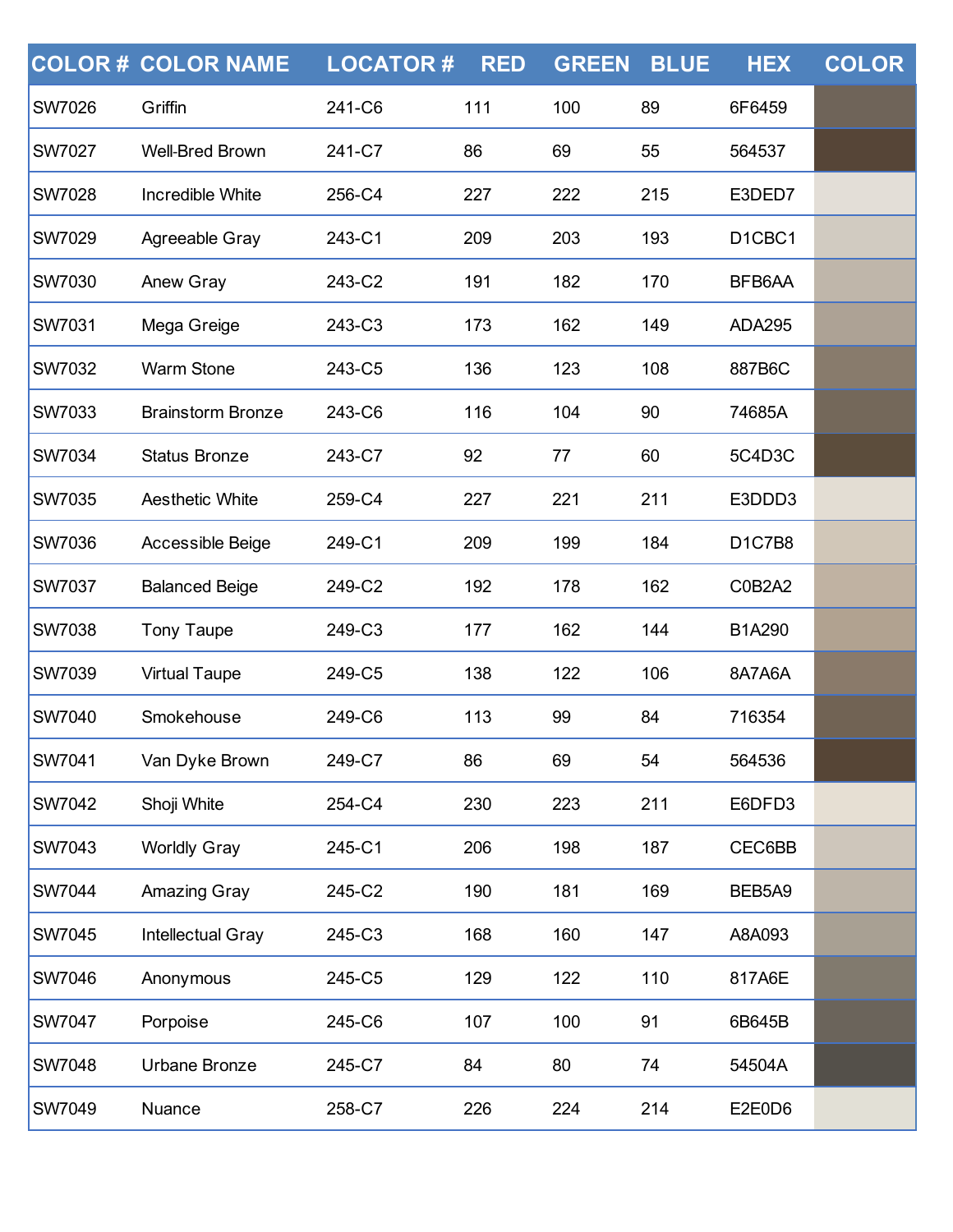| COLOR # | COLOR NAME | LOCATOR # | RED | GREEN | BLUE | HEX | COLOR |
|---|---|---|---|---|---|---|---|
| SW7026 | Griffin | 241-C6 | 111 | 100 | 89 | 6F6459 | |
| SW7027 | Well-Bred Brown | 241-C7 | 86 | 69 | 55 | 564537 | |
| SW7028 | Incredible White | 256-C4 | 227 | 222 | 215 | E3DED7 | |
| SW7029 | Agreeable Gray | 243-C1 | 209 | 203 | 193 | D1CBC1 | |
| SW7030 | Anew Gray | 243-C2 | 191 | 182 | 170 | BFB6AA | |
| SW7031 | Mega Greige | 243-C3 | 173 | 162 | 149 | ADA295 | |
| SW7032 | Warm Stone | 243-C5 | 136 | 123 | 108 | 887B6C | |
| SW7033 | Brainstorm Bronze | 243-C6 | 116 | 104 | 90 | 74685A | |
| SW7034 | Status Bronze | 243-C7 | 92 | 77 | 60 | 5C4D3C | |
| SW7035 | Aesthetic White | 259-C4 | 227 | 221 | 211 | E3DDD3 | |
| SW7036 | Accessible Beige | 249-C1 | 209 | 199 | 184 | D1C7B8 | |
| SW7037 | Balanced Beige | 249-C2 | 192 | 178 | 162 | C0B2A2 | |
| SW7038 | Tony Taupe | 249-C3 | 177 | 162 | 144 | B1A290 | |
| SW7039 | Virtual Taupe | 249-C5 | 138 | 122 | 106 | 8A7A6A | |
| SW7040 | Smokehouse | 249-C6 | 113 | 99 | 84 | 716354 | |
| SW7041 | Van Dyke Brown | 249-C7 | 86 | 69 | 54 | 564536 | |
| SW7042 | Shoji White | 254-C4 | 230 | 223 | 211 | E6DFD3 | |
| SW7043 | Worldly Gray | 245-C1 | 206 | 198 | 187 | CEC6BB | |
| SW7044 | Amazing Gray | 245-C2 | 190 | 181 | 169 | BEB5A9 | |
| SW7045 | Intellectual Gray | 245-C3 | 168 | 160 | 147 | A8A093 | |
| SW7046 | Anonymous | 245-C5 | 129 | 122 | 110 | 817A6E | |
| SW7047 | Porpoise | 245-C6 | 107 | 100 | 91 | 6B645B | |
| SW7048 | Urbane Bronze | 245-C7 | 84 | 80 | 74 | 54504A | |
| SW7049 | Nuance | 258-C7 | 226 | 224 | 214 | E2E0D6 | |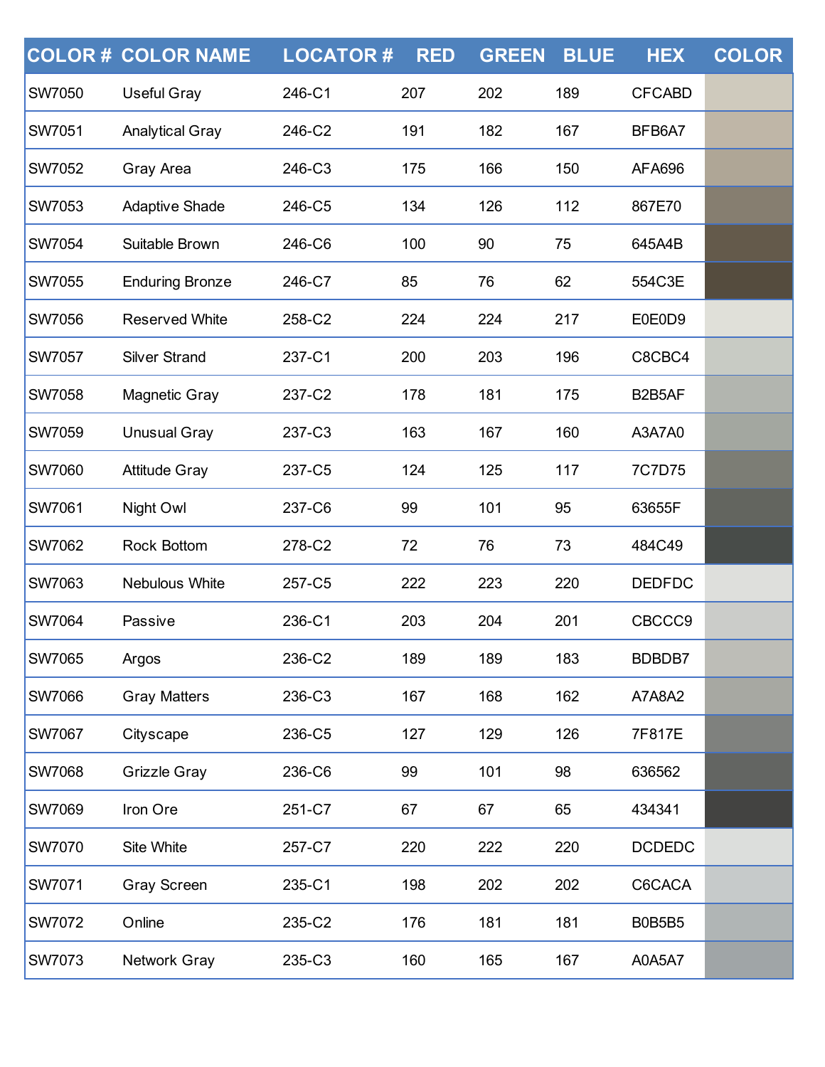| COLOR # | COLOR NAME | LOCATOR # | RED | GREEN | BLUE | HEX | COLOR |
|---|---|---|---|---|---|---|---|
| SW7050 | Useful Gray | 246-C1 | 207 | 202 | 189 | CFCABD | |
| SW7051 | Analytical Gray | 246-C2 | 191 | 182 | 167 | BFB6A7 | |
| SW7052 | Gray Area | 246-C3 | 175 | 166 | 150 | AFA696 | |
| SW7053 | Adaptive Shade | 246-C5 | 134 | 126 | 112 | 867E70 | |
| SW7054 | Suitable Brown | 246-C6 | 100 | 90 | 75 | 645A4B | |
| SW7055 | Enduring Bronze | 246-C7 | 85 | 76 | 62 | 554C3E | |
| SW7056 | Reserved White | 258-C2 | 224 | 224 | 217 | E0E0D9 | |
| SW7057 | Silver Strand | 237-C1 | 200 | 203 | 196 | C8CBC4 | |
| SW7058 | Magnetic Gray | 237-C2 | 178 | 181 | 175 | B2B5AF | |
| SW7059 | Unusual Gray | 237-C3 | 163 | 167 | 160 | A3A7A0 | |
| SW7060 | Attitude Gray | 237-C5 | 124 | 125 | 117 | 7C7D75 | |
| SW7061 | Night Owl | 237-C6 | 99 | 101 | 95 | 63655F | |
| SW7062 | Rock Bottom | 278-C2 | 72 | 76 | 73 | 484C49 | |
| SW7063 | Nebulous White | 257-C5 | 222 | 223 | 220 | DEDFDC | |
| SW7064 | Passive | 236-C1 | 203 | 204 | 201 | CBCCC9 | |
| SW7065 | Argos | 236-C2 | 189 | 189 | 183 | BDBDB7 | |
| SW7066 | Gray Matters | 236-C3 | 167 | 168 | 162 | A7A8A2 | |
| SW7067 | Cityscape | 236-C5 | 127 | 129 | 126 | 7F817E | |
| SW7068 | Grizzle Gray | 236-C6 | 99 | 101 | 98 | 636562 | |
| SW7069 | Iron Ore | 251-C7 | 67 | 67 | 65 | 434341 | |
| SW7070 | Site White | 257-C7 | 220 | 222 | 220 | DCDEDC | |
| SW7071 | Gray Screen | 235-C1 | 198 | 202 | 202 | C6CACA | |
| SW7072 | Online | 235-C2 | 176 | 181 | 181 | B0B5B5 | |
| SW7073 | Network Gray | 235-C3 | 160 | 165 | 167 | A0A5A7 | |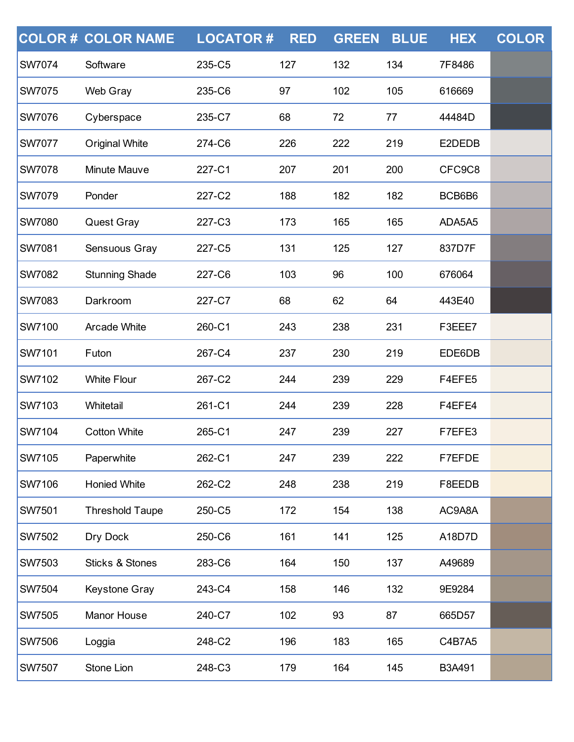| COLOR # | COLOR NAME | LOCATOR # | RED | GREEN | BLUE | HEX | COLOR |
|---|---|---|---|---|---|---|---|
| SW7074 | Software | 235-C5 | 127 | 132 | 134 | 7F8486 | |
| SW7075 | Web Gray | 235-C6 | 97 | 102 | 105 | 616669 | |
| SW7076 | Cyberspace | 235-C7 | 68 | 72 | 77 | 44484D | |
| SW7077 | Original White | 274-C6 | 226 | 222 | 219 | E2DEDB | |
| SW7078 | Minute Mauve | 227-C1 | 207 | 201 | 200 | CFC9C8 | |
| SW7079 | Ponder | 227-C2 | 188 | 182 | 182 | BCB6B6 | |
| SW7080 | Quest Gray | 227-C3 | 173 | 165 | 165 | ADA5A5 | |
| SW7081 | Sensuous Gray | 227-C5 | 131 | 125 | 127 | 837D7F | |
| SW7082 | Stunning Shade | 227-C6 | 103 | 96 | 100 | 676064 | |
| SW7083 | Darkroom | 227-C7 | 68 | 62 | 64 | 443E40 | |
| SW7100 | Arcade White | 260-C1 | 243 | 238 | 231 | F3EEE7 | |
| SW7101 | Futon | 267-C4 | 237 | 230 | 219 | EDE6DB | |
| SW7102 | White Flour | 267-C2 | 244 | 239 | 229 | F4EFE5 | |
| SW7103 | Whitetail | 261-C1 | 244 | 239 | 228 | F4EFE4 | |
| SW7104 | Cotton White | 265-C1 | 247 | 239 | 227 | F7EFE3 | |
| SW7105 | Paperwhite | 262-C1 | 247 | 239 | 222 | F7EFDE | |
| SW7106 | Honied White | 262-C2 | 248 | 238 | 219 | F8EEDB | |
| SW7501 | Threshold Taupe | 250-C5 | 172 | 154 | 138 | AC9A8A | |
| SW7502 | Dry Dock | 250-C6 | 161 | 141 | 125 | A18D7D | |
| SW7503 | Sticks & Stones | 283-C6 | 164 | 150 | 137 | A49689 | |
| SW7504 | Keystone Gray | 243-C4 | 158 | 146 | 132 | 9E9284 | |
| SW7505 | Manor House | 240-C7 | 102 | 93 | 87 | 665D57 | |
| SW7506 | Loggia | 248-C2 | 196 | 183 | 165 | C4B7A5 | |
| SW7507 | Stone Lion | 248-C3 | 179 | 164 | 145 | B3A491 | |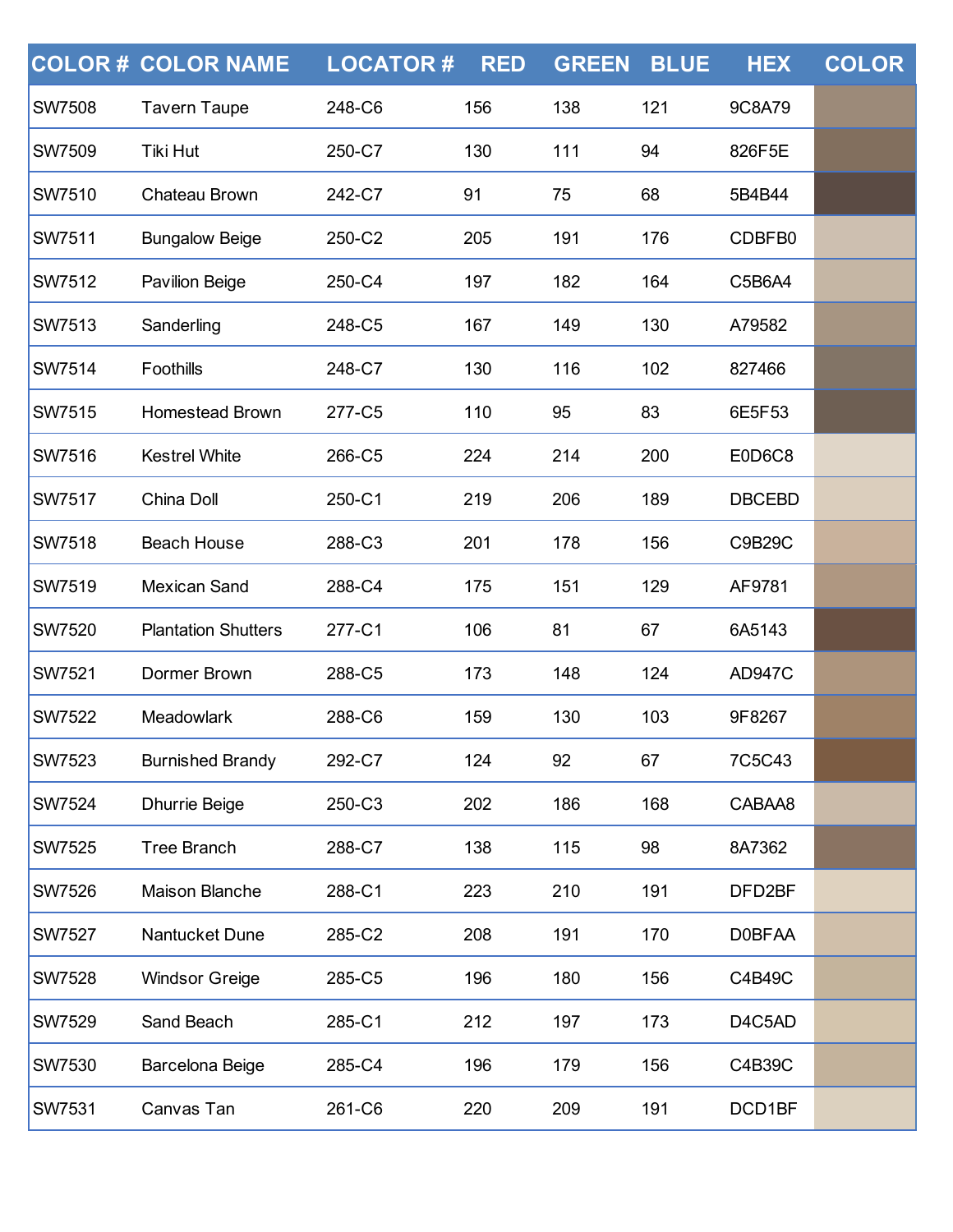| COLOR # | COLOR NAME | LOCATOR # | RED | GREEN | BLUE | HEX | COLOR |
|---|---|---|---|---|---|---|---|
| SW7508 | Tavern Taupe | 248-C6 | 156 | 138 | 121 | 9C8A79 | |
| SW7509 | Tiki Hut | 250-C7 | 130 | 111 | 94 | 826F5E | |
| SW7510 | Chateau Brown | 242-C7 | 91 | 75 | 68 | 5B4B44 | |
| SW7511 | Bungalow Beige | 250-C2 | 205 | 191 | 176 | CDBFB0 | |
| SW7512 | Pavilion Beige | 250-C4 | 197 | 182 | 164 | C5B6A4 | |
| SW7513 | Sanderling | 248-C5 | 167 | 149 | 130 | A79582 | |
| SW7514 | Foothills | 248-C7 | 130 | 116 | 102 | 827466 | |
| SW7515 | Homestead Brown | 277-C5 | 110 | 95 | 83 | 6E5F53 | |
| SW7516 | Kestrel White | 266-C5 | 224 | 214 | 200 | E0D6C8 | |
| SW7517 | China Doll | 250-C1 | 219 | 206 | 189 | DBCEBD | |
| SW7518 | Beach House | 288-C3 | 201 | 178 | 156 | C9B29C | |
| SW7519 | Mexican Sand | 288-C4 | 175 | 151 | 129 | AF9781 | |
| SW7520 | Plantation Shutters | 277-C1 | 106 | 81 | 67 | 6A5143 | |
| SW7521 | Dormer Brown | 288-C5 | 173 | 148 | 124 | AD947C | |
| SW7522 | Meadowlark | 288-C6 | 159 | 130 | 103 | 9F8267 | |
| SW7523 | Burnished Brandy | 292-C7 | 124 | 92 | 67 | 7C5C43 | |
| SW7524 | Dhurrie Beige | 250-C3 | 202 | 186 | 168 | CABAA8 | |
| SW7525 | Tree Branch | 288-C7 | 138 | 115 | 98 | 8A7362 | |
| SW7526 | Maison Blanche | 288-C1 | 223 | 210 | 191 | DFD2BF | |
| SW7527 | Nantucket Dune | 285-C2 | 208 | 191 | 170 | D0BFAA | |
| SW7528 | Windsor Greige | 285-C5 | 196 | 180 | 156 | C4B49C | |
| SW7529 | Sand Beach | 285-C1 | 212 | 197 | 173 | D4C5AD | |
| SW7530 | Barcelona Beige | 285-C4 | 196 | 179 | 156 | C4B39C | |
| SW7531 | Canvas Tan | 261-C6 | 220 | 209 | 191 | DCD1BF | |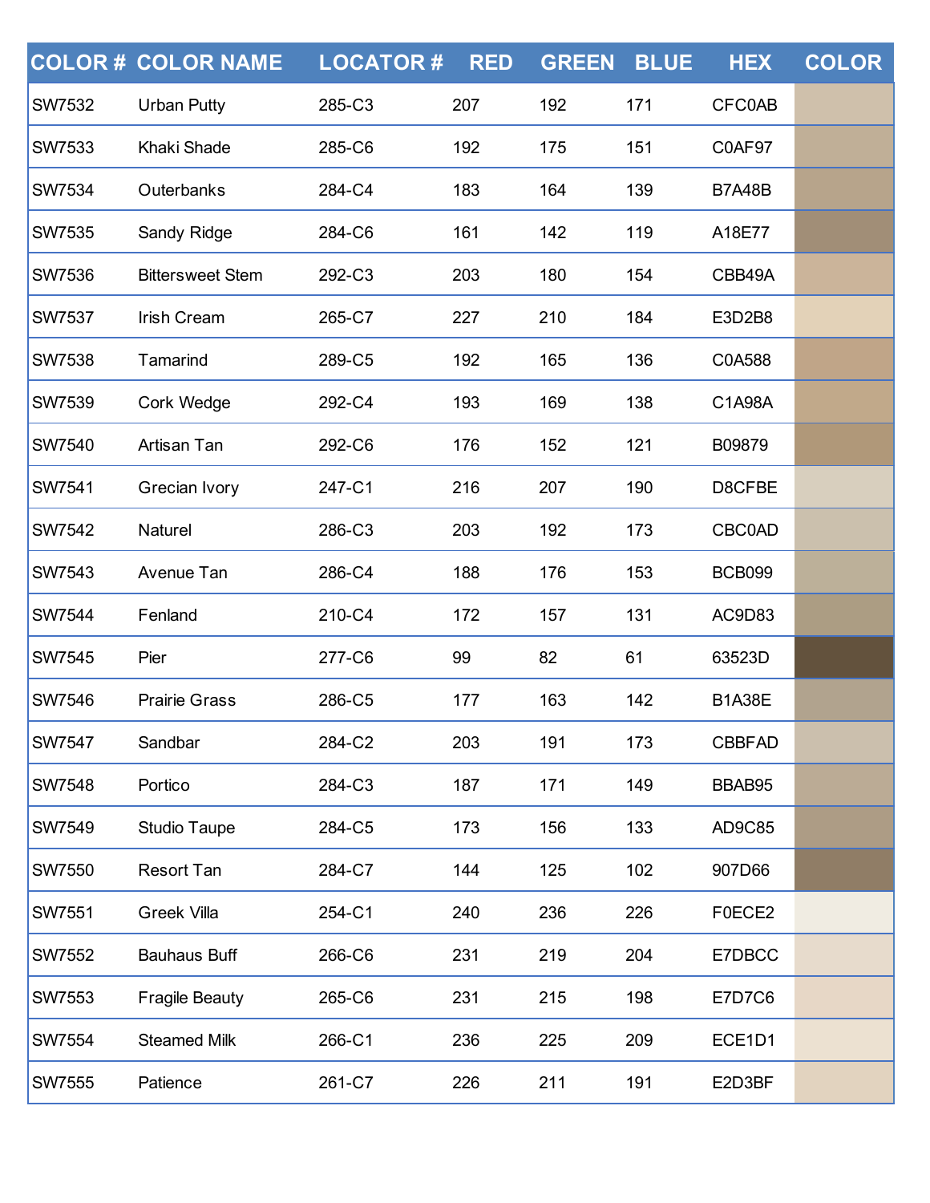| COLOR # | COLOR NAME | LOCATOR # | RED | GREEN | BLUE | HEX | COLOR |
|---|---|---|---|---|---|---|---|
| SW7532 | Urban Putty | 285-C3 | 207 | 192 | 171 | CFC0AB | |
| SW7533 | Khaki Shade | 285-C6 | 192 | 175 | 151 | C0AF97 | |
| SW7534 | Outerbanks | 284-C4 | 183 | 164 | 139 | B7A48B | |
| SW7535 | Sandy Ridge | 284-C6 | 161 | 142 | 119 | A18E77 | |
| SW7536 | Bittersweet Stem | 292-C3 | 203 | 180 | 154 | CBB49A | |
| SW7537 | Irish Cream | 265-C7 | 227 | 210 | 184 | E3D2B8 | |
| SW7538 | Tamarind | 289-C5 | 192 | 165 | 136 | C0A588 | |
| SW7539 | Cork Wedge | 292-C4 | 193 | 169 | 138 | C1A98A | |
| SW7540 | Artisan Tan | 292-C6 | 176 | 152 | 121 | B09879 | |
| SW7541 | Grecian Ivory | 247-C1 | 216 | 207 | 190 | D8CFBE | |
| SW7542 | Naturel | 286-C3 | 203 | 192 | 173 | CBC0AD | |
| SW7543 | Avenue Tan | 286-C4 | 188 | 176 | 153 | BCB099 | |
| SW7544 | Fenland | 210-C4 | 172 | 157 | 131 | AC9D83 | |
| SW7545 | Pier | 277-C6 | 99 | 82 | 61 | 63523D | |
| SW7546 | Prairie Grass | 286-C5 | 177 | 163 | 142 | B1A38E | |
| SW7547 | Sandbar | 284-C2 | 203 | 191 | 173 | CBBFAD | |
| SW7548 | Portico | 284-C3 | 187 | 171 | 149 | BBAB95 | |
| SW7549 | Studio Taupe | 284-C5 | 173 | 156 | 133 | AD9C85 | |
| SW7550 | Resort Tan | 284-C7 | 144 | 125 | 102 | 907D66 | |
| SW7551 | Greek Villa | 254-C1 | 240 | 236 | 226 | F0ECE2 | |
| SW7552 | Bauhaus Buff | 266-C6 | 231 | 219 | 204 | E7DBCC | |
| SW7553 | Fragile Beauty | 265-C6 | 231 | 215 | 198 | E7D7C6 | |
| SW7554 | Steamed Milk | 266-C1 | 236 | 225 | 209 | ECE1D1 | |
| SW7555 | Patience | 261-C7 | 226 | 211 | 191 | E2D3BF | |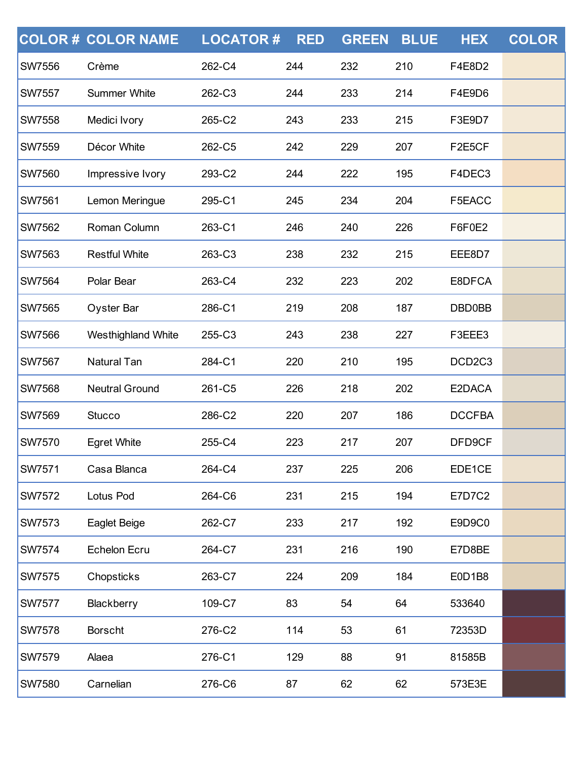| COLOR # | COLOR NAME | LOCATOR # | RED | GREEN | BLUE | HEX | COLOR |
|---|---|---|---|---|---|---|---|
| SW7556 | Crème | 262-C4 | 244 | 232 | 210 | F4E8D2 | |
| SW7557 | Summer White | 262-C3 | 244 | 233 | 214 | F4E9D6 | |
| SW7558 | Medici Ivory | 265-C2 | 243 | 233 | 215 | F3E9D7 | |
| SW7559 | Décor White | 262-C5 | 242 | 229 | 207 | F2E5CF | |
| SW7560 | Impressive Ivory | 293-C2 | 244 | 222 | 195 | F4DEC3 | |
| SW7561 | Lemon Meringue | 295-C1 | 245 | 234 | 204 | F5EACC | |
| SW7562 | Roman Column | 263-C1 | 246 | 240 | 226 | F6F0E2 | |
| SW7563 | Restful White | 263-C3 | 238 | 232 | 215 | EEE8D7 | |
| SW7564 | Polar Bear | 263-C4 | 232 | 223 | 202 | E8DFCA | |
| SW7565 | Oyster Bar | 286-C1 | 219 | 208 | 187 | DBD0BB | |
| SW7566 | Westhighland White | 255-C3 | 243 | 238 | 227 | F3EEE3 | |
| SW7567 | Natural Tan | 284-C1 | 220 | 210 | 195 | DCD2C3 | |
| SW7568 | Neutral Ground | 261-C5 | 226 | 218 | 202 | E2DACA | |
| SW7569 | Stucco | 286-C2 | 220 | 207 | 186 | DCCFBA | |
| SW7570 | Egret White | 255-C4 | 223 | 217 | 207 | DFD9CF | |
| SW7571 | Casa Blanca | 264-C4 | 237 | 225 | 206 | EDE1CE | |
| SW7572 | Lotus Pod | 264-C6 | 231 | 215 | 194 | E7D7C2 | |
| SW7573 | Eaglet Beige | 262-C7 | 233 | 217 | 192 | E9D9C0 | |
| SW7574 | Echelon Ecru | 264-C7 | 231 | 216 | 190 | E7D8BE | |
| SW7575 | Chopsticks | 263-C7 | 224 | 209 | 184 | E0D1B8 | |
| SW7577 | Blackberry | 109-C7 | 83 | 54 | 64 | 533640 | |
| SW7578 | Borscht | 276-C2 | 114 | 53 | 61 | 72353D | |
| SW7579 | Alaea | 276-C1 | 129 | 88 | 91 | 81585B | |
| SW7580 | Carnelian | 276-C6 | 87 | 62 | 62 | 573E3E | |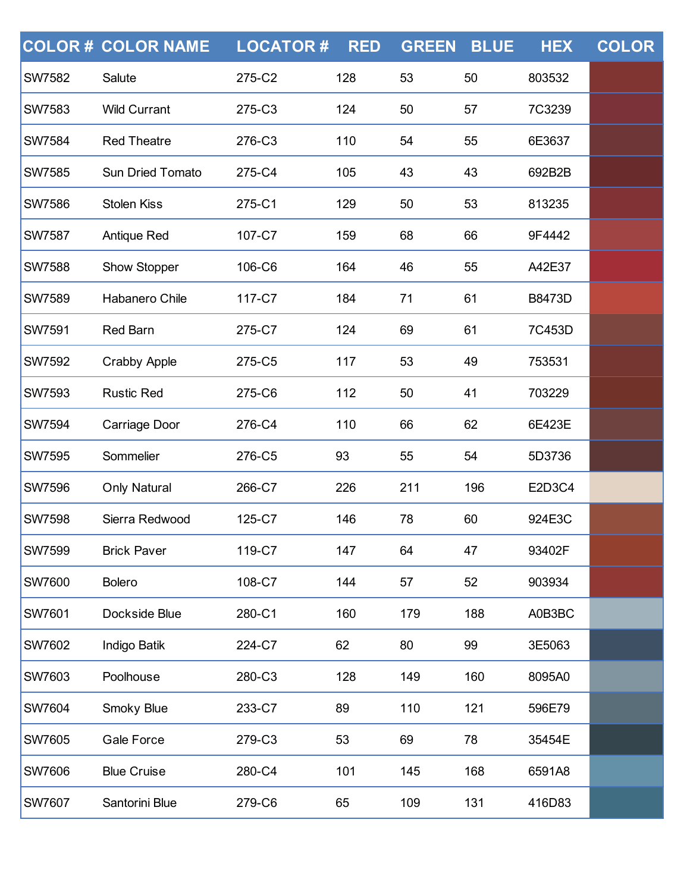| COLOR # | COLOR NAME | LOCATOR # | RED | GREEN | BLUE | HEX | COLOR |
|---|---|---|---|---|---|---|---|
| SW7582 | Salute | 275-C2 | 128 | 53 | 50 | 803532 | |
| SW7583 | Wild Currant | 275-C3 | 124 | 50 | 57 | 7C3239 | |
| SW7584 | Red Theatre | 276-C3 | 110 | 54 | 55 | 6E3637 | |
| SW7585 | Sun Dried Tomato | 275-C4 | 105 | 43 | 43 | 692B2B | |
| SW7586 | Stolen Kiss | 275-C1 | 129 | 50 | 53 | 813235 | |
| SW7587 | Antique Red | 107-C7 | 159 | 68 | 66 | 9F4442 | |
| SW7588 | Show Stopper | 106-C6 | 164 | 46 | 55 | A42E37 | |
| SW7589 | Habanero Chile | 117-C7 | 184 | 71 | 61 | B8473D | |
| SW7591 | Red Barn | 275-C7 | 124 | 69 | 61 | 7C453D | |
| SW7592 | Crabby Apple | 275-C5 | 117 | 53 | 49 | 753531 | |
| SW7593 | Rustic Red | 275-C6 | 112 | 50 | 41 | 703229 | |
| SW7594 | Carriage Door | 276-C4 | 110 | 66 | 62 | 6E423E | |
| SW7595 | Sommelier | 276-C5 | 93 | 55 | 54 | 5D3736 | |
| SW7596 | Only Natural | 266-C7 | 226 | 211 | 196 | E2D3C4 | |
| SW7598 | Sierra Redwood | 125-C7 | 146 | 78 | 60 | 924E3C | |
| SW7599 | Brick Paver | 119-C7 | 147 | 64 | 47 | 93402F | |
| SW7600 | Bolero | 108-C7 | 144 | 57 | 52 | 903934 | |
| SW7601 | Dockside Blue | 280-C1 | 160 | 179 | 188 | A0B3BC | |
| SW7602 | Indigo Batik | 224-C7 | 62 | 80 | 99 | 3E5063 | |
| SW7603 | Poolhouse | 280-C3 | 128 | 149 | 160 | 8095A0 | |
| SW7604 | Smoky Blue | 233-C7 | 89 | 110 | 121 | 596E79 | |
| SW7605 | Gale Force | 279-C3 | 53 | 69 | 78 | 35454E | |
| SW7606 | Blue Cruise | 280-C4 | 101 | 145 | 168 | 6591A8 | |
| SW7607 | Santorini Blue | 279-C6 | 65 | 109 | 131 | 416D83 | |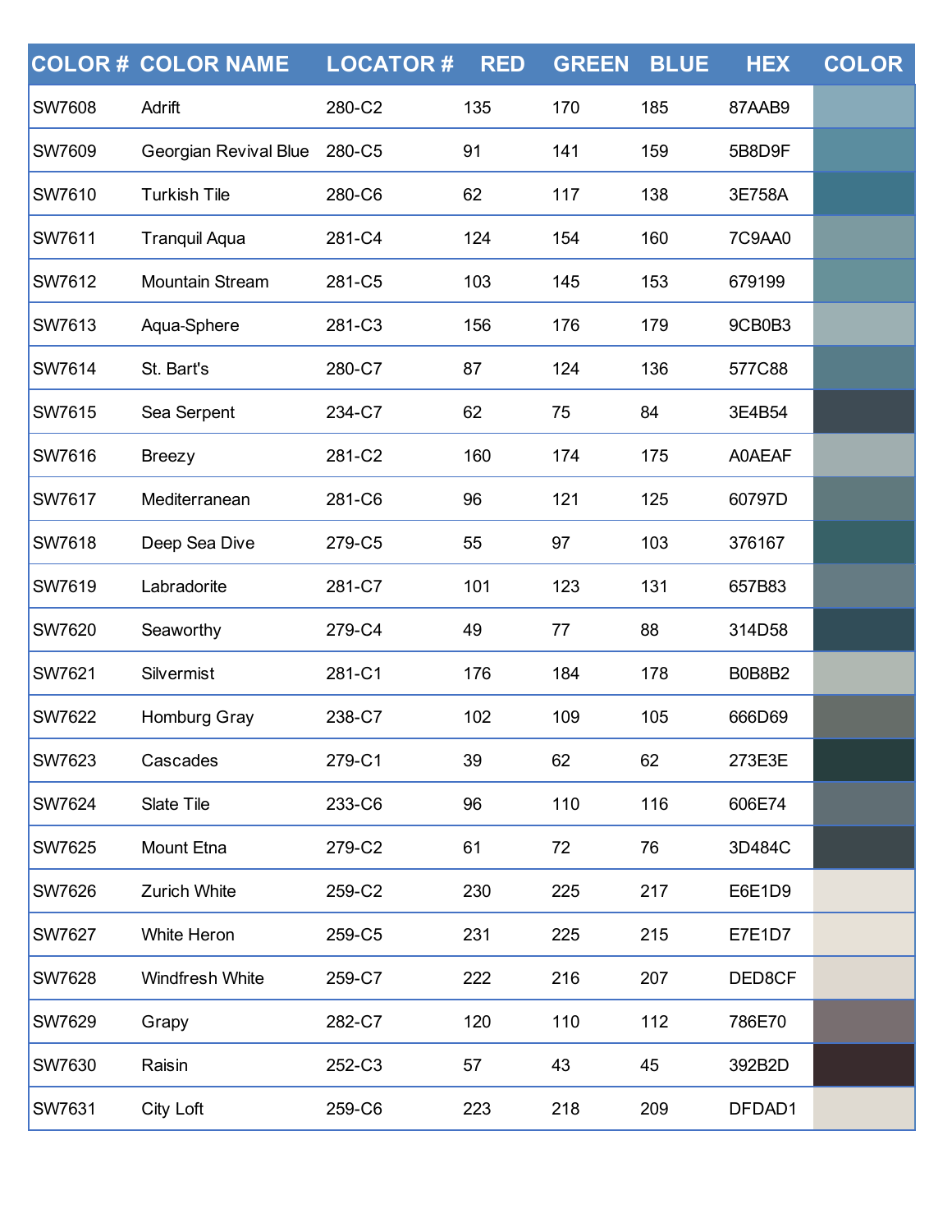| COLOR # | COLOR NAME | LOCATOR # | RED | GREEN | BLUE | HEX | COLOR |
|---|---|---|---|---|---|---|---|
| SW7608 | Adrift | 280-C2 | 135 | 170 | 185 | 87AAB9 | |
| SW7609 | Georgian Revival Blue | 280-C5 | 91 | 141 | 159 | 5B8D9F | |
| SW7610 | Turkish Tile | 280-C6 | 62 | 117 | 138 | 3E758A | |
| SW7611 | Tranquil Aqua | 281-C4 | 124 | 154 | 160 | 7C9AA0 | |
| SW7612 | Mountain Stream | 281-C5 | 103 | 145 | 153 | 679199 | |
| SW7613 | Aqua-Sphere | 281-C3 | 156 | 176 | 179 | 9CB0B3 | |
| SW7614 | St. Bart's | 280-C7 | 87 | 124 | 136 | 577C88 | |
| SW7615 | Sea Serpent | 234-C7 | 62 | 75 | 84 | 3E4B54 | |
| SW7616 | Breezy | 281-C2 | 160 | 174 | 175 | A0AEAF | |
| SW7617 | Mediterranean | 281-C6 | 96 | 121 | 125 | 60797D | |
| SW7618 | Deep Sea Dive | 279-C5 | 55 | 97 | 103 | 376167 | |
| SW7619 | Labradorite | 281-C7 | 101 | 123 | 131 | 657B83 | |
| SW7620 | Seaworthy | 279-C4 | 49 | 77 | 88 | 314D58 | |
| SW7621 | Silvermist | 281-C1 | 176 | 184 | 178 | B0B8B2 | |
| SW7622 | Homburg Gray | 238-C7 | 102 | 109 | 105 | 666D69 | |
| SW7623 | Cascades | 279-C1 | 39 | 62 | 62 | 273E3E | |
| SW7624 | Slate Tile | 233-C6 | 96 | 110 | 116 | 606E74 | |
| SW7625 | Mount Etna | 279-C2 | 61 | 72 | 76 | 3D484C | |
| SW7626 | Zurich White | 259-C2 | 230 | 225 | 217 | E6E1D9 | |
| SW7627 | White Heron | 259-C5 | 231 | 225 | 215 | E7E1D7 | |
| SW7628 | Windfresh White | 259-C7 | 222 | 216 | 207 | DED8CF | |
| SW7629 | Grapy | 282-C7 | 120 | 110 | 112 | 786E70 | |
| SW7630 | Raisin | 252-C3 | 57 | 43 | 45 | 392B2D | |
| SW7631 | City Loft | 259-C6 | 223 | 218 | 209 | DFDAD1 | |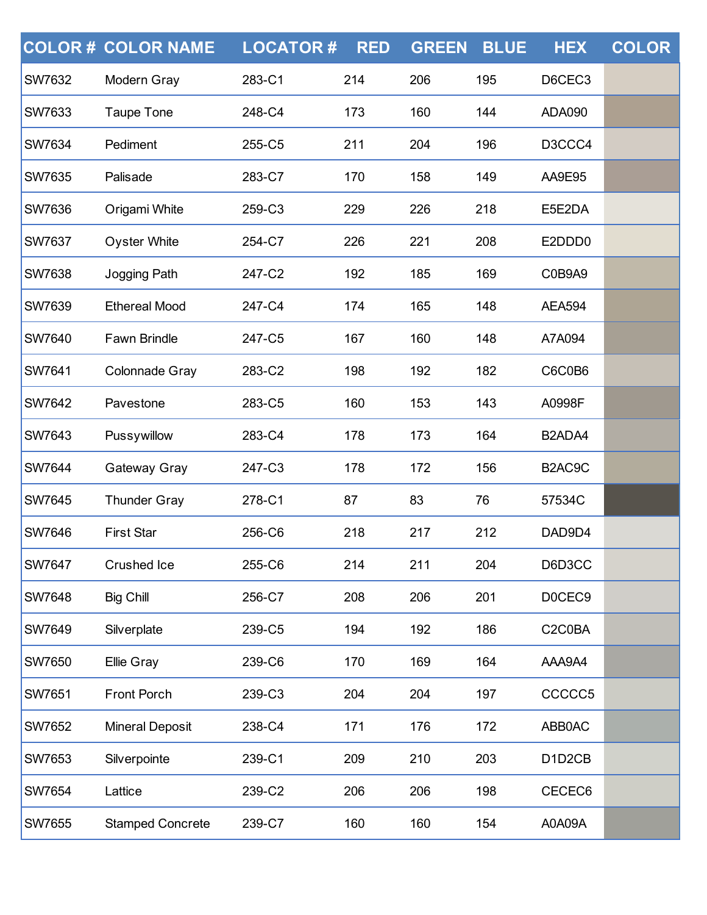| COLOR # | COLOR NAME | LOCATOR # | RED | GREEN | BLUE | HEX | COLOR |
|---|---|---|---|---|---|---|---|
| SW7632 | Modern Gray | 283-C1 | 214 | 206 | 195 | D6CEC3 | |
| SW7633 | Taupe Tone | 248-C4 | 173 | 160 | 144 | ADA090 | |
| SW7634 | Pediment | 255-C5 | 211 | 204 | 196 | D3CCC4 | |
| SW7635 | Palisade | 283-C7 | 170 | 158 | 149 | AA9E95 | |
| SW7636 | Origami White | 259-C3 | 229 | 226 | 218 | E5E2DA | |
| SW7637 | Oyster White | 254-C7 | 226 | 221 | 208 | E2DDD0 | |
| SW7638 | Jogging Path | 247-C2 | 192 | 185 | 169 | C0B9A9 | |
| SW7639 | Ethereal Mood | 247-C4 | 174 | 165 | 148 | AEA594 | |
| SW7640 | Fawn Brindle | 247-C5 | 167 | 160 | 148 | A7A094 | |
| SW7641 | Colonnade Gray | 283-C2 | 198 | 192 | 182 | C6C0B6 | |
| SW7642 | Pavestone | 283-C5 | 160 | 153 | 143 | A0998F | |
| SW7643 | Pussywillow | 283-C4 | 178 | 173 | 164 | B2ADA4 | |
| SW7644 | Gateway Gray | 247-C3 | 178 | 172 | 156 | B2AC9C | |
| SW7645 | Thunder Gray | 278-C1 | 87 | 83 | 76 | 57534C | |
| SW7646 | First Star | 256-C6 | 218 | 217 | 212 | DAD9D4 | |
| SW7647 | Crushed Ice | 255-C6 | 214 | 211 | 204 | D6D3CC | |
| SW7648 | Big Chill | 256-C7 | 208 | 206 | 201 | D0CEC9 | |
| SW7649 | Silverplate | 239-C5 | 194 | 192 | 186 | C2C0BA | |
| SW7650 | Ellie Gray | 239-C6 | 170 | 169 | 164 | AAA9A4 | |
| SW7651 | Front Porch | 239-C3 | 204 | 204 | 197 | CCCCC5 | |
| SW7652 | Mineral Deposit | 238-C4 | 171 | 176 | 172 | ABB0AC | |
| SW7653 | Silverpointe | 239-C1 | 209 | 210 | 203 | D1D2CB | |
| SW7654 | Lattice | 239-C2 | 206 | 206 | 198 | CECEC6 | |
| SW7655 | Stamped Concrete | 239-C7 | 160 | 160 | 154 | A0A09A | |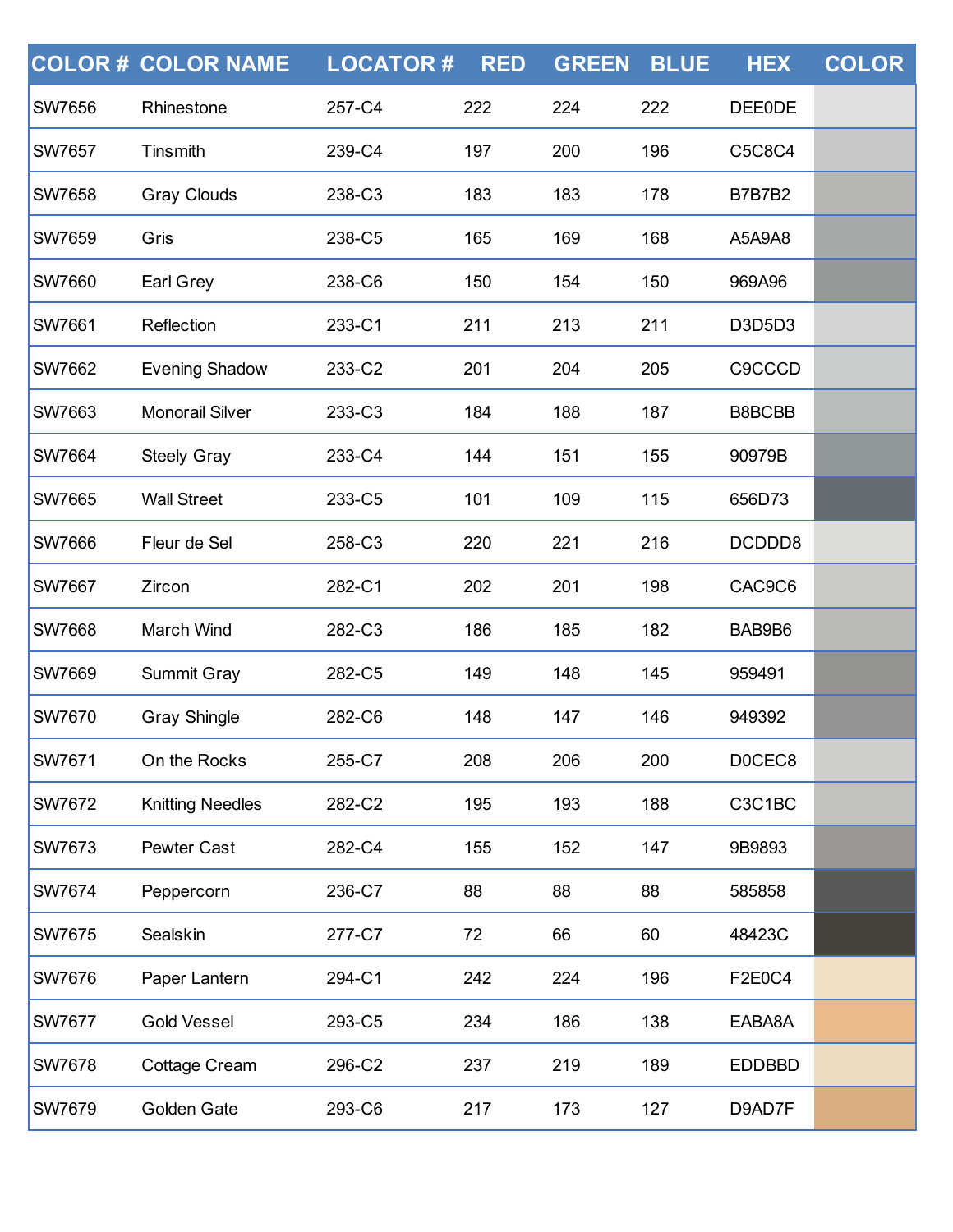| COLOR # | COLOR NAME | LOCATOR # | RED | GREEN | BLUE | HEX | COLOR |
|---|---|---|---|---|---|---|---|
| SW7656 | Rhinestone | 257-C4 | 222 | 224 | 222 | DEE0DE | |
| SW7657 | Tinsmith | 239-C4 | 197 | 200 | 196 | C5C8C4 | |
| SW7658 | Gray Clouds | 238-C3 | 183 | 183 | 178 | B7B7B2 | |
| SW7659 | Gris | 238-C5 | 165 | 169 | 168 | A5A9A8 | |
| SW7660 | Earl Grey | 238-C6 | 150 | 154 | 150 | 969A96 | |
| SW7661 | Reflection | 233-C1 | 211 | 213 | 211 | D3D5D3 | |
| SW7662 | Evening Shadow | 233-C2 | 201 | 204 | 205 | C9CCCD | |
| SW7663 | Monorail Silver | 233-C3 | 184 | 188 | 187 | B8BCBB | |
| SW7664 | Steely Gray | 233-C4 | 144 | 151 | 155 | 90979B | |
| SW7665 | Wall Street | 233-C5 | 101 | 109 | 115 | 656D73 | |
| SW7666 | Fleur de Sel | 258-C3 | 220 | 221 | 216 | DCDDD8 | |
| SW7667 | Zircon | 282-C1 | 202 | 201 | 198 | CAC9C6 | |
| SW7668 | March Wind | 282-C3 | 186 | 185 | 182 | BAB9B6 | |
| SW7669 | Summit Gray | 282-C5 | 149 | 148 | 145 | 959491 | |
| SW7670 | Gray Shingle | 282-C6 | 148 | 147 | 146 | 949392 | |
| SW7671 | On the Rocks | 255-C7 | 208 | 206 | 200 | D0CEC8 | |
| SW7672 | Knitting Needles | 282-C2 | 195 | 193 | 188 | C3C1BC | |
| SW7673 | Pewter Cast | 282-C4 | 155 | 152 | 147 | 9B9893 | |
| SW7674 | Peppercorn | 236-C7 | 88 | 88 | 88 | 585858 | |
| SW7675 | Sealskin | 277-C7 | 72 | 66 | 60 | 48423C | |
| SW7676 | Paper Lantern | 294-C1 | 242 | 224 | 196 | F2E0C4 | |
| SW7677 | Gold Vessel | 293-C5 | 234 | 186 | 138 | EABA8A | |
| SW7678 | Cottage Cream | 296-C2 | 237 | 219 | 189 | EDDBBD | |
| SW7679 | Golden Gate | 293-C6 | 217 | 173 | 127 | D9AD7F | |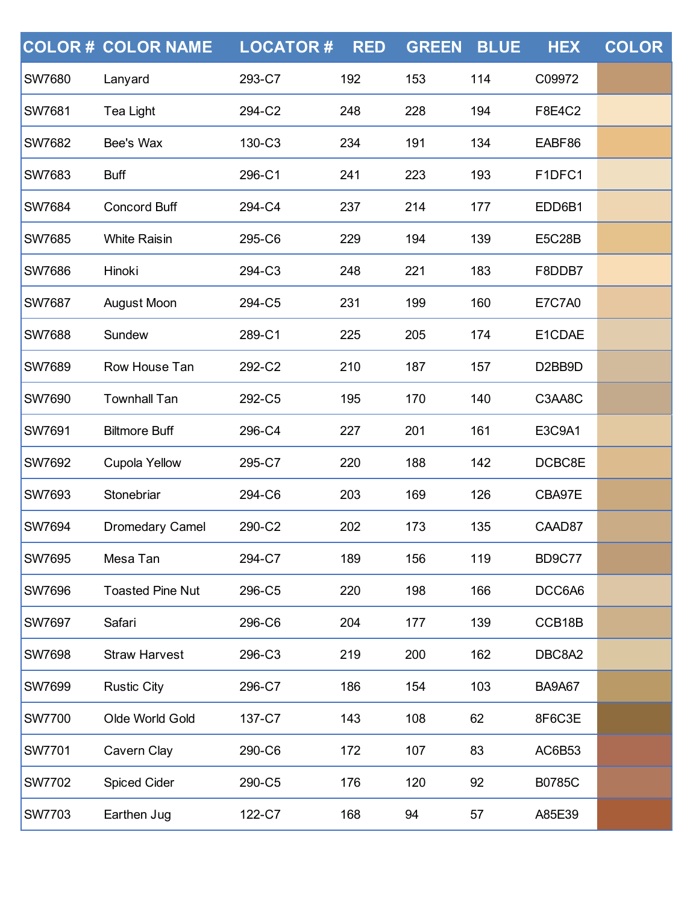| COLOR # | COLOR NAME | LOCATOR # | RED | GREEN | BLUE | HEX | COLOR |
|---|---|---|---|---|---|---|---|
| SW7680 | Lanyard | 293-C7 | 192 | 153 | 114 | C09972 | |
| SW7681 | Tea Light | 294-C2 | 248 | 228 | 194 | F8E4C2 | |
| SW7682 | Bee's Wax | 130-C3 | 234 | 191 | 134 | EABF86 | |
| SW7683 | Buff | 296-C1 | 241 | 223 | 193 | F1DFC1 | |
| SW7684 | Concord Buff | 294-C4 | 237 | 214 | 177 | EDD6B1 | |
| SW7685 | White Raisin | 295-C6 | 229 | 194 | 139 | E5C28B | |
| SW7686 | Hinoki | 294-C3 | 248 | 221 | 183 | F8DDB7 | |
| SW7687 | August Moon | 294-C5 | 231 | 199 | 160 | E7C7A0 | |
| SW7688 | Sundew | 289-C1 | 225 | 205 | 174 | E1CDAE | |
| SW7689 | Row House Tan | 292-C2 | 210 | 187 | 157 | D2BB9D | |
| SW7690 | Townhall Tan | 292-C5 | 195 | 170 | 140 | C3AA8C | |
| SW7691 | Biltmore Buff | 296-C4 | 227 | 201 | 161 | E3C9A1 | |
| SW7692 | Cupola Yellow | 295-C7 | 220 | 188 | 142 | DCBC8E | |
| SW7693 | Stonebriar | 294-C6 | 203 | 169 | 126 | CBA97E | |
| SW7694 | Dromedary Camel | 290-C2 | 202 | 173 | 135 | CAAD87 | |
| SW7695 | Mesa Tan | 294-C7 | 189 | 156 | 119 | BD9C77 | |
| SW7696 | Toasted Pine Nut | 296-C5 | 220 | 198 | 166 | DCC6A6 | |
| SW7697 | Safari | 296-C6 | 204 | 177 | 139 | CCB18B | |
| SW7698 | Straw Harvest | 296-C3 | 219 | 200 | 162 | DBC8A2 | |
| SW7699 | Rustic City | 296-C7 | 186 | 154 | 103 | BA9A67 | |
| SW7700 | Olde World Gold | 137-C7 | 143 | 108 | 62 | 8F6C3E | |
| SW7701 | Cavern Clay | 290-C6 | 172 | 107 | 83 | AC6B53 | |
| SW7702 | Spiced Cider | 290-C5 | 176 | 120 | 92 | B0785C | |
| SW7703 | Earthen Jug | 122-C7 | 168 | 94 | 57 | A85E39 | |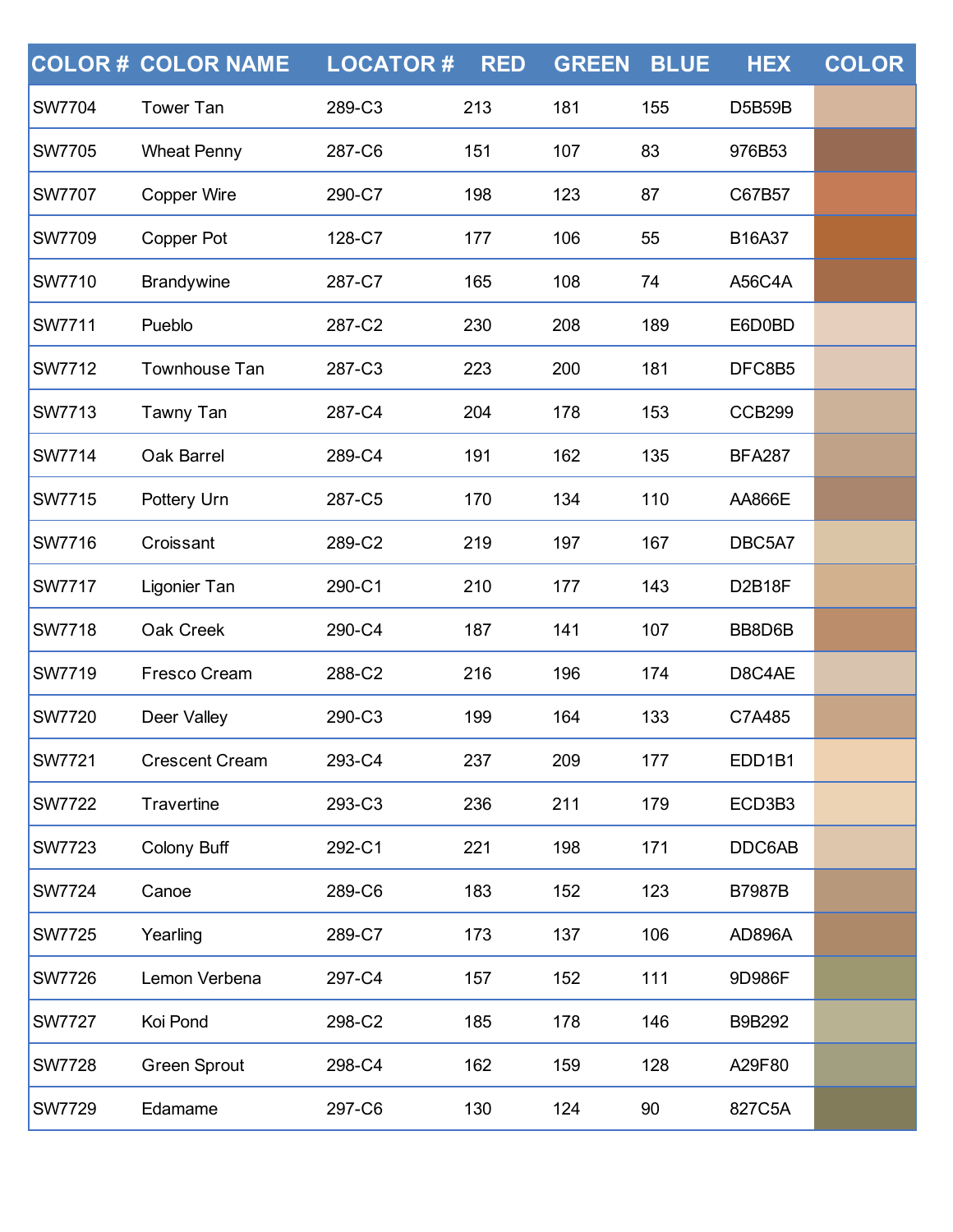| COLOR # | COLOR NAME | LOCATOR # | RED | GREEN | BLUE | HEX | COLOR |
|---|---|---|---|---|---|---|---|
| SW7704 | Tower Tan | 289-C3 | 213 | 181 | 155 | D5B59B | |
| SW7705 | Wheat Penny | 287-C6 | 151 | 107 | 83 | 976B53 | |
| SW7707 | Copper Wire | 290-C7 | 198 | 123 | 87 | C67B57 | |
| SW7709 | Copper Pot | 128-C7 | 177 | 106 | 55 | B16A37 | |
| SW7710 | Brandywine | 287-C7 | 165 | 108 | 74 | A56C4A | |
| SW7711 | Pueblo | 287-C2 | 230 | 208 | 189 | E6D0BD | |
| SW7712 | Townhouse Tan | 287-C3 | 223 | 200 | 181 | DFC8B5 | |
| SW7713 | Tawny Tan | 287-C4 | 204 | 178 | 153 | CCB299 | |
| SW7714 | Oak Barrel | 289-C4 | 191 | 162 | 135 | BFA287 | |
| SW7715 | Pottery Urn | 287-C5 | 170 | 134 | 110 | AA866E | |
| SW7716 | Croissant | 289-C2 | 219 | 197 | 167 | DBC5A7 | |
| SW7717 | Ligonier Tan | 290-C1 | 210 | 177 | 143 | D2B18F | |
| SW7718 | Oak Creek | 290-C4 | 187 | 141 | 107 | BB8D6B | |
| SW7719 | Fresco Cream | 288-C2 | 216 | 196 | 174 | D8C4AE | |
| SW7720 | Deer Valley | 290-C3 | 199 | 164 | 133 | C7A485 | |
| SW7721 | Crescent Cream | 293-C4 | 237 | 209 | 177 | EDD1B1 | |
| SW7722 | Travertine | 293-C3 | 236 | 211 | 179 | ECD3B3 | |
| SW7723 | Colony Buff | 292-C1 | 221 | 198 | 171 | DDC6AB | |
| SW7724 | Canoe | 289-C6 | 183 | 152 | 123 | B7987B | |
| SW7725 | Yearling | 289-C7 | 173 | 137 | 106 | AD896A | |
| SW7726 | Lemon Verbena | 297-C4 | 157 | 152 | 111 | 9D986F | |
| SW7727 | Koi Pond | 298-C2 | 185 | 178 | 146 | B9B292 | |
| SW7728 | Green Sprout | 298-C4 | 162 | 159 | 128 | A29F80 | |
| SW7729 | Edamame | 297-C6 | 130 | 124 | 90 | 827C5A | |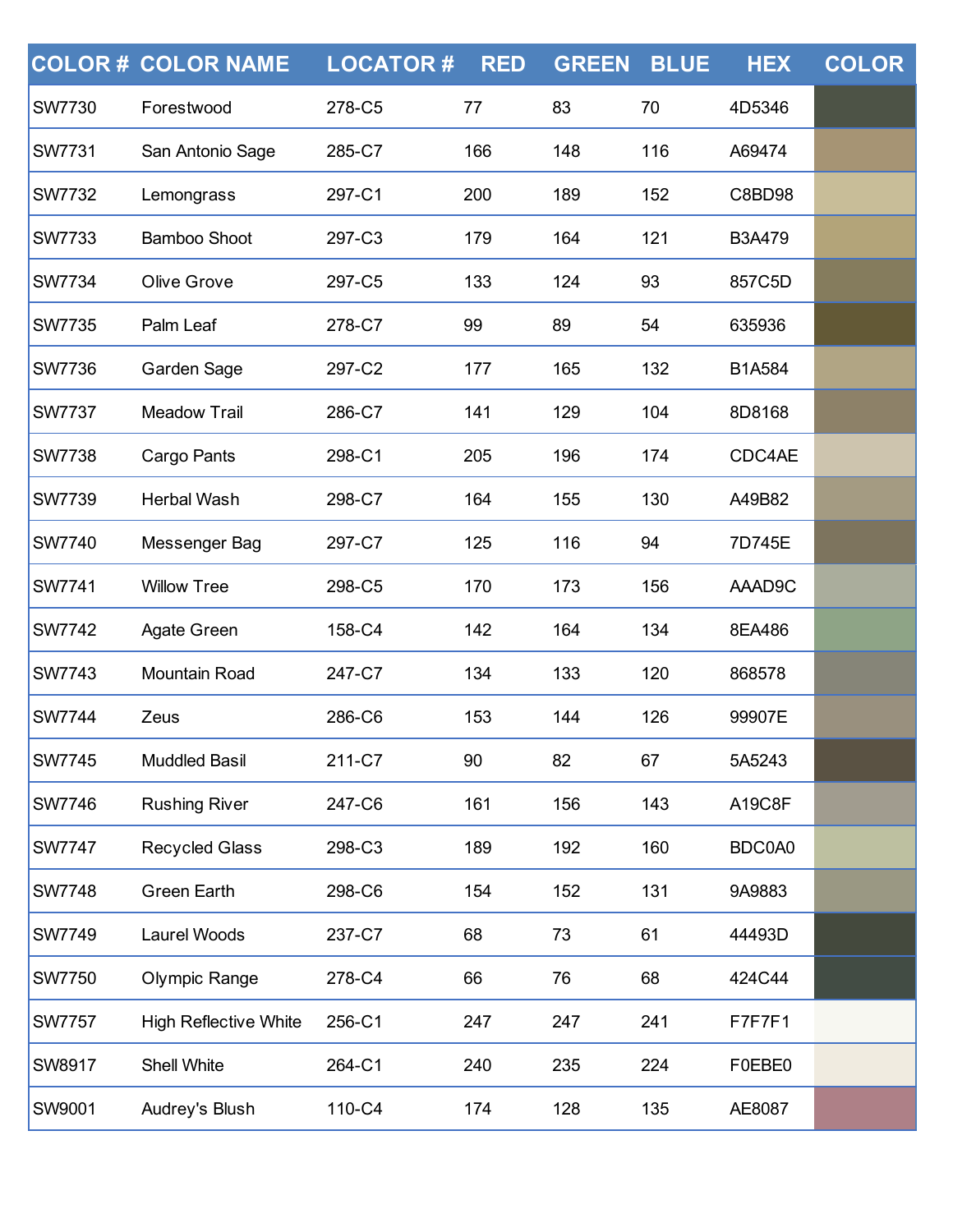| COLOR # | COLOR NAME | LOCATOR # | RED | GREEN | BLUE | HEX | COLOR |
|---|---|---|---|---|---|---|---|
| SW7730 | Forestwood | 278-C5 | 77 | 83 | 70 | 4D5346 | |
| SW7731 | San Antonio Sage | 285-C7 | 166 | 148 | 116 | A69474 | |
| SW7732 | Lemongrass | 297-C1 | 200 | 189 | 152 | C8BD98 | |
| SW7733 | Bamboo Shoot | 297-C3 | 179 | 164 | 121 | B3A479 | |
| SW7734 | Olive Grove | 297-C5 | 133 | 124 | 93 | 857C5D | |
| SW7735 | Palm Leaf | 278-C7 | 99 | 89 | 54 | 635936 | |
| SW7736 | Garden Sage | 297-C2 | 177 | 165 | 132 | B1A584 | |
| SW7737 | Meadow Trail | 286-C7 | 141 | 129 | 104 | 8D8168 | |
| SW7738 | Cargo Pants | 298-C1 | 205 | 196 | 174 | CDC4AE | |
| SW7739 | Herbal Wash | 298-C7 | 164 | 155 | 130 | A49B82 | |
| SW7740 | Messenger Bag | 297-C7 | 125 | 116 | 94 | 7D745E | |
| SW7741 | Willow Tree | 298-C5 | 170 | 173 | 156 | AAAD9C | |
| SW7742 | Agate Green | 158-C4 | 142 | 164 | 134 | 8EA486 | |
| SW7743 | Mountain Road | 247-C7 | 134 | 133 | 120 | 868578 | |
| SW7744 | Zeus | 286-C6 | 153 | 144 | 126 | 99907E | |
| SW7745 | Muddled Basil | 211-C7 | 90 | 82 | 67 | 5A5243 | |
| SW7746 | Rushing River | 247-C6 | 161 | 156 | 143 | A19C8F | |
| SW7747 | Recycled Glass | 298-C3 | 189 | 192 | 160 | BDC0A0 | |
| SW7748 | Green Earth | 298-C6 | 154 | 152 | 131 | 9A9883 | |
| SW7749 | Laurel Woods | 237-C7 | 68 | 73 | 61 | 44493D | |
| SW7750 | Olympic Range | 278-C4 | 66 | 76 | 68 | 424C44 | |
| SW7757 | High Reflective White | 256-C1 | 247 | 247 | 241 | F7F7F1 | |
| SW8917 | Shell White | 264-C1 | 240 | 235 | 224 | F0EBE0 | |
| SW9001 | Audrey's Blush | 110-C4 | 174 | 128 | 135 | AE8087 | |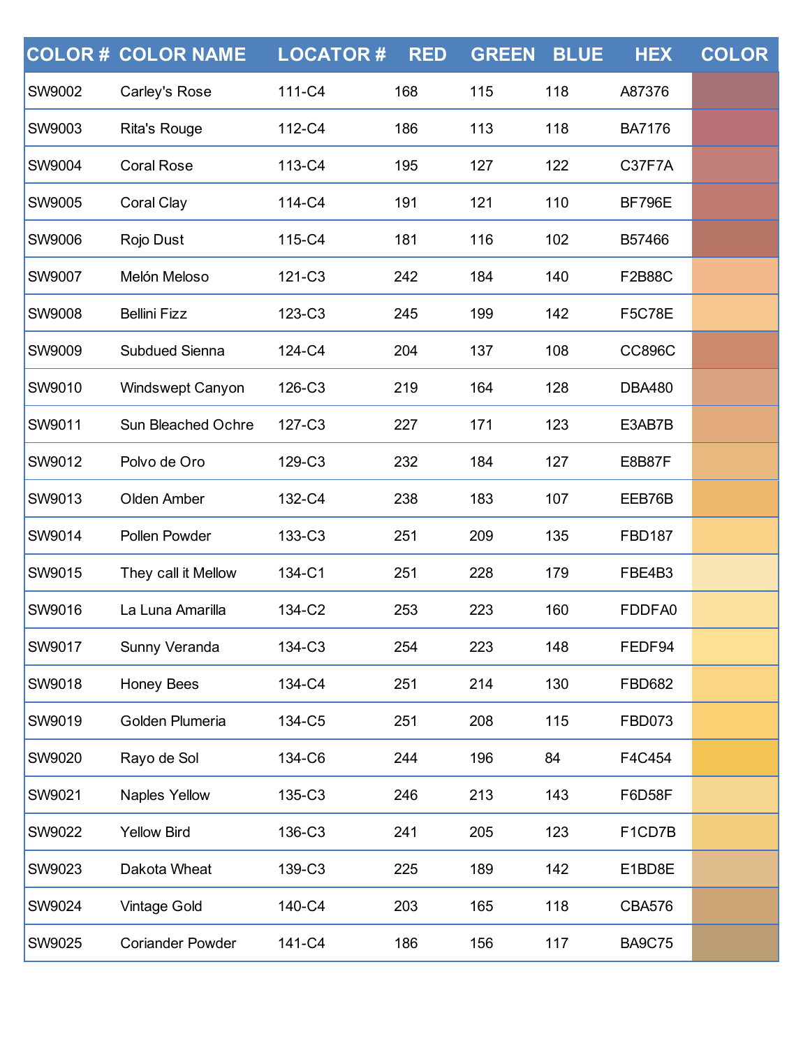| COLOR # | COLOR NAME | LOCATOR # | RED | GREEN | BLUE | HEX | COLOR |
|---|---|---|---|---|---|---|---|
| SW9002 | Carley's Rose | 111-C4 | 168 | 115 | 118 | A87376 | |
| SW9003 | Rita's Rouge | 112-C4 | 186 | 113 | 118 | BA7176 | |
| SW9004 | Coral Rose | 113-C4 | 195 | 127 | 122 | C37F7A | |
| SW9005 | Coral Clay | 114-C4 | 191 | 121 | 110 | BF796E | |
| SW9006 | Rojo Dust | 115-C4 | 181 | 116 | 102 | B57466 | |
| SW9007 | Melón Meloso | 121-C3 | 242 | 184 | 140 | F2B88C | |
| SW9008 | Bellini Fizz | 123-C3 | 245 | 199 | 142 | F5C78E | |
| SW9009 | Subdued Sienna | 124-C4 | 204 | 137 | 108 | CC896C | |
| SW9010 | Windswept Canyon | 126-C3 | 219 | 164 | 128 | DBA480 | |
| SW9011 | Sun Bleached Ochre | 127-C3 | 227 | 171 | 123 | E3AB7B | |
| SW9012 | Polvo de Oro | 129-C3 | 232 | 184 | 127 | E8B87F | |
| SW9013 | Olden Amber | 132-C4 | 238 | 183 | 107 | EEB76B | |
| SW9014 | Pollen Powder | 133-C3 | 251 | 209 | 135 | FBD187 | |
| SW9015 | They call it Mellow | 134-C1 | 251 | 228 | 179 | FBE4B3 | |
| SW9016 | La Luna Amarilla | 134-C2 | 253 | 223 | 160 | FDDFA0 | |
| SW9017 | Sunny Veranda | 134-C3 | 254 | 223 | 148 | FEDF94 | |
| SW9018 | Honey Bees | 134-C4 | 251 | 214 | 130 | FBD682 | |
| SW9019 | Golden Plumeria | 134-C5 | 251 | 208 | 115 | FBD073 | |
| SW9020 | Rayo de Sol | 134-C6 | 244 | 196 | 84 | F4C454 | |
| SW9021 | Naples Yellow | 135-C3 | 246 | 213 | 143 | F6D58F | |
| SW9022 | Yellow Bird | 136-C3 | 241 | 205 | 123 | F1CD7B | |
| SW9023 | Dakota Wheat | 139-C3 | 225 | 189 | 142 | E1BD8E | |
| SW9024 | Vintage Gold | 140-C4 | 203 | 165 | 118 | CBA576 | |
| SW9025 | Coriander Powder | 141-C4 | 186 | 156 | 117 | BA9C75 | |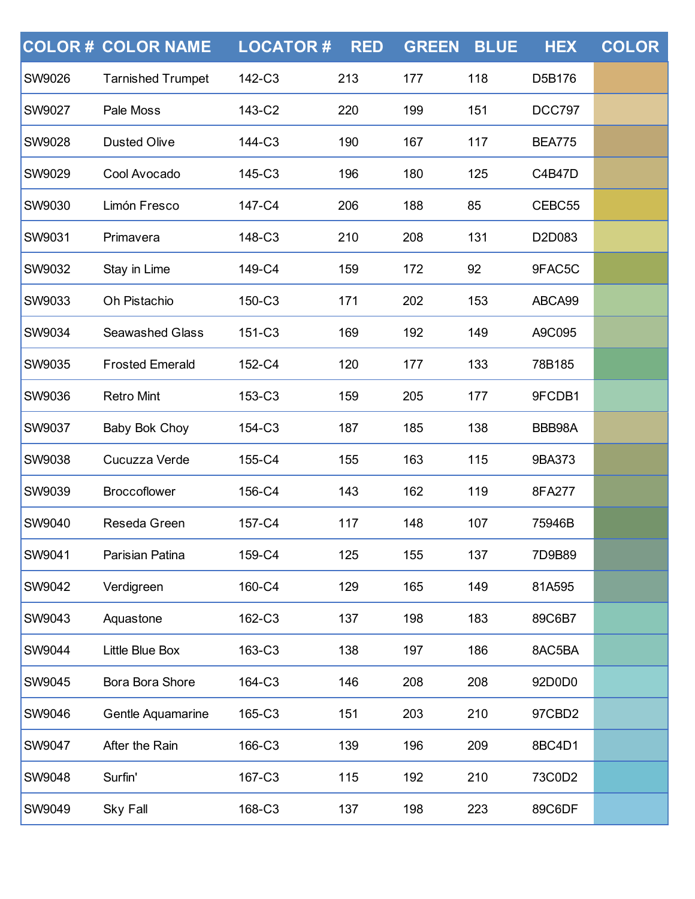| COLOR # | COLOR NAME | LOCATOR # | RED | GREEN | BLUE | HEX | COLOR |
|---|---|---|---|---|---|---|---|
| SW9026 | Tarnished Trumpet | 142-C3 | 213 | 177 | 118 | D5B176 | |
| SW9027 | Pale Moss | 143-C2 | 220 | 199 | 151 | DCC797 | |
| SW9028 | Dusted Olive | 144-C3 | 190 | 167 | 117 | BEA775 | |
| SW9029 | Cool Avocado | 145-C3 | 196 | 180 | 125 | C4B47D | |
| SW9030 | Limón Fresco | 147-C4 | 206 | 188 | 85 | CEBC55 | |
| SW9031 | Primavera | 148-C3 | 210 | 208 | 131 | D2D083 | |
| SW9032 | Stay in Lime | 149-C4 | 159 | 172 | 92 | 9FAC5C | |
| SW9033 | Oh Pistachio | 150-C3 | 171 | 202 | 153 | ABCA99 | |
| SW9034 | Seawashed Glass | 151-C3 | 169 | 192 | 149 | A9C095 | |
| SW9035 | Frosted Emerald | 152-C4 | 120 | 177 | 133 | 78B185 | |
| SW9036 | Retro Mint | 153-C3 | 159 | 205 | 177 | 9FCDB1 | |
| SW9037 | Baby Bok Choy | 154-C3 | 187 | 185 | 138 | BBB98A | |
| SW9038 | Cucuzza Verde | 155-C4 | 155 | 163 | 115 | 9BA373 | |
| SW9039 | Broccoflower | 156-C4 | 143 | 162 | 119 | 8FA277 | |
| SW9040 | Reseda Green | 157-C4 | 117 | 148 | 107 | 75946B | |
| SW9041 | Parisian Patina | 159-C4 | 125 | 155 | 137 | 7D9B89 | |
| SW9042 | Verdigreen | 160-C4 | 129 | 165 | 149 | 81A595 | |
| SW9043 | Aquastone | 162-C3 | 137 | 198 | 183 | 89C6B7 | |
| SW9044 | Little Blue Box | 163-C3 | 138 | 197 | 186 | 8AC5BA | |
| SW9045 | Bora Bora Shore | 164-C3 | 146 | 208 | 208 | 92D0D0 | |
| SW9046 | Gentle Aquamarine | 165-C3 | 151 | 203 | 210 | 97CBD2 | |
| SW9047 | After the Rain | 166-C3 | 139 | 196 | 209 | 8BC4D1 | |
| SW9048 | Surfin' | 167-C3 | 115 | 192 | 210 | 73C0D2 | |
| SW9049 | Sky Fall | 168-C3 | 137 | 198 | 223 | 89C6DF | |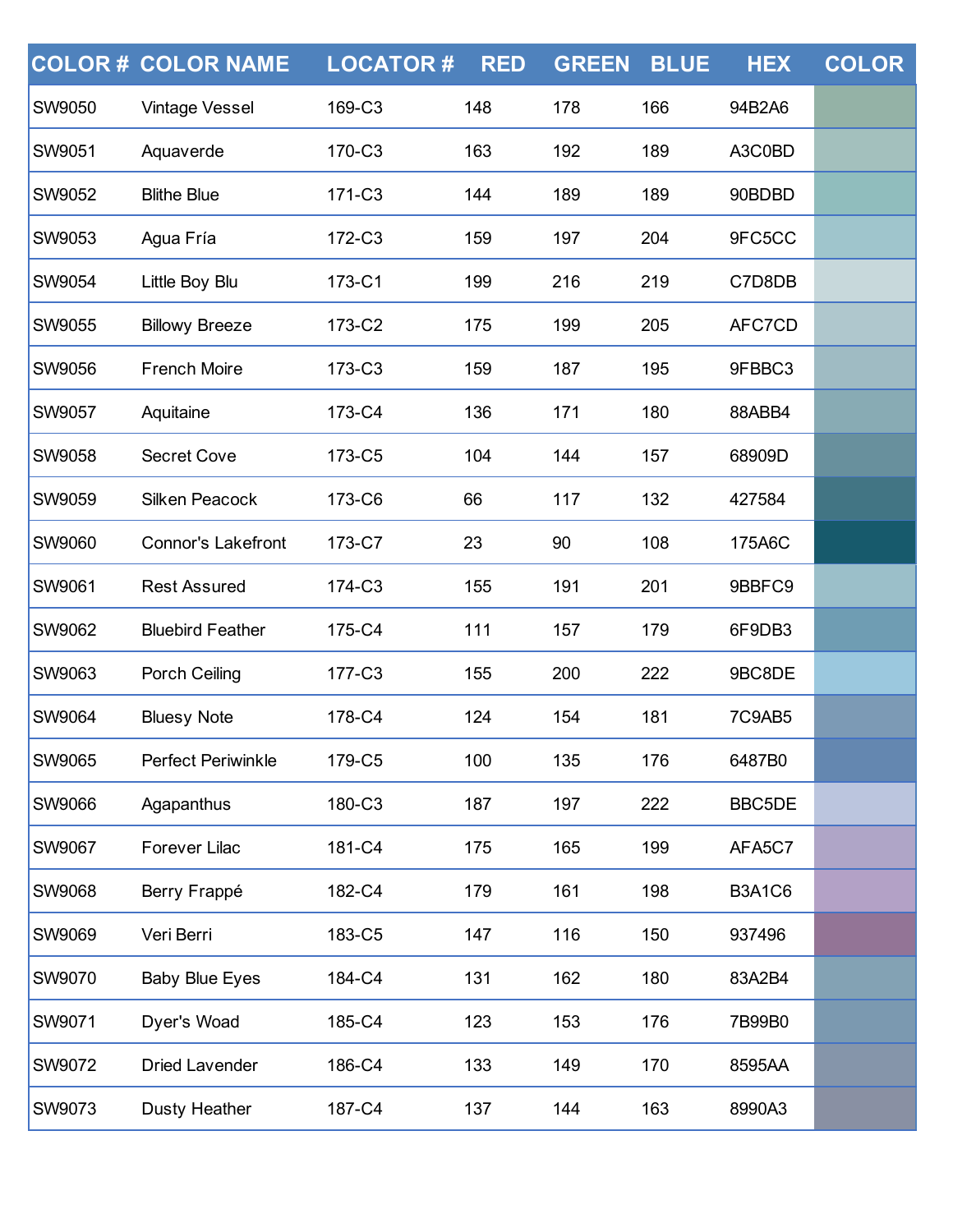| COLOR # | COLOR NAME | LOCATOR # | RED | GREEN | BLUE | HEX | COLOR |
|---|---|---|---|---|---|---|---|
| SW9050 | Vintage Vessel | 169-C3 | 148 | 178 | 166 | 94B2A6 | |
| SW9051 | Aquaverde | 170-C3 | 163 | 192 | 189 | A3C0BD | |
| SW9052 | Blithe Blue | 171-C3 | 144 | 189 | 189 | 90BDBD | |
| SW9053 | Agua Fría | 172-C3 | 159 | 197 | 204 | 9FC5CC | |
| SW9054 | Little Boy Blu | 173-C1 | 199 | 216 | 219 | C7D8DB | |
| SW9055 | Billowy Breeze | 173-C2 | 175 | 199 | 205 | AFC7CD | |
| SW9056 | French Moire | 173-C3 | 159 | 187 | 195 | 9FBBC3 | |
| SW9057 | Aquitaine | 173-C4 | 136 | 171 | 180 | 88ABB4 | |
| SW9058 | Secret Cove | 173-C5 | 104 | 144 | 157 | 68909D | |
| SW9059 | Silken Peacock | 173-C6 | 66 | 117 | 132 | 427584 | |
| SW9060 | Connor's Lakefront | 173-C7 | 23 | 90 | 108 | 175A6C | |
| SW9061 | Rest Assured | 174-C3 | 155 | 191 | 201 | 9BBFC9 | |
| SW9062 | Bluebird Feather | 175-C4 | 111 | 157 | 179 | 6F9DB3 | |
| SW9063 | Porch Ceiling | 177-C3 | 155 | 200 | 222 | 9BC8DE | |
| SW9064 | Bluesy Note | 178-C4 | 124 | 154 | 181 | 7C9AB5 | |
| SW9065 | Perfect Periwinkle | 179-C5 | 100 | 135 | 176 | 6487B0 | |
| SW9066 | Agapanthus | 180-C3 | 187 | 197 | 222 | BBC5DE | |
| SW9067 | Forever Lilac | 181-C4 | 175 | 165 | 199 | AFA5C7 | |
| SW9068 | Berry Frappé | 182-C4 | 179 | 161 | 198 | B3A1C6 | |
| SW9069 | Veri Berri | 183-C5 | 147 | 116 | 150 | 937496 | |
| SW9070 | Baby Blue Eyes | 184-C4 | 131 | 162 | 180 | 83A2B4 | |
| SW9071 | Dyer's Woad | 185-C4 | 123 | 153 | 176 | 7B99B0 | |
| SW9072 | Dried Lavender | 186-C4 | 133 | 149 | 170 | 8595AA | |
| SW9073 | Dusty Heather | 187-C4 | 137 | 144 | 163 | 8990A3 | |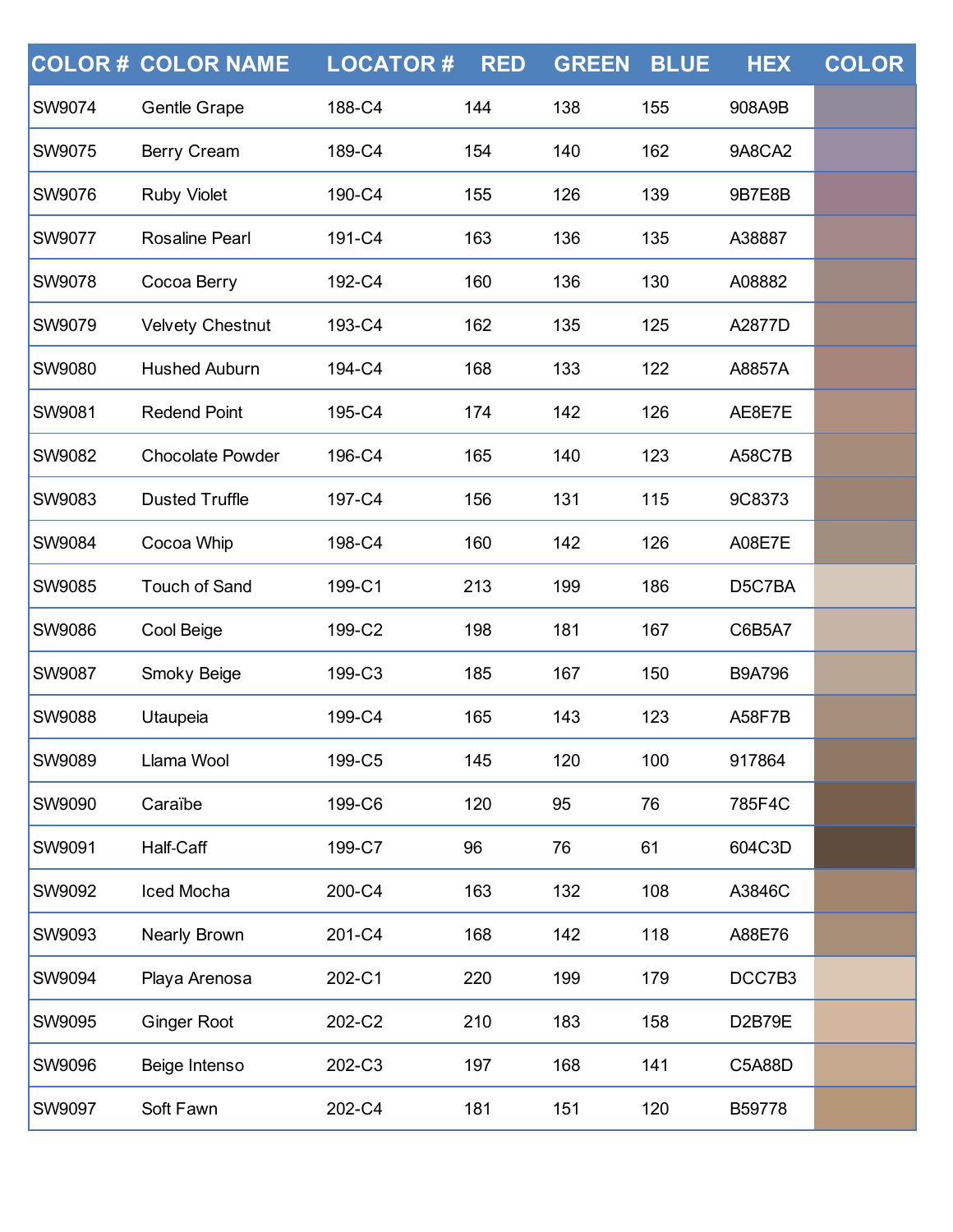| COLOR # | COLOR NAME | LOCATOR # | RED | GREEN | BLUE | HEX | COLOR |
|---|---|---|---|---|---|---|---|
| SW9074 | Gentle Grape | 188-C4 | 144 | 138 | 155 | 908A9B | |
| SW9075 | Berry Cream | 189-C4 | 154 | 140 | 162 | 9A8CA2 | |
| SW9076 | Ruby Violet | 190-C4 | 155 | 126 | 139 | 9B7E8B | |
| SW9077 | Rosaline Pearl | 191-C4 | 163 | 136 | 135 | A38887 | |
| SW9078 | Cocoa Berry | 192-C4 | 160 | 136 | 130 | A08882 | |
| SW9079 | Velvety Chestnut | 193-C4 | 162 | 135 | 125 | A2877D | |
| SW9080 | Hushed Auburn | 194-C4 | 168 | 133 | 122 | A8857A | |
| SW9081 | Redend Point | 195-C4 | 174 | 142 | 126 | AE8E7E | |
| SW9082 | Chocolate Powder | 196-C4 | 165 | 140 | 123 | A58C7B | |
| SW9083 | Dusted Truffle | 197-C4 | 156 | 131 | 115 | 9C8373 | |
| SW9084 | Cocoa Whip | 198-C4 | 160 | 142 | 126 | A08E7E | |
| SW9085 | Touch of Sand | 199-C1 | 213 | 199 | 186 | D5C7BA | |
| SW9086 | Cool Beige | 199-C2 | 198 | 181 | 167 | C6B5A7 | |
| SW9087 | Smoky Beige | 199-C3 | 185 | 167 | 150 | B9A796 | |
| SW9088 | Utaupeia | 199-C4 | 165 | 143 | 123 | A58F7B | |
| SW9089 | Llama Wool | 199-C5 | 145 | 120 | 100 | 917864 | |
| SW9090 | Caraïbe | 199-C6 | 120 | 95 | 76 | 785F4C | |
| SW9091 | Half-Caff | 199-C7 | 96 | 76 | 61 | 604C3D | |
| SW9092 | Iced Mocha | 200-C4 | 163 | 132 | 108 | A3846C | |
| SW9093 | Nearly Brown | 201-C4 | 168 | 142 | 118 | A88E76 | |
| SW9094 | Playa Arenosa | 202-C1 | 220 | 199 | 179 | DCC7B3 | |
| SW9095 | Ginger Root | 202-C2 | 210 | 183 | 158 | D2B79E | |
| SW9096 | Beige Intenso | 202-C3 | 197 | 168 | 141 | C5A88D | |
| SW9097 | Soft Fawn | 202-C4 | 181 | 151 | 120 | B59778 | |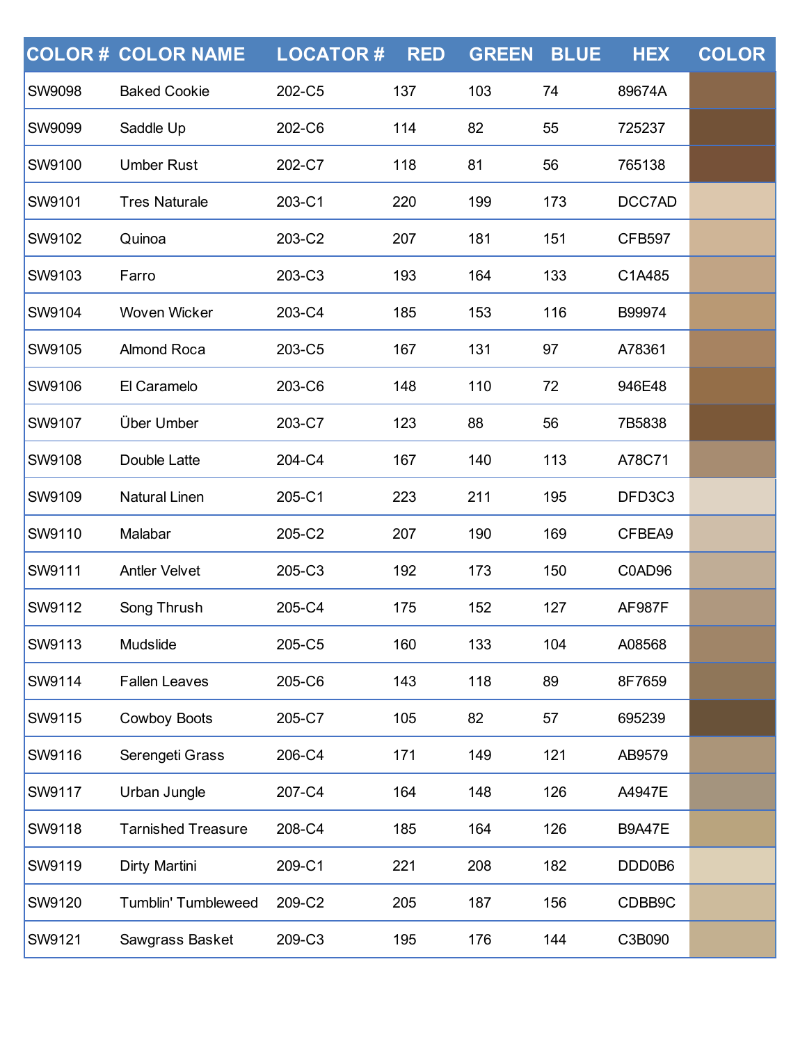| COLOR # | COLOR NAME | LOCATOR # | RED | GREEN | BLUE | HEX | COLOR |
|---|---|---|---|---|---|---|---|
| SW9098 | Baked Cookie | 202-C5 | 137 | 103 | 74 | 89674A | |
| SW9099 | Saddle Up | 202-C6 | 114 | 82 | 55 | 725237 | |
| SW9100 | Umber Rust | 202-C7 | 118 | 81 | 56 | 765138 | |
| SW9101 | Tres Naturale | 203-C1 | 220 | 199 | 173 | DCC7AD | |
| SW9102 | Quinoa | 203-C2 | 207 | 181 | 151 | CFB597 | |
| SW9103 | Farro | 203-C3 | 193 | 164 | 133 | C1A485 | |
| SW9104 | Woven Wicker | 203-C4 | 185 | 153 | 116 | B99974 | |
| SW9105 | Almond Roca | 203-C5 | 167 | 131 | 97 | A78361 | |
| SW9106 | El Caramelo | 203-C6 | 148 | 110 | 72 | 946E48 | |
| SW9107 | Über Umber | 203-C7 | 123 | 88 | 56 | 7B5838 | |
| SW9108 | Double Latte | 204-C4 | 167 | 140 | 113 | A78C71 | |
| SW9109 | Natural Linen | 205-C1 | 223 | 211 | 195 | DFD3C3 | |
| SW9110 | Malabar | 205-C2 | 207 | 190 | 169 | CFBEA9 | |
| SW9111 | Antler Velvet | 205-C3 | 192 | 173 | 150 | C0AD96 | |
| SW9112 | Song Thrush | 205-C4 | 175 | 152 | 127 | AF987F | |
| SW9113 | Mudslide | 205-C5 | 160 | 133 | 104 | A08568 | |
| SW9114 | Fallen Leaves | 205-C6 | 143 | 118 | 89 | 8F7659 | |
| SW9115 | Cowboy Boots | 205-C7 | 105 | 82 | 57 | 695239 | |
| SW9116 | Serengeti Grass | 206-C4 | 171 | 149 | 121 | AB9579 | |
| SW9117 | Urban Jungle | 207-C4 | 164 | 148 | 126 | A4947E | |
| SW9118 | Tarnished Treasure | 208-C4 | 185 | 164 | 126 | B9A47E | |
| SW9119 | Dirty Martini | 209-C1 | 221 | 208 | 182 | DDD0B6 | |
| SW9120 | Tumblin' Tumbleweed | 209-C2 | 205 | 187 | 156 | CDBB9C | |
| SW9121 | Sawgrass Basket | 209-C3 | 195 | 176 | 144 | C3B090 | |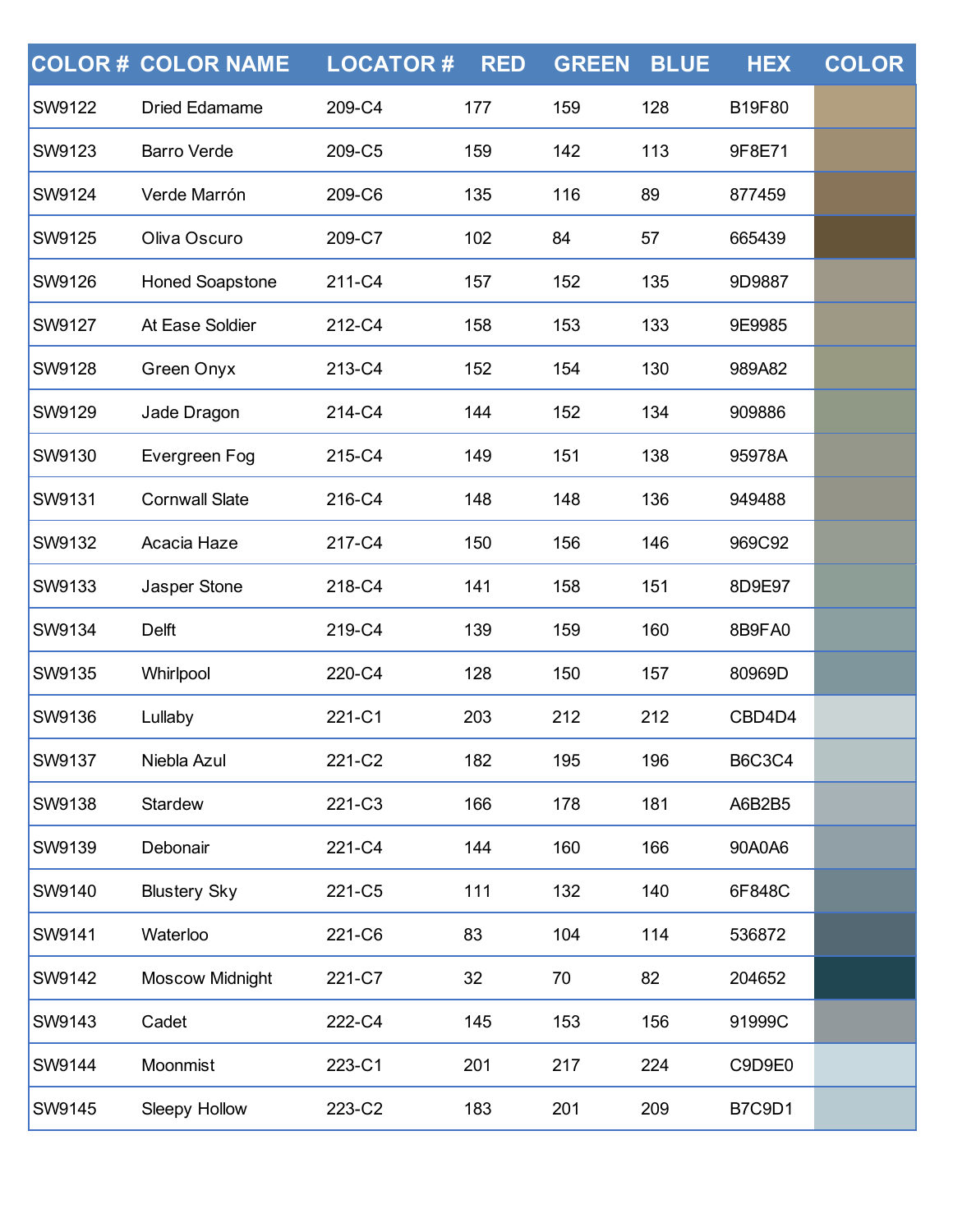| COLOR # | COLOR NAME | LOCATOR # | RED | GREEN | BLUE | HEX | COLOR |
|---|---|---|---|---|---|---|---|
| SW9122 | Dried Edamame | 209-C4 | 177 | 159 | 128 | B19F80 | |
| SW9123 | Barro Verde | 209-C5 | 159 | 142 | 113 | 9F8E71 | |
| SW9124 | Verde Marrón | 209-C6 | 135 | 116 | 89 | 877459 | |
| SW9125 | Oliva Oscuro | 209-C7 | 102 | 84 | 57 | 665439 | |
| SW9126 | Honed Soapstone | 211-C4 | 157 | 152 | 135 | 9D9887 | |
| SW9127 | At Ease Soldier | 212-C4 | 158 | 153 | 133 | 9E9985 | |
| SW9128 | Green Onyx | 213-C4 | 152 | 154 | 130 | 989A82 | |
| SW9129 | Jade Dragon | 214-C4 | 144 | 152 | 134 | 909886 | |
| SW9130 | Evergreen Fog | 215-C4 | 149 | 151 | 138 | 95978A | |
| SW9131 | Cornwall Slate | 216-C4 | 148 | 148 | 136 | 949488 | |
| SW9132 | Acacia Haze | 217-C4 | 150 | 156 | 146 | 969C92 | |
| SW9133 | Jasper Stone | 218-C4 | 141 | 158 | 151 | 8D9E97 | |
| SW9134 | Delft | 219-C4 | 139 | 159 | 160 | 8B9FA0 | |
| SW9135 | Whirlpool | 220-C4 | 128 | 150 | 157 | 80969D | |
| SW9136 | Lullaby | 221-C1 | 203 | 212 | 212 | CBD4D4 | |
| SW9137 | Niebla Azul | 221-C2 | 182 | 195 | 196 | B6C3C4 | |
| SW9138 | Stardew | 221-C3 | 166 | 178 | 181 | A6B2B5 | |
| SW9139 | Debonair | 221-C4 | 144 | 160 | 166 | 90A0A6 | |
| SW9140 | Blustery Sky | 221-C5 | 111 | 132 | 140 | 6F848C | |
| SW9141 | Waterloo | 221-C6 | 83 | 104 | 114 | 536872 | |
| SW9142 | Moscow Midnight | 221-C7 | 32 | 70 | 82 | 204652 | |
| SW9143 | Cadet | 222-C4 | 145 | 153 | 156 | 91999C | |
| SW9144 | Moonmist | 223-C1 | 201 | 217 | 224 | C9D9E0 | |
| SW9145 | Sleepy Hollow | 223-C2 | 183 | 201 | 209 | B7C9D1 | |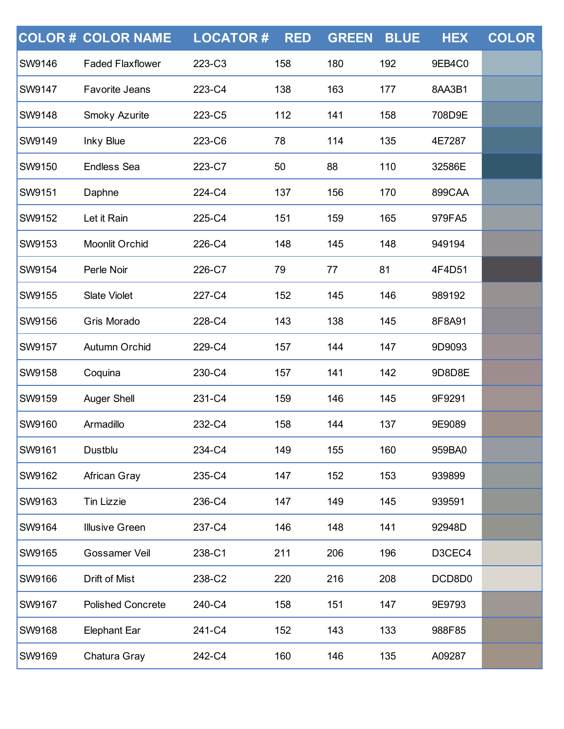| COLOR # | COLOR NAME | LOCATOR # | RED | GREEN | BLUE | HEX | COLOR |
|---|---|---|---|---|---|---|---|
| SW9146 | Faded Flaxflower | 223-C3 | 158 | 180 | 192 | 9EB4C0 | |
| SW9147 | Favorite Jeans | 223-C4 | 138 | 163 | 177 | 8AA3B1 | |
| SW9148 | Smoky Azurite | 223-C5 | 112 | 141 | 158 | 708D9E | |
| SW9149 | Inky Blue | 223-C6 | 78 | 114 | 135 | 4E7287 | |
| SW9150 | Endless Sea | 223-C7 | 50 | 88 | 110 | 32586E | |
| SW9151 | Daphne | 224-C4 | 137 | 156 | 170 | 899CAA | |
| SW9152 | Let it Rain | 225-C4 | 151 | 159 | 165 | 979FA5 | |
| SW9153 | Moonlit Orchid | 226-C4 | 148 | 145 | 148 | 949194 | |
| SW9154 | Perle Noir | 226-C7 | 79 | 77 | 81 | 4F4D51 | |
| SW9155 | Slate Violet | 227-C4 | 152 | 145 | 146 | 989192 | |
| SW9156 | Gris Morado | 228-C4 | 143 | 138 | 145 | 8F8A91 | |
| SW9157 | Autumn Orchid | 229-C4 | 157 | 144 | 147 | 9D9093 | |
| SW9158 | Coquina | 230-C4 | 157 | 141 | 142 | 9D8D8E | |
| SW9159 | Auger Shell | 231-C4 | 159 | 146 | 145 | 9F9291 | |
| SW9160 | Armadillo | 232-C4 | 158 | 144 | 137 | 9E9089 | |
| SW9161 | Dustblu | 234-C4 | 149 | 155 | 160 | 959BA0 | |
| SW9162 | African Gray | 235-C4 | 147 | 152 | 153 | 939899 | |
| SW9163 | Tin Lizzie | 236-C4 | 147 | 149 | 145 | 939591 | |
| SW9164 | Illusive Green | 237-C4 | 146 | 148 | 141 | 92948D | |
| SW9165 | Gossamer Veil | 238-C1 | 211 | 206 | 196 | D3CEC4 | |
| SW9166 | Drift of Mist | 238-C2 | 220 | 216 | 208 | DCD8D0 | |
| SW9167 | Polished Concrete | 240-C4 | 158 | 151 | 147 | 9E9793 | |
| SW9168 | Elephant Ear | 241-C4 | 152 | 143 | 133 | 988F85 | |
| SW9169 | Chatura Gray | 242-C4 | 160 | 146 | 135 | A09287 | |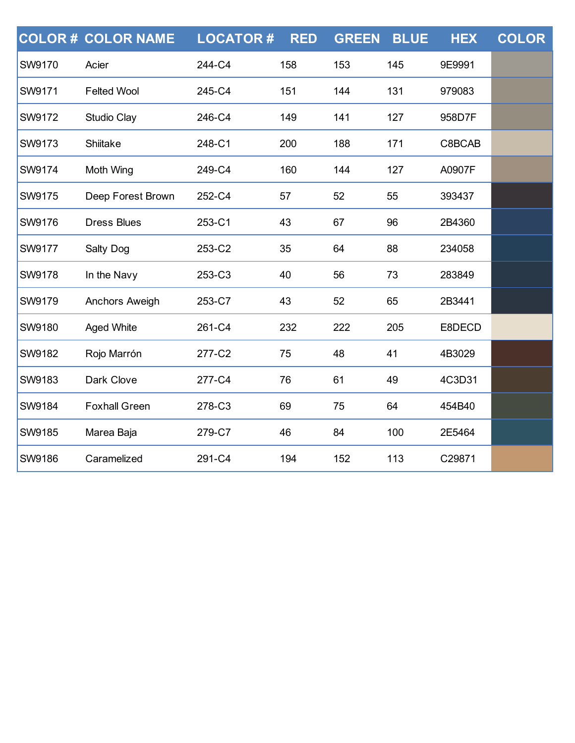| COLOR # | COLOR NAME | LOCATOR # | RED | GREEN | BLUE | HEX | COLOR |
|---|---|---|---|---|---|---|---|
| SW9170 | Acier | 244-C4 | 158 | 153 | 145 | 9E9991 | |
| SW9171 | Felted Wool | 245-C4 | 151 | 144 | 131 | 979083 | |
| SW9172 | Studio Clay | 246-C4 | 149 | 141 | 127 | 958D7F | |
| SW9173 | Shiitake | 248-C1 | 200 | 188 | 171 | C8BCAB | |
| SW9174 | Moth Wing | 249-C4 | 160 | 144 | 127 | A0907F | |
| SW9175 | Deep Forest Brown | 252-C4 | 57 | 52 | 55 | 393437 | |
| SW9176 | Dress Blues | 253-C1 | 43 | 67 | 96 | 2B4360 | |
| SW9177 | Salty Dog | 253-C2 | 35 | 64 | 88 | 234058 | |
| SW9178 | In the Navy | 253-C3 | 40 | 56 | 73 | 283849 | |
| SW9179 | Anchors Aweigh | 253-C7 | 43 | 52 | 65 | 2B3441 | |
| SW9180 | Aged White | 261-C4 | 232 | 222 | 205 | E8DECD | |
| SW9182 | Rojo Marrón | 277-C2 | 75 | 48 | 41 | 4B3029 | |
| SW9183 | Dark Clove | 277-C4 | 76 | 61 | 49 | 4C3D31 | |
| SW9184 | Foxhall Green | 278-C3 | 69 | 75 | 64 | 454B40 | |
| SW9185 | Marea Baja | 279-C7 | 46 | 84 | 100 | 2E5464 | |
| SW9186 | Caramelized | 291-C4 | 194 | 152 | 113 | C29871 | |